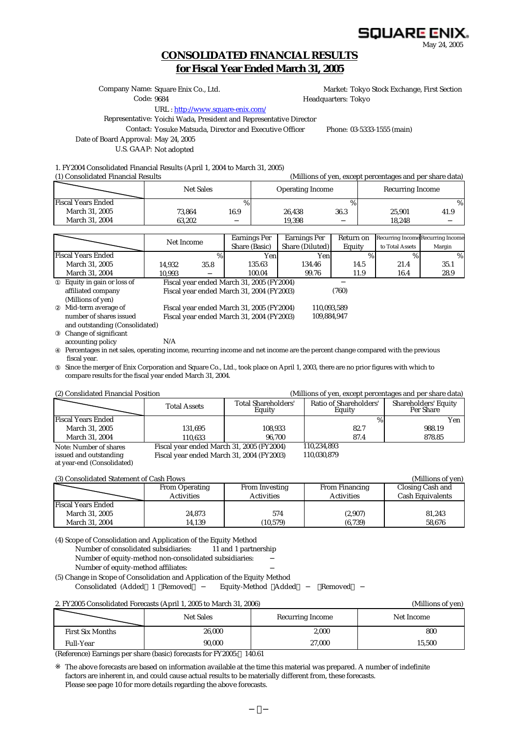SQUARE ENIX.

May 24, 2005

# CONSOLIDATED FINANCIAL RESULTS
# for Fiscal Year Ended March 31, 2005

Company Name: Square Enix Co., Ltd.　　Market: Tokyo Stock Exchange, First Section

Code: 9684　　Headquarters: Tokyo

URL : http://www.square-enix.com/

Representative: Yoichi Wada, President and Representative Director

Contact: Yosuke Matsuda, Director and Executive Officer　　Phone: 03-5333-1555 (main)

Date of Board Approval: May 24, 2005

U.S. GAAP: Not adopted

1. FY2004 Consolidated Financial Results (April 1, 2004 to March 31, 2005)

(1) Consolidated Financial Results　　(Millions of yen, except percentages and per share data)

| | Net Sales | | Operating Income | | Recurring Income | |
|---|---|---|---|---|---|---|
| Fiscal Years Ended | | % | | % | | % |
| March 31, 2005 | 73,864 | 16.9 | 26,438 | 36.3 | 25,901 | 41.9 |
| March 31, 2004 | 63,202 | − | 19,398 | − | 18,248 | − |

| | Net Income | | Earnings Per Share (Basic) | Earnings Per Share (Diluted) | Return on Equity | Recurring Income to Total Assets | Recurring Income Margin |
|---|---|---|---|---|---|---|---|
| Fiscal Years Ended | | % | Yen | Yen | % | % | % |
| March 31, 2005 | 14,932 | 35.8 | 135.63 | 134.46 | 14.5 | 21.4 | 35.1 |
| March 31, 2004 | 10,993 | − | 100.04 | 99.76 | 11.9 | 16.4 | 28.9 |

① Equity in gain or loss of affiliated company (Millions of yen)
Fiscal year ended March 31, 2005 (FY2004)　−
Fiscal year ended March 31, 2004 (FY2003)　(760)

② Mid-term average of number of shares issued and outstanding (Consolidated)
Fiscal year ended March 31, 2005 (FY2004)　110,093,589
Fiscal year ended March 31, 2004 (FY2003)　109,884,947

③ Change of significant accounting policy　N/A

④ Percentages in net sales, operating income, recurring income and net income are the percent change compared with the previous fiscal year.

⑤ Since the merger of Enix Corporation and Square Co., Ltd., took place on April 1, 2003, there are no prior figures with which to compare results for the fiscal year ended March 31, 2004.

(2) Conslidated Financial Position　　(Millions of yen, except percentages and per share data)

| | Total Assets | Total Shareholders' Equity | Ratio of Shareholders' Equity | Shareholders' Equity Per Share |
|---|---|---|---|---|
| Fiscal Years Ended | | | % | Yen |
| March 31, 2005 | 131,695 | 108,933 | 82.7 | 988.19 |
| March 31, 2004 | 110,633 | 96,700 | 87.4 | 878.85 |

Note: Number of shares issued and outstanding at year-end (Consolidated)
Fiscal year ended March 31, 2005 (FY2004)　110,234,893
Fiscal year ended March 31, 2004 (FY2003)　110,030,879

(3) Consolidated Statement of Cash Flows　　(Millions of yen)

| | From Operating Activities | From Investing Activities | From Financing Activities | Closing Cash and Cash Equivalents |
|---|---|---|---|---|
| Fiscal Years Ended | | | | |
| March 31, 2005 | 24,873 | 574 | (2,907) | 81,243 |
| March 31, 2004 | 14,139 | (10,579) | (6,739) | 58,676 |

(4) Scope of Consolidation and Application of the Equity Method
Number of consolidated subsidiaries:　11 and 1 partnership
Number of equity-method non-consolidated subsidiaries:　−
Number of equity-method affiliates:　−

(5) Change in Scope of Consolidation and Application of the Equity Method
Consolidated (Added 1 Removed −)　Equity-Method (Added − Removed −)

2. FY2005 Consolidated Forecasts (April 1, 2005 to March 31, 2006)　　(Millions of yen)

| | Net Sales | Recurring Income | Net Income |
|---|---|---|---|
| First Six Months | 26,000 | 2,000 | 800 |
| Full-Year | 90,000 | 27,000 | 15,500 |

(Reference) Earnings per share (basic) forecasts for FY2005: 140.61

※ The above forecasts are based on information available at the time this material was prepared. A number of indefinite factors are inherent in, and could cause actual results to be materially different from, these forecasts.
Please see page 10 for more details regarding the above forecasts.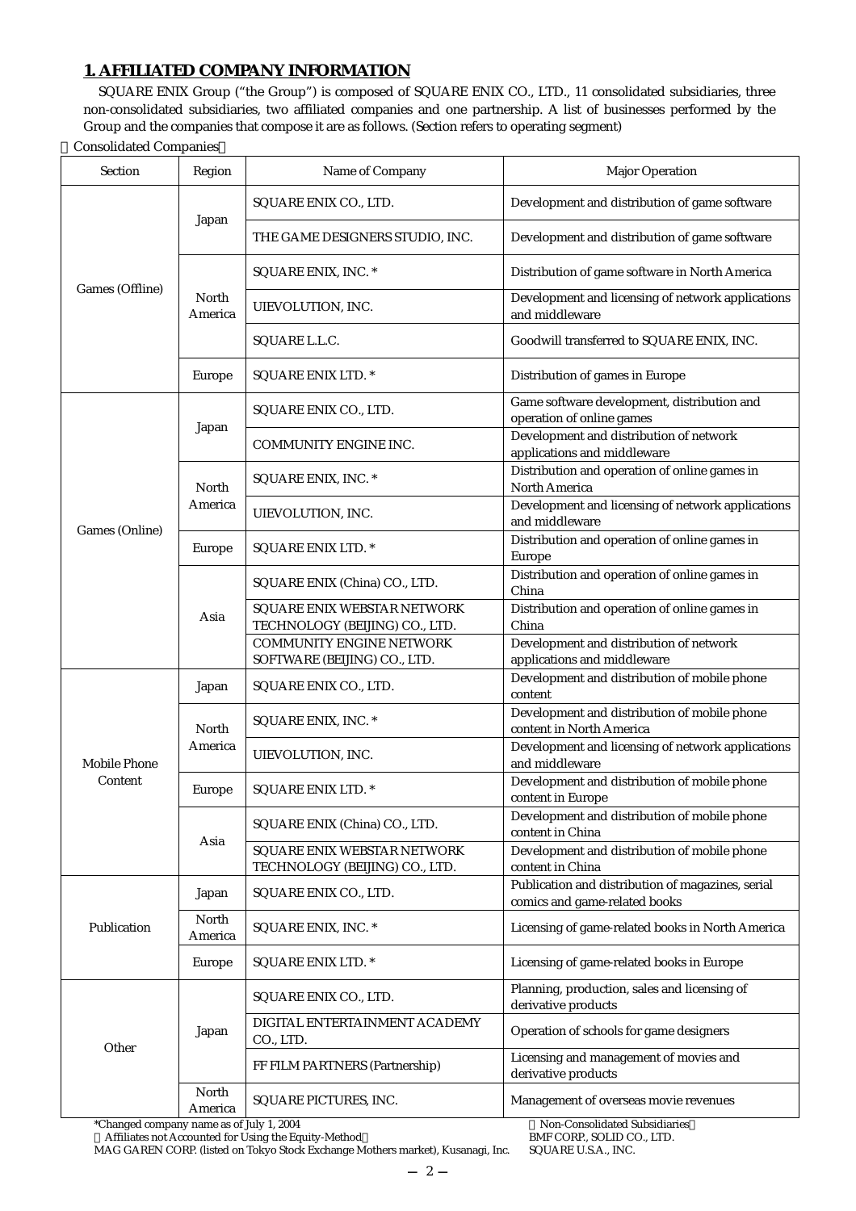## 1. AFFILIATED COMPANY INFORMATION

SQUARE ENIX Group ("the Group") is composed of SQUARE ENIX CO., LTD., 11 consolidated subsidiaries, three non-consolidated subsidiaries, two affiliated companies and one partnership. A list of businesses performed by the Group and the companies that compose it are as follows. (Section refers to operating segment)

〈Consolidated Companies〉

| Section | Region | Name of Company | Major Operation |
|---|---|---|---|
| Games (Offline) | Japan | SQUARE ENIX CO., LTD. | Development and distribution of game software |
| | | THE GAME DESIGNERS STUDIO, INC. | Development and distribution of game software |
| | North America | SQUARE ENIX, INC. * | Distribution of game software in North America |
| | | UIEVOLUTION, INC. | Development and licensing of network applications and middleware |
| | | SQUARE L.L.C. | Goodwill transferred to SQUARE ENIX, INC. |
| | Europe | SQUARE ENIX LTD. * | Distribution of games in Europe |
| Games (Online) | Japan | SQUARE ENIX CO., LTD. | Game software development, distribution and operation of online games |
| | | COMMUNITY ENGINE INC. | Development and distribution of network applications and middleware |
| | North America | SQUARE ENIX, INC. * | Distribution and operation of online games in North America |
| | | UIEVOLUTION, INC. | Development and licensing of network applications and middleware |
| | Europe | SQUARE ENIX LTD. * | Distribution and operation of online games in Europe |
| | Asia | SQUARE ENIX (China) CO., LTD. | Distribution and operation of online games in China |
| | | SQUARE ENIX WEBSTAR NETWORK TECHNOLOGY (BEIJING) CO., LTD. | Distribution and operation of online games in China |
| | | COMMUNITY ENGINE NETWORK SOFTWARE (BEIJING) CO., LTD. | Development and distribution of network applications and middleware |
| Mobile Phone Content | Japan | SQUARE ENIX CO., LTD. | Development and distribution of mobile phone content |
| | North America | SQUARE ENIX, INC. * | Development and distribution of mobile phone content in North America |
| | | UIEVOLUTION, INC. | Development and licensing of network applications and middleware |
| | Europe | SQUARE ENIX LTD. * | Development and distribution of mobile phone content in Europe |
| | Asia | SQUARE ENIX (China) CO., LTD. | Development and distribution of mobile phone content in China |
| | | SQUARE ENIX WEBSTAR NETWORK TECHNOLOGY (BEIJING) CO., LTD. | Development and distribution of mobile phone content in China |
| Publication | Japan | SQUARE ENIX CO., LTD. | Publication and distribution of magazines, serial comics and game-related books |
| | North America | SQUARE ENIX, INC. * | Licensing of game-related books in North America |
| | Europe | SQUARE ENIX LTD. * | Licensing of game-related books in Europe |
| Other | Japan | SQUARE ENIX CO., LTD. | Planning, production, sales and licensing of derivative products |
| | | DIGITAL ENTERTAINMENT ACADEMY CO., LTD. | Operation of schools for game designers |
| | | FF FILM PARTNERS (Partnership) | Licensing and management of movies and derivative products |
| | North America | SQUARE PICTURES, INC. | Management of overseas movie revenues |

*Changed company name as of July 1, 2004

〈Affiliates not Accounted for Using the Equity-Method〉
MAG GAREN CORP. (listed on Tokyo Stock Exchange Mothers market), Kusanagi, Inc.

〈Non-Consolidated Subsidiaries〉
BMF CORP., SOLID CO., LTD.
SQUARE U.S.A., INC.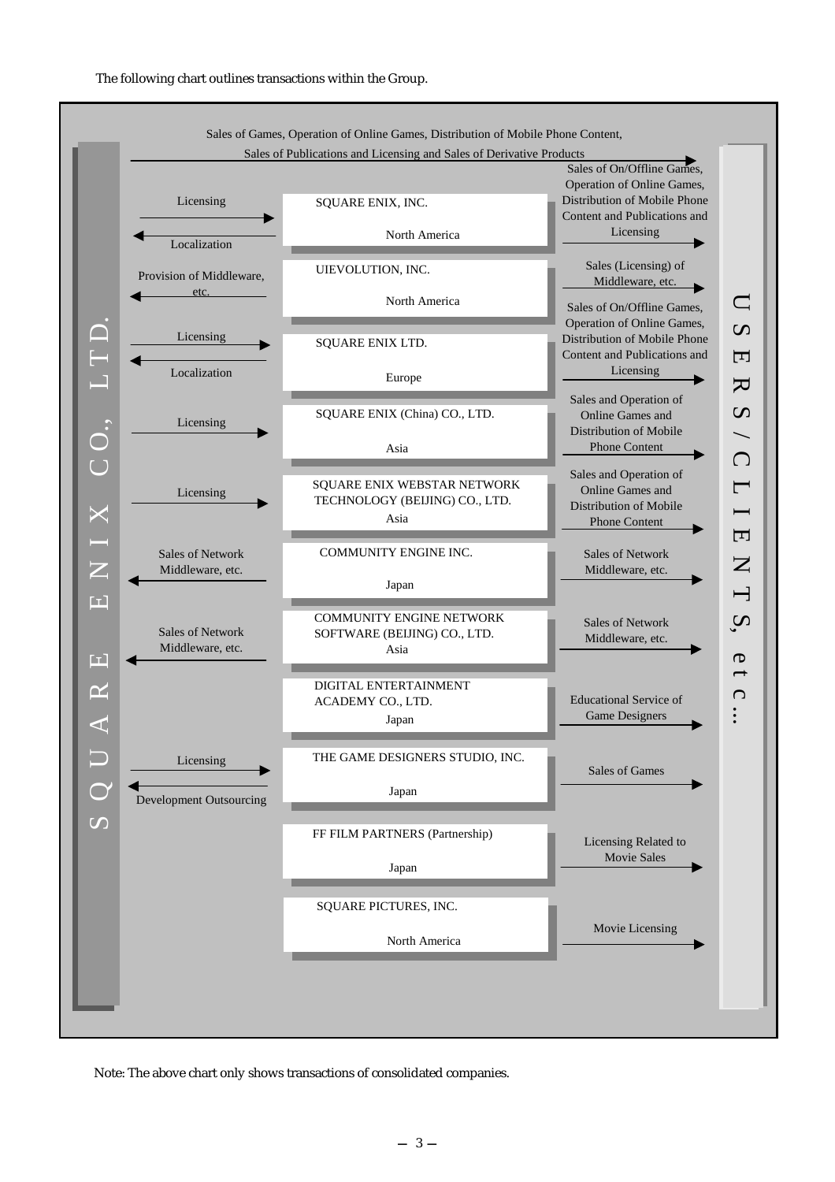The following chart outlines transactions within the Group.

SQUARE ENIX CO., LTD.

Sales of Games, Operation of Online Games, Distribution of Mobile Phone Content, Sales of Publications and Licensing and Sales of Derivative Products

Licensing

Localization

SQUARE ENIX, INC.

North America

Sales of On/Offline Games, Operation of Online Games, Distribution of Mobile Phone Content and Publications and Licensing

Provision of Middleware, etc.

UIEVOLUTION, INC.

North America

Sales (Licensing) of Middleware, etc.

Licensing

Localization

SQUARE ENIX LTD.

Europe

Sales of On/Offline Games, Operation of Online Games, Distribution of Mobile Phone Content and Publications and Licensing

Licensing

SQUARE ENIX (China) CO., LTD.

Asia

Sales and Operation of Online Games and Distribution of Mobile Phone Content

Licensing

SQUARE ENIX WEBSTAR NETWORK TECHNOLOGY (BEIJING) CO., LTD.

Asia

Sales and Operation of Online Games and Distribution of Mobile Phone Content

Sales of Network Middleware, etc.

COMMUNITY ENGINE INC.

Japan

Sales of Network Middleware, etc.

Sales of Network Middleware, etc.

COMMUNITY ENGINE NETWORK SOFTWARE (BEIJING) CO., LTD.

Asia

Sales of Network Middleware, etc.

DIGITAL ENTERTAINMENT ACADEMY CO., LTD.

Japan

Educational Service of Game Designers

Licensing

Development Outsourcing

THE GAME DESIGNERS STUDIO, INC.

Japan

Sales of Games

FF FILM PARTNERS (Partnership)

Japan

Licensing Related to Movie Sales

SQUARE PICTURES, INC.

North America

Movie Licensing

USERS / CLIENTS, etc...

Note: The above chart only shows transactions of consolidated companies.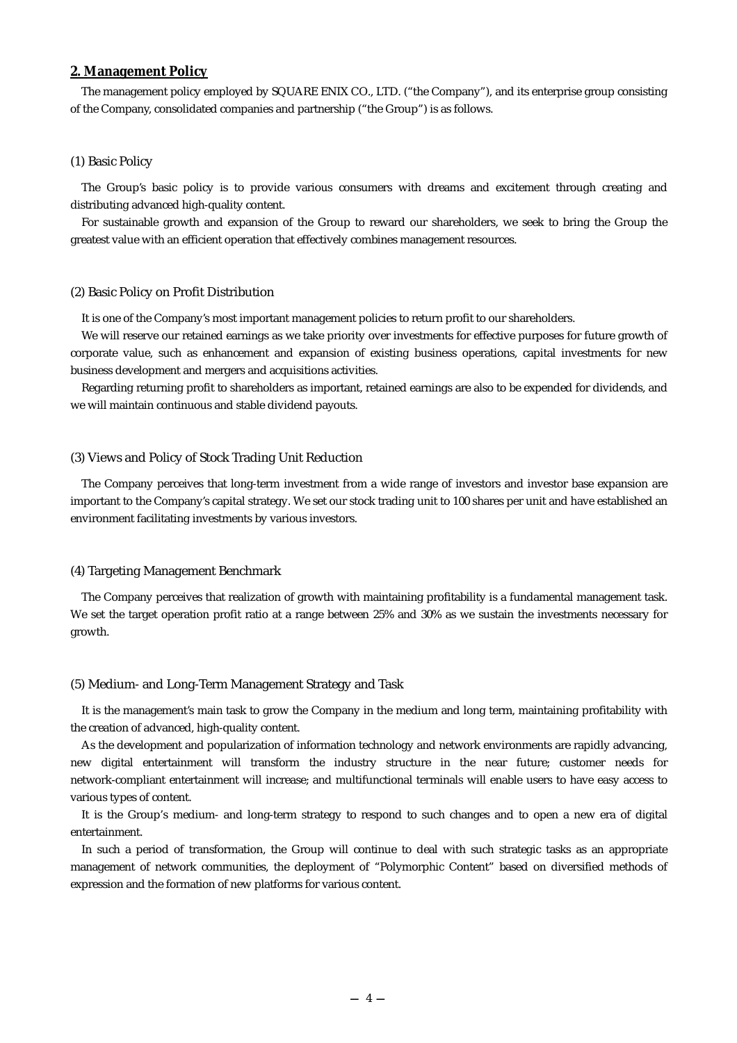## 2. Management Policy

The management policy employed by SQUARE ENIX CO., LTD. ("the Company"), and its enterprise group consisting of the Company, consolidated companies and partnership ("the Group") is as follows.

### (1) Basic Policy

The Group's basic policy is to provide various consumers with dreams and excitement through creating and distributing advanced high-quality content.

For sustainable growth and expansion of the Group to reward our shareholders, we seek to bring the Group the greatest value with an efficient operation that effectively combines management resources.

### (2) Basic Policy on Profit Distribution

It is one of the Company's most important management policies to return profit to our shareholders.

We will reserve our retained earnings as we take priority over investments for effective purposes for future growth of corporate value, such as enhancement and expansion of existing business operations, capital investments for new business development and mergers and acquisitions activities.

Regarding returning profit to shareholders as important, retained earnings are also to be expended for dividends, and we will maintain continuous and stable dividend payouts.

### (3) Views and Policy of Stock Trading Unit Reduction

The Company perceives that long-term investment from a wide range of investors and investor base expansion are important to the Company's capital strategy. We set our stock trading unit to 100 shares per unit and have established an environment facilitating investments by various investors.

### (4) Targeting Management Benchmark

The Company perceives that realization of growth with maintaining profitability is a fundamental management task. We set the target operation profit ratio at a range between 25% and 30% as we sustain the investments necessary for growth.

### (5) Medium- and Long-Term Management Strategy and Task

It is the management's main task to grow the Company in the medium and long term, maintaining profitability with the creation of advanced, high-quality content.

As the development and popularization of information technology and network environments are rapidly advancing, new digital entertainment will transform the industry structure in the near future; customer needs for network-compliant entertainment will increase; and multifunctional terminals will enable users to have easy access to various types of content.

It is the Group's medium- and long-term strategy to respond to such changes and to open a new era of digital entertainment.

In such a period of transformation, the Group will continue to deal with such strategic tasks as an appropriate management of network communities, the deployment of "Polymorphic Content" based on diversified methods of expression and the formation of new platforms for various content.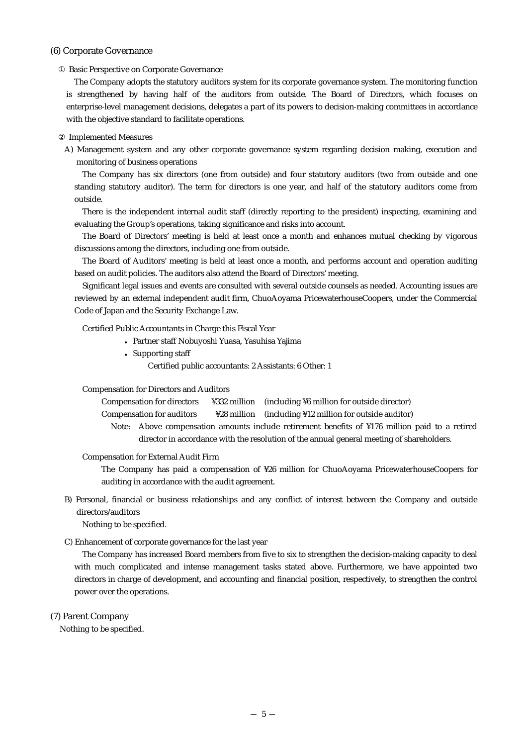## (6) Corporate Governance

① Basic Perspective on Corporate Governance

The Company adopts the statutory auditors system for its corporate governance system. The monitoring function is strengthened by having half of the auditors from outside. The Board of Directors, which focuses on enterprise-level management decisions, delegates a part of its powers to decision-making committees in accordance with the objective standard to facilitate operations.

② Implemented Measures

A) Management system and any other corporate governance system regarding decision making, execution and monitoring of business operations

The Company has six directors (one from outside) and four statutory auditors (two from outside and one standing statutory auditor). The term for directors is one year, and half of the statutory auditors come from outside.

There is the independent internal audit staff (directly reporting to the president) inspecting, examining and evaluating the Group's operations, taking significance and risks into account.

The Board of Directors' meeting is held at least once a month and enhances mutual checking by vigorous discussions among the directors, including one from outside.

The Board of Auditors' meeting is held at least once a month, and performs account and operation auditing based on audit policies. The auditors also attend the Board of Directors' meeting.

Significant legal issues and events are consulted with several outside counsels as needed. Accounting issues are reviewed by an external independent audit firm, ChuoAoyama PricewaterhouseCoopers, under the Commercial Code of Japan and the Security Exchange Law.

Certified Public Accountants in Charge this Fiscal Year

- Partner staff Nobuyoshi Yuasa, Yasuhisa Yajima
- Supporting staff

  Certified public accountants: 2 Assistants: 6 Other: 1

Compensation for Directors and Auditors

Compensation for directors ¥332 million (including ¥6 million for outside director)

Compensation for auditors ¥28 million (including ¥12 million for outside auditor)

Note: Above compensation amounts include retirement benefits of ¥176 million paid to a retired director in accordance with the resolution of the annual general meeting of shareholders.

Compensation for External Audit Firm

The Company has paid a compensation of ¥26 million for ChuoAoyama PricewaterhouseCoopers for auditing in accordance with the audit agreement.

B) Personal, financial or business relationships and any conflict of interest between the Company and outside directors/auditors

Nothing to be specified.

C) Enhancement of corporate governance for the last year

The Company has increased Board members from five to six to strengthen the decision-making capacity to deal with much complicated and intense management tasks stated above. Furthermore, we have appointed two directors in charge of development, and accounting and financial position, respectively, to strengthen the control power over the operations.

## (7) Parent Company

Nothing to be specified.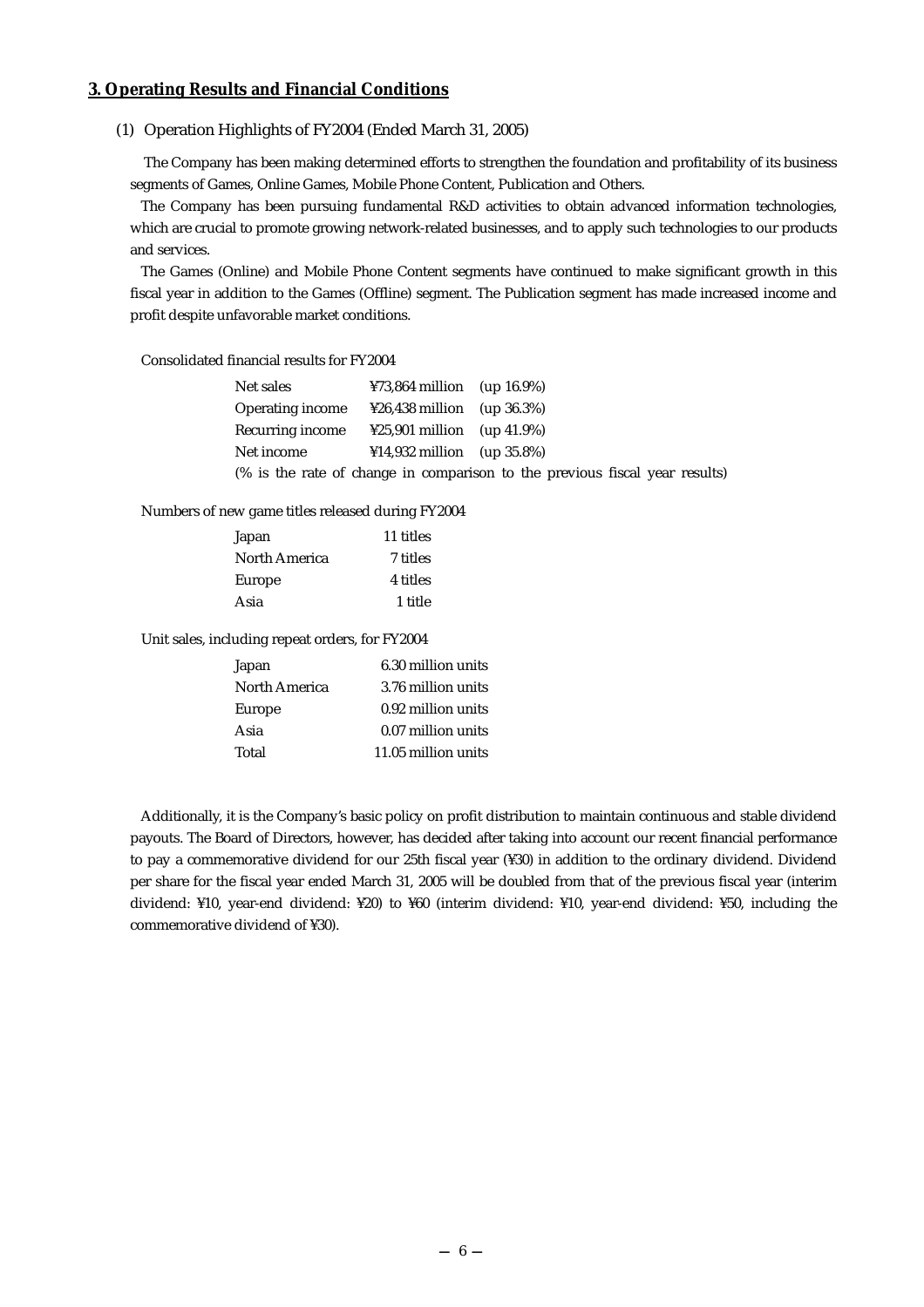## 3. Operating Results and Financial Conditions

### (1) Operation Highlights of FY2004 (Ended March 31, 2005)

The Company has been making determined efforts to strengthen the foundation and profitability of its business segments of Games, Online Games, Mobile Phone Content, Publication and Others.

The Company has been pursuing fundamental R&D activities to obtain advanced information technologies, which are crucial to promote growing network-related businesses, and to apply such technologies to our products and services.

The Games (Online) and Mobile Phone Content segments have continued to make significant growth in this fiscal year in addition to the Games (Offline) segment. The Publication segment has made increased income and profit despite unfavorable market conditions.

Consolidated financial results for FY2004

| | | |
|---|---|---|
| Net sales | ¥73,864 million | (up 16.9%) |
| Operating income | ¥26,438 million | (up 36.3%) |
| Recurring income | ¥25,901 million | (up 41.9%) |
| Net income | ¥14,932 million | (up 35.8%) |

(% is the rate of change in comparison to the previous fiscal year results)

Numbers of new game titles released during FY2004

| | |
|---|---|
| Japan | 11 titles |
| North America | 7 titles |
| Europe | 4 titles |
| Asia | 1 title |

Unit sales, including repeat orders, for FY2004

| | |
|---|---|
| Japan | 6.30 million units |
| North America | 3.76 million units |
| Europe | 0.92 million units |
| Asia | 0.07 million units |
| Total | 11.05 million units |

Additionally, it is the Company's basic policy on profit distribution to maintain continuous and stable dividend payouts. The Board of Directors, however, has decided after taking into account our recent financial performance to pay a commemorative dividend for our 25th fiscal year (¥30) in addition to the ordinary dividend. Dividend per share for the fiscal year ended March 31, 2005 will be doubled from that of the previous fiscal year (interim dividend: ¥10, year-end dividend: ¥20) to ¥60 (interim dividend: ¥10, year-end dividend: ¥50, including the commemorative dividend of ¥30).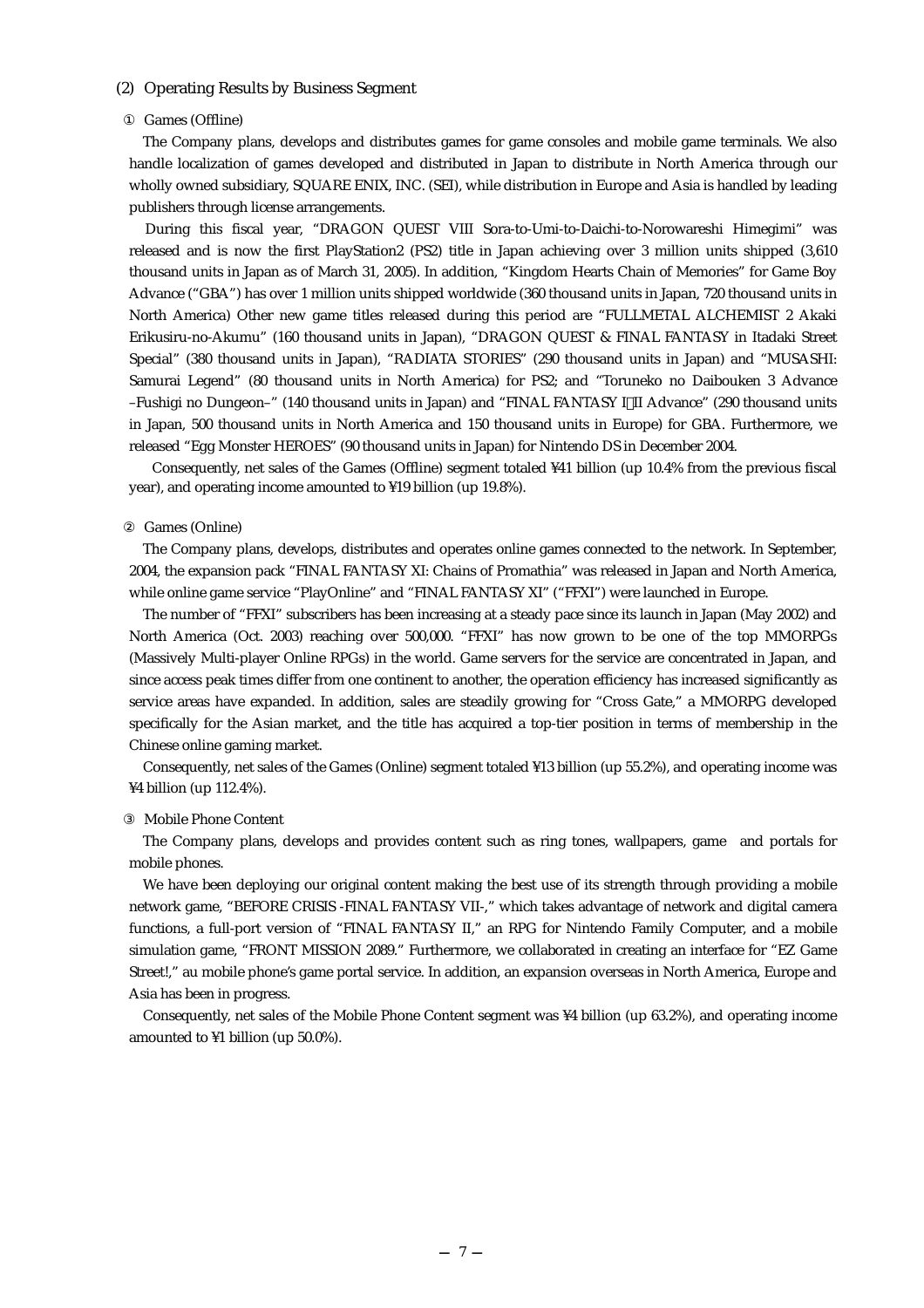## (2) Operating Results by Business Segment

### ① Games (Offline)

The Company plans, develops and distributes games for game consoles and mobile game terminals. We also handle localization of games developed and distributed in Japan to distribute in North America through our wholly owned subsidiary, SQUARE ENIX, INC. (SEI), while distribution in Europe and Asia is handled by leading publishers through license arrangements.

During this fiscal year, "DRAGON QUEST VIII Sora-to-Umi-to-Daichi-to-Norowareshi Himegimi" was released and is now the first PlayStation2 (PS2) title in Japan achieving over 3 million units shipped (3,610 thousand units in Japan as of March 31, 2005). In addition, "Kingdom Hearts Chain of Memories" for Game Boy Advance ("GBA") has over 1 million units shipped worldwide (360 thousand units in Japan, 720 thousand units in North America) Other new game titles released during this period are "FULLMETAL ALCHEMIST 2 Akaki Erikusiru-no-Akumu" (160 thousand units in Japan), "DRAGON QUEST & FINAL FANTASY in Itadaki Street Special" (380 thousand units in Japan), "RADIATA STORIES" (290 thousand units in Japan) and "MUSASHI: Samurai Legend" (80 thousand units in North America) for PS2; and "Toruneko no Daibouken 3 Advance –Fushigi no Dungeon–" (140 thousand units in Japan) and "FINAL FANTASY I・II Advance" (290 thousand units in Japan, 500 thousand units in North America and 150 thousand units in Europe) for GBA. Furthermore, we released "Egg Monster HEROES" (90 thousand units in Japan) for Nintendo DS in December 2004.

Consequently, net sales of the Games (Offline) segment totaled ¥41 billion (up 10.4% from the previous fiscal year), and operating income amounted to ¥19 billion (up 19.8%).

### ② Games (Online)

The Company plans, develops, distributes and operates online games connected to the network. In September, 2004, the expansion pack "FINAL FANTASY XI: Chains of Promathia" was released in Japan and North America, while online game service "PlayOnline" and "FINAL FANTASY XI" ("FFXI") were launched in Europe.

The number of "FFXI" subscribers has been increasing at a steady pace since its launch in Japan (May 2002) and North America (Oct. 2003) reaching over 500,000. "FFXI" has now grown to be one of the top MMORPGs (Massively Multi-player Online RPGs) in the world. Game servers for the service are concentrated in Japan, and since access peak times differ from one continent to another, the operation efficiency has increased significantly as service areas have expanded. In addition, sales are steadily growing for "Cross Gate," a MMORPG developed specifically for the Asian market, and the title has acquired a top-tier position in terms of membership in the Chinese online gaming market.

Consequently, net sales of the Games (Online) segment totaled ¥13 billion (up 55.2%), and operating income was ¥4 billion (up 112.4%).

### ③ Mobile Phone Content

The Company plans, develops and provides content such as ring tones, wallpapers, game and portals for mobile phones.

We have been deploying our original content making the best use of its strength through providing a mobile network game, "BEFORE CRISIS -FINAL FANTASY VII-," which takes advantage of network and digital camera functions, a full-port version of "FINAL FANTASY II," an RPG for Nintendo Family Computer, and a mobile simulation game, "FRONT MISSION 2089." Furthermore, we collaborated in creating an interface for "EZ Game Street!," au mobile phone's game portal service. In addition, an expansion overseas in North America, Europe and Asia has been in progress.

Consequently, net sales of the Mobile Phone Content segment was ¥4 billion (up 63.2%), and operating income amounted to ¥1 billion (up 50.0%).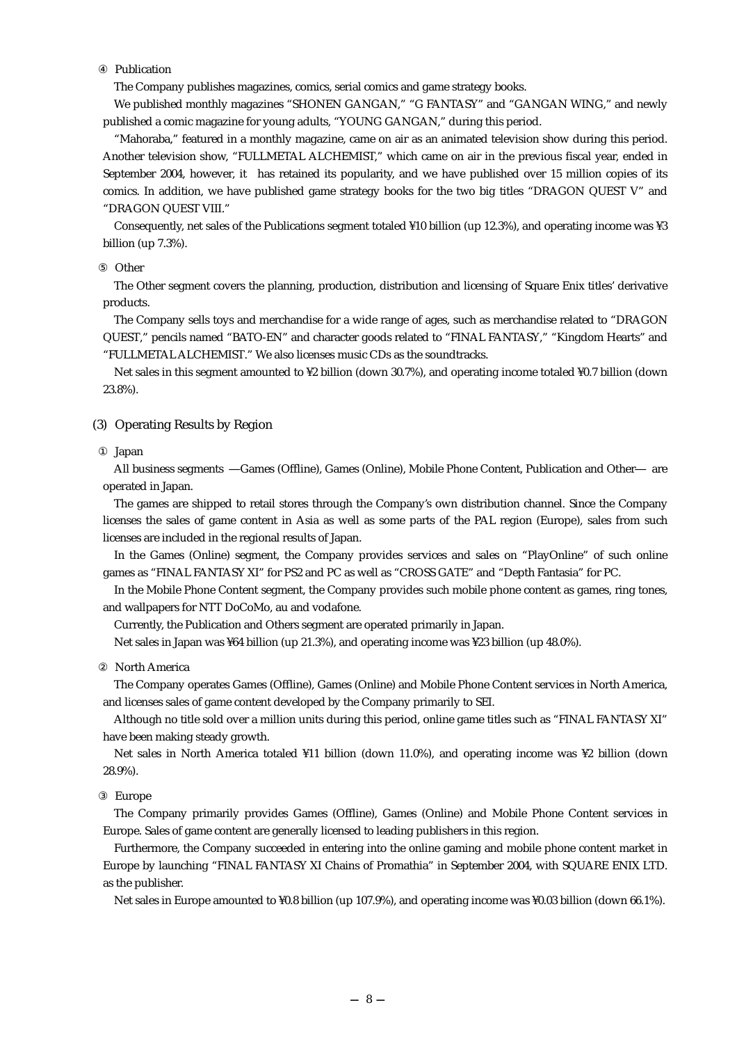④ Publication

The Company publishes magazines, comics, serial comics and game strategy books.

We published monthly magazines "SHONEN GANGAN," "G FANTASY" and "GANGAN WING," and newly published a comic magazine for young adults, "YOUNG GANGAN," during this period.

"Mahoraba," featured in a monthly magazine, came on air as an animated television show during this period. Another television show, "FULLMETAL ALCHEMIST," which came on air in the previous fiscal year, ended in September 2004, however, it has retained its popularity, and we have published over 15 million copies of its comics. In addition, we have published game strategy books for the two big titles "DRAGON QUEST V" and "DRAGON QUEST VIII."

Consequently, net sales of the Publications segment totaled ¥10 billion (up 12.3%), and operating income was ¥3 billion (up 7.3%).

⑤ Other

The Other segment covers the planning, production, distribution and licensing of Square Enix titles' derivative products.

The Company sells toys and merchandise for a wide range of ages, such as merchandise related to "DRAGON QUEST," pencils named "BATO-EN" and character goods related to "FINAL FANTASY," "Kingdom Hearts" and "FULLMETAL ALCHEMIST." We also licenses music CDs as the soundtracks.

Net sales in this segment amounted to ¥2 billion (down 30.7%), and operating income totaled ¥0.7 billion (down 23.8%).

## (3) Operating Results by Region

① Japan

All business segments —Games (Offline), Games (Online), Mobile Phone Content, Publication and Other— are operated in Japan.

The games are shipped to retail stores through the Company's own distribution channel. Since the Company licenses the sales of game content in Asia as well as some parts of the PAL region (Europe), sales from such licenses are included in the regional results of Japan.

In the Games (Online) segment, the Company provides services and sales on "PlayOnline" of such online games as "FINAL FANTASY XI" for PS2 and PC as well as "CROSS GATE" and "Depth Fantasia" for PC.

In the Mobile Phone Content segment, the Company provides such mobile phone content as games, ring tones, and wallpapers for NTT DoCoMo, au and vodafone.

Currently, the Publication and Others segment are operated primarily in Japan.

Net sales in Japan was ¥64 billion (up 21.3%), and operating income was ¥23 billion (up 48.0%).

② North America

The Company operates Games (Offline), Games (Online) and Mobile Phone Content services in North America, and licenses sales of game content developed by the Company primarily to SEI.

Although no title sold over a million units during this period, online game titles such as "FINAL FANTASY XI" have been making steady growth.

Net sales in North America totaled ¥11 billion (down 11.0%), and operating income was ¥2 billion (down 28.9%).

③ Europe

The Company primarily provides Games (Offline), Games (Online) and Mobile Phone Content services in Europe. Sales of game content are generally licensed to leading publishers in this region.

Furthermore, the Company succeeded in entering into the online gaming and mobile phone content market in Europe by launching "FINAL FANTASY XI Chains of Promathia" in September 2004, with SQUARE ENIX LTD. as the publisher.

Net sales in Europe amounted to ¥0.8 billion (up 107.9%), and operating income was ¥0.03 billion (down 66.1%).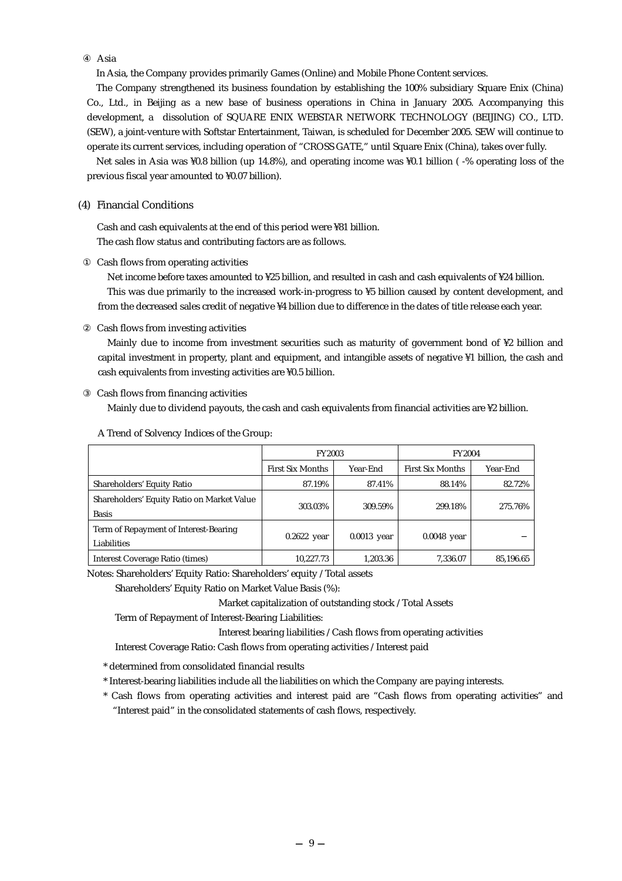④ Asia

In Asia, the Company provides primarily Games (Online) and Mobile Phone Content services.

The Company strengthened its business foundation by establishing the 100% subsidiary Square Enix (China) Co., Ltd., in Beijing as a new base of business operations in China in January 2005. Accompanying this development, a dissolution of SQUARE ENIX WEBSTAR NETWORK TECHNOLOGY (BEIJING) CO., LTD. (SEW), a joint-venture with Softstar Entertainment, Taiwan, is scheduled for December 2005. SEW will continue to operate its current services, including operation of "CROSS GATE," until Square Enix (China), takes over fully.

Net sales in Asia was ¥0.8 billion (up 14.8%), and operating income was ¥0.1 billion ( -% operating loss of the previous fiscal year amounted to ¥0.07 billion).

## (4) Financial Conditions

Cash and cash equivalents at the end of this period were ¥81 billion.
The cash flow status and contributing factors are as follows.

① Cash flows from operating activities

Net income before taxes amounted to ¥25 billion, and resulted in cash and cash equivalents of ¥24 billion. This was due primarily to the increased work-in-progress to ¥5 billion caused by content development, and from the decreased sales credit of negative ¥4 billion due to difference in the dates of title release each year.

② Cash flows from investing activities

Mainly due to income from investment securities such as maturity of government bond of ¥2 billion and capital investment in property, plant and equipment, and intangible assets of negative ¥1 billion, the cash and cash equivalents from investing activities are ¥0.5 billion.

③ Cash flows from financing activities

Mainly due to dividend payouts, the cash and cash equivalents from financial activities are ¥2 billion.

A Trend of Solvency Indices of the Group:

| | FY2003 | | FY2004 | |
|---|---|---|---|---|
| | First Six Months | Year-End | First Six Months | Year-End |
| Shareholders' Equity Ratio | 87.19% | 87.41% | 88.14% | 82.72% |
| Shareholders' Equity Ratio on Market Value Basis | 303.03% | 309.59% | 299.18% | 275.76% |
| Term of Repayment of Interest-Bearing Liabilities | 0.2622 year | 0.0013 year | 0.0048 year | − |
| Interest Coverage Ratio (times) | 10,227.73 | 1,203.36 | 7,336.07 | 85,196.65 |

Notes: Shareholders' Equity Ratio: Shareholders' equity / Total assets

Shareholders' Equity Ratio on Market Value Basis (%):

Market capitalization of outstanding stock / Total Assets

Term of Repayment of Interest-Bearing Liabilities:

Interest bearing liabilities / Cash flows from operating activities

Interest Coverage Ratio: Cash flows from operating activities / Interest paid

* determined from consolidated financial results
* Interest-bearing liabilities include all the liabilities on which the Company are paying interests.
* Cash flows from operating activities and interest paid are "Cash flows from operating activities" and "Interest paid" in the consolidated statements of cash flows, respectively.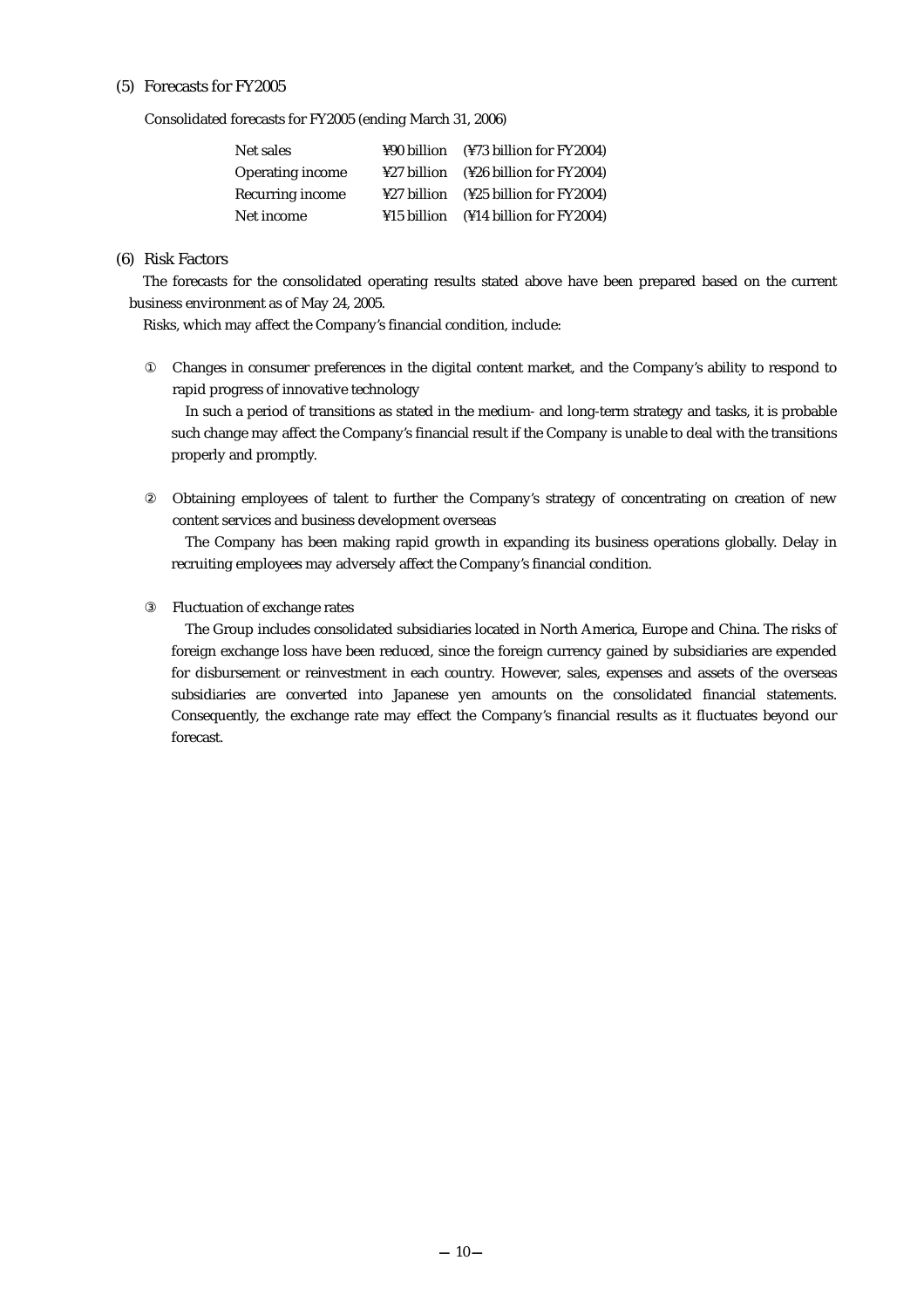## (5) Forecasts for FY2005

Consolidated forecasts for FY2005 (ending March 31, 2006)

| | | |
|---|---|---|
| Net sales | ¥90 billion | (¥73 billion for FY2004) |
| Operating income | ¥27 billion | (¥26 billion for FY2004) |
| Recurring income | ¥27 billion | (¥25 billion for FY2004) |
| Net income | ¥15 billion | (¥14 billion for FY2004) |

## (6) Risk Factors

The forecasts for the consolidated operating results stated above have been prepared based on the current business environment as of May 24, 2005.

Risks, which may affect the Company's financial condition, include:

① Changes in consumer preferences in the digital content market, and the Company's ability to respond to rapid progress of innovative technology

In such a period of transitions as stated in the medium- and long-term strategy and tasks, it is probable such change may affect the Company's financial result if the Company is unable to deal with the transitions properly and promptly.

② Obtaining employees of talent to further the Company's strategy of concentrating on creation of new content services and business development overseas

The Company has been making rapid growth in expanding its business operations globally. Delay in recruiting employees may adversely affect the Company's financial condition.

③ Fluctuation of exchange rates

The Group includes consolidated subsidiaries located in North America, Europe and China. The risks of foreign exchange loss have been reduced, since the foreign currency gained by subsidiaries are expended for disbursement or reinvestment in each country. However, sales, expenses and assets of the overseas subsidiaries are converted into Japanese yen amounts on the consolidated financial statements. Consequently, the exchange rate may effect the Company's financial results as it fluctuates beyond our forecast.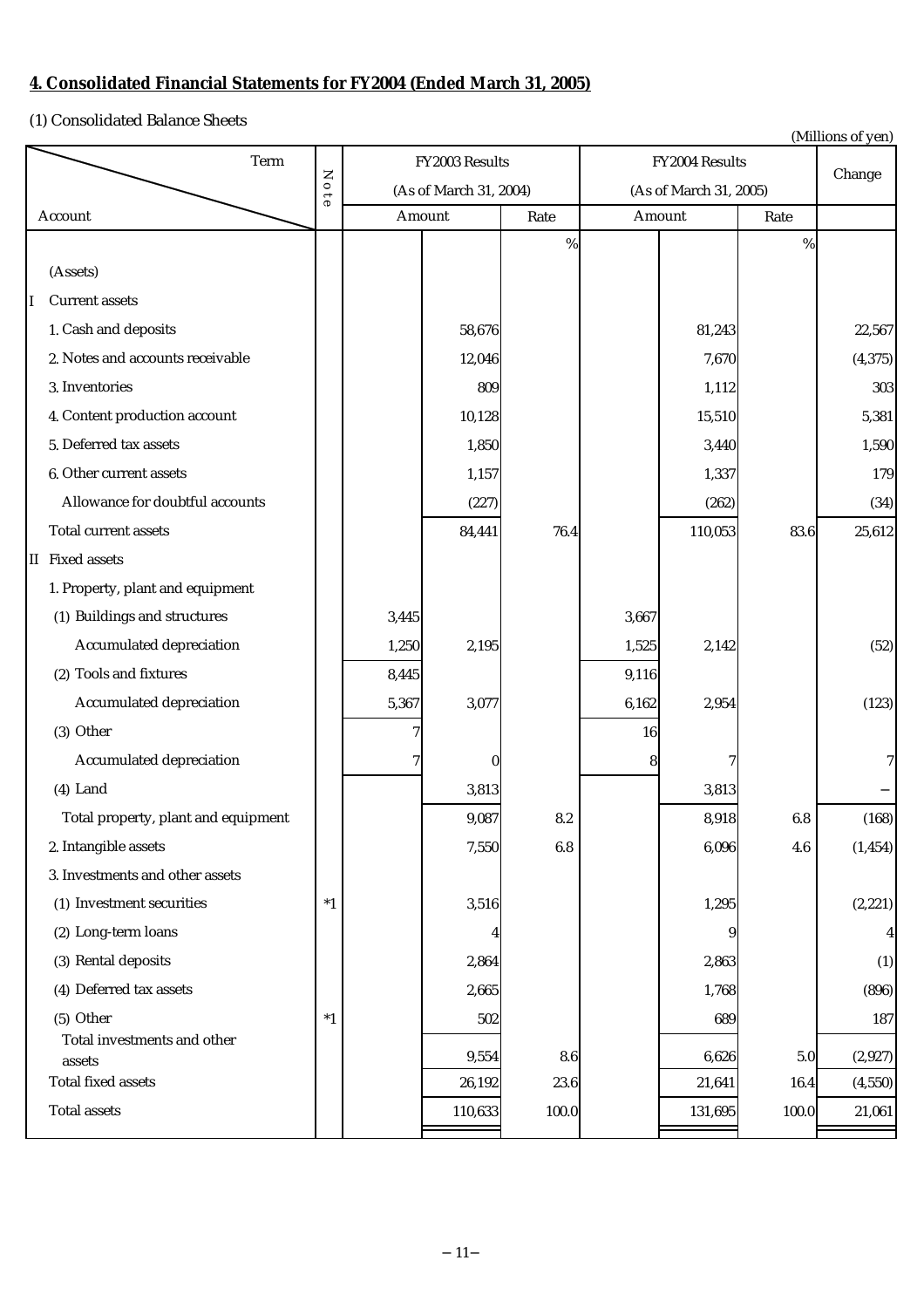## 4. Consolidated Financial Statements for FY2004 (Ended March 31, 2005)

(1) Consolidated Balance Sheets

(Millions of yen)

| Account | Note | FY2003 Results (As of March 31, 2004) Amount | | Rate | FY2004 Results (As of March 31, 2005) Amount | | Rate | Change |
|---|---|---|---|---|---|---|---|---|
| | | | | % | | | % | |
| (Assets) | | | | | | | | |
| I Current assets | | | | | | | | |
| 1. Cash and deposits | | | 58,676 | | | 81,243 | | 22,567 |
| 2. Notes and accounts receivable | | | 12,046 | | | 7,670 | | (4,375) |
| 3. Inventories | | | 809 | | | 1,112 | | 303 |
| 4. Content production account | | | 10,128 | | | 15,510 | | 5,381 |
| 5. Deferred tax assets | | | 1,850 | | | 3,440 | | 1,590 |
| 6. Other current assets | | | 1,157 | | | 1,337 | | 179 |
| Allowance for doubtful accounts | | | (227) | | | (262) | | (34) |
| Total current assets | | | 84,441 | 76.4 | | 110,053 | 83.6 | 25,612 |
| II Fixed assets | | | | | | | | |
| 1. Property, plant and equipment | | | | | | | | |
| (1) Buildings and structures | | 3,445 | | | 3,667 | | | |
| Accumulated depreciation | | 1,250 | 2,195 | | 1,525 | 2,142 | | (52) |
| (2) Tools and fixtures | | 8,445 | | | 9,116 | | | |
| Accumulated depreciation | | 5,367 | 3,077 | | 6,162 | 2,954 | | (123) |
| (3) Other | | 7 | | | 16 | | | |
| Accumulated depreciation | | 7 | 0 | | 8 | 7 | | 7 |
| (4) Land | | | 3,813 | | | 3,813 | | – |
| Total property, plant and equipment | | | 9,087 | 8.2 | | 8,918 | 6.8 | (168) |
| 2. Intangible assets | | | 7,550 | 6.8 | | 6,096 | 4.6 | (1,454) |
| 3. Investments and other assets | | | | | | | | |
| (1) Investment securities | *1 | | 3,516 | | | 1,295 | | (2,221) |
| (2) Long-term loans | | | 4 | | | 9 | | 4 |
| (3) Rental deposits | | | 2,864 | | | 2,863 | | (1) |
| (4) Deferred tax assets | | | 2,665 | | | 1,768 | | (896) |
| (5) Other | *1 | | 502 | | | 689 | | 187 |
| Total investments and other assets | | | 9,554 | 8.6 | | 6,626 | 5.0 | (2,927) |
| Total fixed assets | | | 26,192 | 23.6 | | 21,641 | 16.4 | (4,550) |
| Total assets | | | 110,633 | 100.0 | | 131,695 | 100.0 | 21,061 |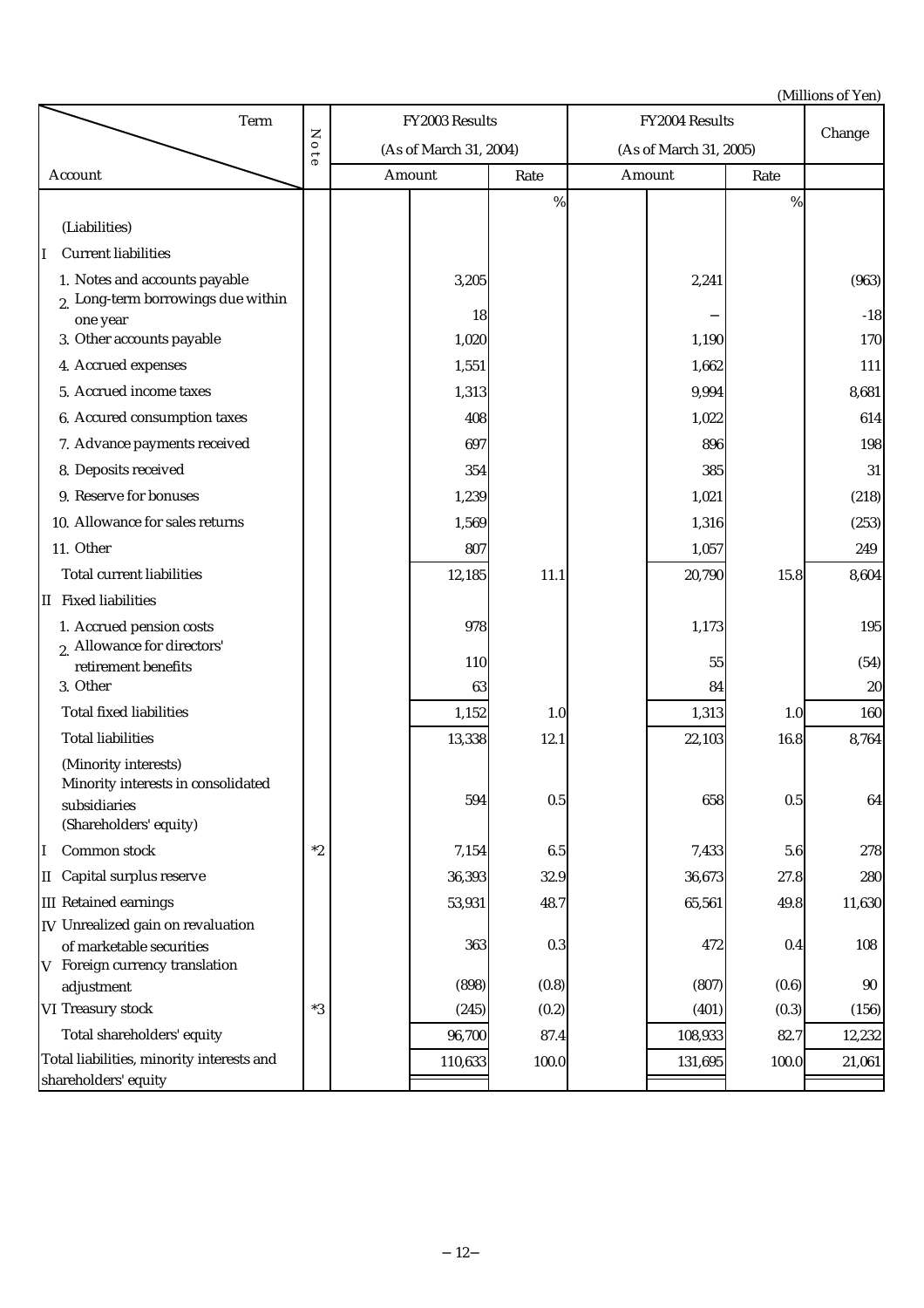(Millions of Yen)

| Account / Term | Note | FY2003 Results (As of March 31, 2004) Amount | Rate | FY2004 Results (As of March 31, 2005) Amount | Rate | Change |
|---|---|---|---|---|---|---|
| | | | % | | % | |
| (Liabilities) | | | | | | |
| I Current liabilities | | | | | | |
| 1. Notes and accounts payable | | 3,205 | | 2,241 | | (963) |
| 2. Long-term borrowings due within one year | | 18 | | – | | -18 |
| 3. Other accounts payable | | 1,020 | | 1,190 | | 170 |
| 4. Accrued expenses | | 1,551 | | 1,662 | | 111 |
| 5. Accrued income taxes | | 1,313 | | 9,994 | | 8,681 |
| 6. Accured consumption taxes | | 408 | | 1,022 | | 614 |
| 7. Advance payments received | | 697 | | 896 | | 198 |
| 8. Deposits received | | 354 | | 385 | | 31 |
| 9. Reserve for bonuses | | 1,239 | | 1,021 | | (218) |
| 10. Allowance for sales returns | | 1,569 | | 1,316 | | (253) |
| 11. Other | | 807 | | 1,057 | | 249 |
| Total current liabilities | | 12,185 | 11.1 | 20,790 | 15.8 | 8,604 |
| II Fixed liabilities | | | | | | |
| 1. Accrued pension costs | | 978 | | 1,173 | | 195 |
| 2. Allowance for directors' retirement benefits | | 110 | | 55 | | (54) |
| 3. Other | | 63 | | 84 | | 20 |
| Total fixed liabilities | | 1,152 | 1.0 | 1,313 | 1.0 | 160 |
| Total liabilities | | 13,338 | 12.1 | 22,103 | 16.8 | 8,764 |
| (Minority interests) Minority interests in consolidated subsidiaries | | 594 | 0.5 | 658 | 0.5 | 64 |
| (Shareholders' equity) | | | | | | |
| I Common stock | *2 | 7,154 | 6.5 | 7,433 | 5.6 | 278 |
| II Capital surplus reserve | | 36,393 | 32.9 | 36,673 | 27.8 | 280 |
| III Retained earnings | | 53,931 | 48.7 | 65,561 | 49.8 | 11,630 |
| IV Unrealized gain on revaluation of marketable securities | | 363 | 0.3 | 472 | 0.4 | 108 |
| V Foreign currency translation adjustment | | (898) | (0.8) | (807) | (0.6) | 90 |
| VI Treasury stock | *3 | (245) | (0.2) | (401) | (0.3) | (156) |
| Total shareholders' equity | | 96,700 | 87.4 | 108,933 | 82.7 | 12,232 |
| Total liabilities, minority interests and shareholders' equity | | 110,633 | 100.0 | 131,695 | 100.0 | 21,061 |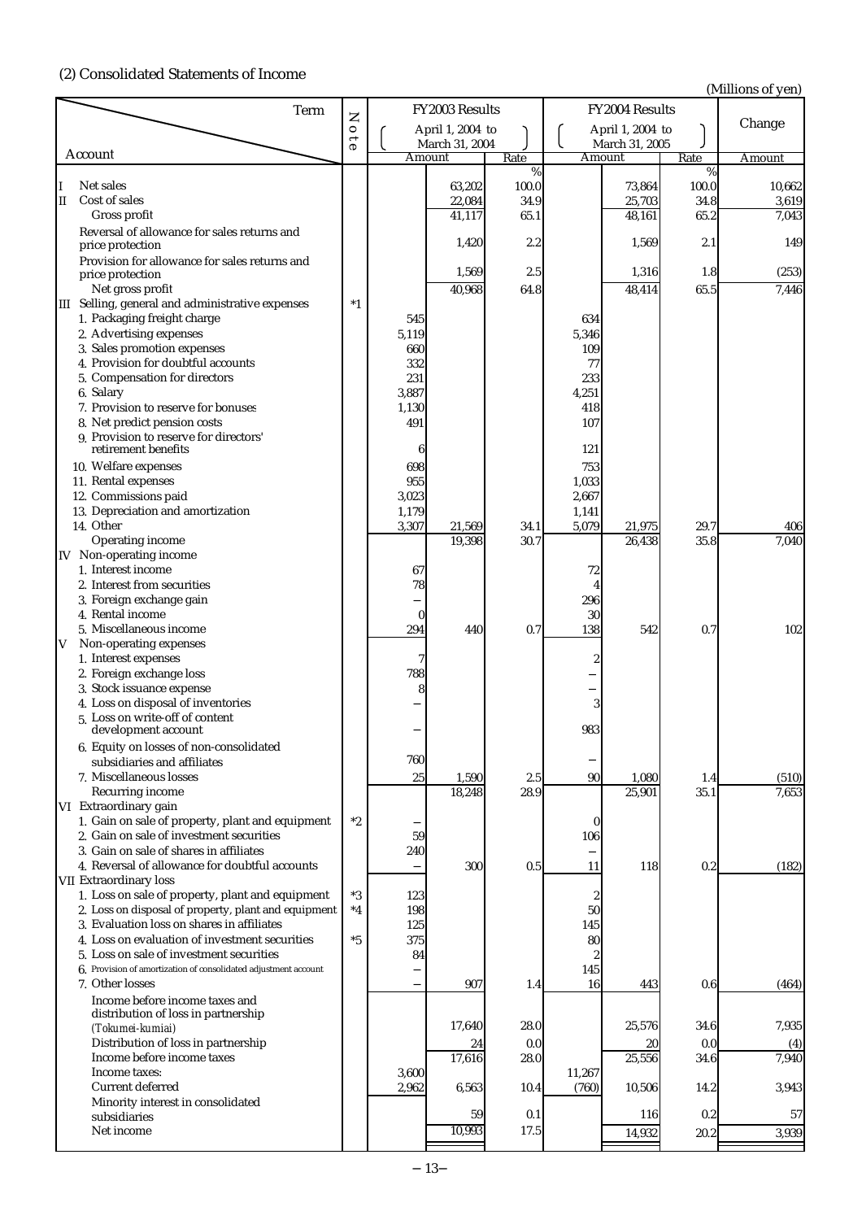## (2) Consolidated Statements of Income

(Millions of yen)

| Account | Note | FY2003 Results (April 1, 2004 to March 31, 2004) Amount | | Rate | FY2004 Results (April 1, 2004 to March 31, 2005) Amount | | Rate | Change Amount |
|---|---|---|---|---|---|---|---|---|
| | | | | % | | | % | |
| I Net sales | | | 63,202 | 100.0 | | 73,864 | 100.0 | 10,662 |
| II Cost of sales | | | 22,084 | 34.9 | | 25,703 | 34.8 | 3,619 |
| Gross profit | | | 41,117 | 65.1 | | 48,161 | 65.2 | 7,043 |
| Reversal of allowance for sales returns and price protection | | | 1,420 | 2.2 | | 1,569 | 2.1 | 149 |
| Provision for allowance for sales returns and price protection | | | 1,569 | 2.5 | | 1,316 | 1.8 | (253) |
| Net gross profit | | | 40,968 | 64.8 | | 48,414 | 65.5 | 7,446 |
| III Selling, general and administrative expenses | *1 | | | | | | | |
| 1. Packaging freight charge | | 545 | | | 634 | | | |
| 2. Advertising expenses | | 5,119 | | | 5,346 | | | |
| 3. Sales promotion expenses | | 660 | | | 109 | | | |
| 4. Provision for doubtful accounts | | 332 | | | 77 | | | |
| 5. Compensation for directors | | 231 | | | 233 | | | |
| 6. Salary | | 3,887 | | | 4,251 | | | |
| 7. Provision to reserve for bonuses | | 1,130 | | | 418 | | | |
| 8. Net predict pension costs | | 491 | | | 107 | | | |
| 9. Provision to reserve for directors' retirement benefits | | 6 | | | 121 | | | |
| 10. Welfare expenses | | 698 | | | 753 | | | |
| 11. Rental expenses | | 955 | | | 1,033 | | | |
| 12. Commissions paid | | 3,023 | | | 2,667 | | | |
| 13. Depreciation and amortization | | 1,179 | | | 1,141 | | | |
| 14. Other | | 3,307 | 21,569 | 34.1 | 5,079 | 21,975 | 29.7 | 406 |
| Operating income | | | 19,398 | 30.7 | | 26,438 | 35.8 | 7,040 |
| IV Non-operating income | | | | | | | | |
| 1. Interest income | | 67 | | | 72 | | | |
| 2. Interest from securities | | 78 | | | 4 | | | |
| 3. Foreign exchange gain | | – | | | 296 | | | |
| 4. Rental income | | 0 | | | 30 | | | |
| 5. Miscellaneous income | | 294 | 440 | 0.7 | 138 | 542 | 0.7 | 102 |
| V Non-operating expenses | | | | | | | | |
| 1. Interest expenses | | 7 | | | 2 | | | |
| 2. Foreign exchange loss | | 788 | | | – | | | |
| 3. Stock issuance expense | | 8 | | | – | | | |
| 4. Loss on disposal of inventories | | – | | | 3 | | | |
| 5. Loss on write-off of content development account | | – | | | 983 | | | |
| 6. Equity on losses of non-consolidated subsidiaries and affiliates | | 760 | | | – | | | |
| 7. Miscellaneous losses | | 25 | 1,590 | 2.5 | 90 | 1,080 | 1.4 | (510) |
| Recurring income | | | 18,248 | 28.9 | | 25,901 | 35.1 | 7,653 |
| VI Extraordinary gain | | | | | | | | |
| 1. Gain on sale of property, plant and equipment | *2 | – | | | 0 | | | |
| 2. Gain on sale of investment securities | | 59 | | | 106 | | | |
| 3. Gain on sale of shares in affiliates | | 240 | | | – | | | |
| 4. Reversal of allowance for doubtful accounts | | – | 300 | 0.5 | 11 | 118 | 0.2 | (182) |
| VII Extraordinary loss | | | | | | | | |
| 1. Loss on sale of property, plant and equipment | *3 | 123 | | | 2 | | | |
| 2. Loss on disposal of property, plant and equipment | *4 | 198 | | | 50 | | | |
| 3. Evaluation loss on shares in affiliates | | 125 | | | 145 | | | |
| 4. Loss on evaluation of investment securities | *5 | 375 | | | 80 | | | |
| 5. Loss on sale of investment securities | | 84 | | | 2 | | | |
| 6. Provision of amortization of consolidated adjustment account | | – | | | 145 | | | |
| 7. Other losses | | – | 907 | 1.4 | 16 | 443 | 0.6 | (464) |
| Income before income taxes and distribution of loss in partnership (*Tokumei-kumiai*) | | | 17,640 | 28.0 | | 25,576 | 34.6 | 7,935 |
| Distribution of loss in partnership | | | 24 | 0.0 | | 20 | 0.0 | (4) |
| Income before income taxes | | | 17,616 | 28.0 | | 25,556 | 34.6 | 7,940 |
| Income taxes: | | 3,600 | | | 11,267 | | | |
| Current deferred | | 2,962 | 6,563 | 10.4 | (760) | 10,506 | 14.2 | 3,943 |
| Minority interest in consolidated subsidiaries | | | 59 | 0.1 | | 116 | 0.2 | 57 |
| Net income | | | 10,993 | 17.5 | | 14,932 | 20.2 | 3,939 |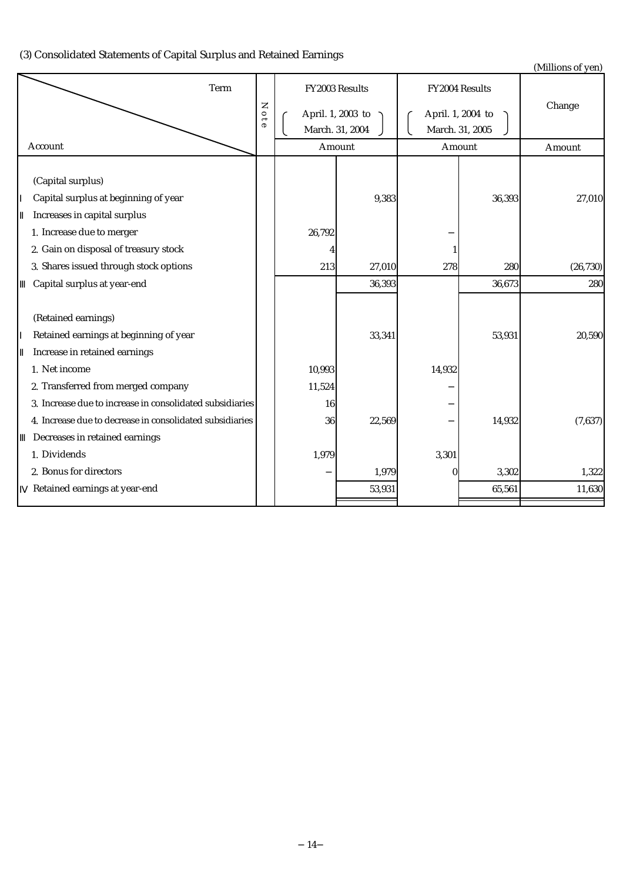### (3) Consolidated Statements of Capital Surplus and Retained Earnings

(Millions of yen)

| Account | Note | FY2003 Results (April. 1, 2003 to March. 31, 2004) Amount | | FY2004 Results (April. 1, 2004 to March. 31, 2005) Amount | | Change Amount |
|---|---|---|---|---|---|---|
| (Capital surplus) | | | | | | |
| Ⅰ Capital surplus at beginning of year | | | 9,383 | | 36,393 | 27,010 |
| Ⅱ Increases in capital surplus | | | | | | |
| 1. Increase due to merger | | 26,792 | | − | | |
| 2. Gain on disposal of treasury stock | | 4 | | 1 | | |
| 3. Shares issued through stock options | | 213 | 27,010 | 278 | 280 | (26,730) |
| Ⅲ Capital surplus at year-end | | | 36,393 | | 36,673 | 280 |
| (Retained earnings) | | | | | | |
| Ⅰ Retained earnings at beginning of year | | | 33,341 | | 53,931 | 20,590 |
| Ⅱ Increase in retained earnings | | | | | | |
| 1. Net income | | 10,993 | | 14,932 | | |
| 2. Transferred from merged company | | 11,524 | | − | | |
| 3. Increase due to increase in consolidated subsidiaries | | 16 | | − | | |
| 4. Increase due to decrease in consolidated subsidiaries | | 36 | 22,569 | − | 14,932 | (7,637) |
| Ⅲ Decreases in retained earnings | | | | | | |
| 1. Dividends | | 1,979 | | 3,301 | | |
| 2. Bonus for directors | | − | 1,979 | 0 | 3,302 | 1,322 |
| Ⅳ Retained earnings at year-end | | | 53,931 | | 65,561 | 11,630 |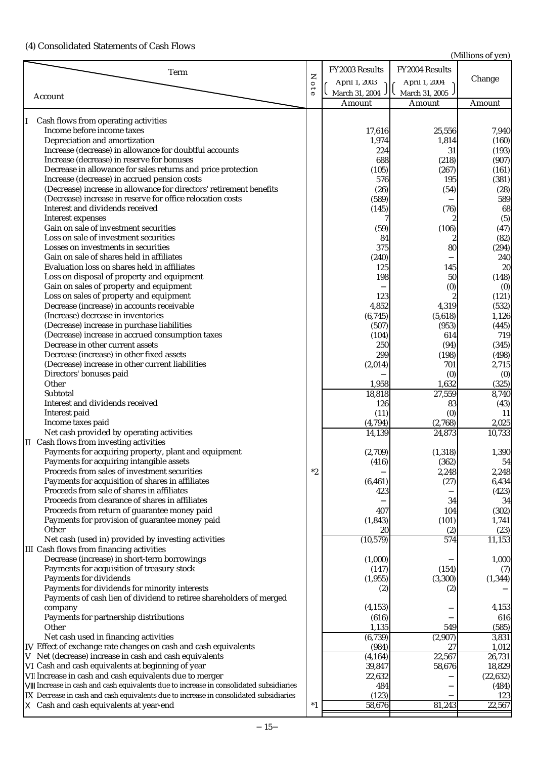## (4) Consolidated Statements of Cash Flows

(Millions of yen)

| Account / Term | Note | FY2003 Results (April 1, 2003 – March 31, 2004) Amount | FY2004 Results (April 1, 2004 – March 31, 2005) Amount | Change Amount |
|---|---|---|---|---|
| I Cash flows from operating activities | | | | |
| Income before income taxes | | 17,616 | 25,556 | 7,940 |
| Depreciation and amortization | | 1,974 | 1,814 | (160) |
| Increase (decrease) in allowance for doubtful accounts | | 224 | 31 | (193) |
| Increase (decrease) in reserve for bonuses | | 688 | (218) | (907) |
| Decrease in allowance for sales returns and price protection | | (105) | (267) | (161) |
| Increase (decrease) in accrued pension costs | | 576 | 195 | (381) |
| (Decrease) increase in allowance for directors' retirement benefits | | (26) | (54) | (28) |
| (Decrease) increase in reserve for office relocation costs | | (589) | – | 589 |
| Interest and dividends received | | (145) | (76) | 68 |
| Interest expenses | | 7 | 2 | (5) |
| Gain on sale of investment securities | | (59) | (106) | (47) |
| Loss on sale of investment securities | | 84 | 2 | (82) |
| Losses on investments in securities | | 375 | 80 | (294) |
| Gain on sale of shares held in affiliates | | (240) | – | 240 |
| Evaluation loss on shares held in affiliates | | 125 | 145 | 20 |
| Loss on disposal of property and equipment | | 198 | 50 | (148) |
| Gain on sales of property and equipment | | – | (0) | (0) |
| Loss on sales of property and equipment | | 123 | 2 | (121) |
| Decrease (increase) in accounts receivable | | 4,852 | 4,319 | (532) |
| (Increase) decrease in inventories | | (6,745) | (5,618) | 1,126 |
| (Decrease) increase in purchase liabilities | | (507) | (953) | (445) |
| (Decrease) increase in accrued consumption taxes | | (104) | 614 | 719 |
| Decrease in other current assets | | 250 | (94) | (345) |
| Decrease (increase) in other fixed assets | | 299 | (198) | (498) |
| (Decrease) increase in other current liabilities | | (2,014) | 701 | 2,715 |
| Directors' bonuses paid | | – | (0) | (0) |
| Other | | 1,958 | 1,632 | (325) |
| Subtotal | | 18,818 | 27,559 | 8,740 |
| Interest and dividends received | | 126 | 83 | (43) |
| Interest paid | | (11) | (0) | 11 |
| Income taxes paid | | (4,794) | (2,768) | 2,025 |
| Net cash provided by operating activities | | 14,139 | 24,873 | 10,733 |
| II Cash flows from investing activities | | | | |
| Payments for acquiring property, plant and equipment | | (2,709) | (1,318) | 1,390 |
| Payments for acquiring intangible assets | | (416) | (362) | 54 |
| Proceeds from sales of investment securities | *2 | – | 2,248 | 2,248 |
| Payments for acquisition of shares in affiliates | | (6,461) | (27) | 6,434 |
| Proceeds from sale of shares in affiliates | | 423 | – | (423) |
| Proceeds from clearance of shares in affiliates | | – | 34 | 34 |
| Proceeds from return of guarantee money paid | | 407 | 104 | (302) |
| Payments for provision of guarantee money paid | | (1,843) | (101) | 1,741 |
| Other | | 20 | (2) | (23) |
| Net cash (used in) provided by investing activities | | (10,579) | 574 | 11,153 |
| III Cash flows from financing activities | | | | |
| Decrease (increase) in short-term borrowings | | (1,000) | – | 1,000 |
| Payments for acquisition of treasury stock | | (147) | (154) | (7) |
| Payments for dividends | | (1,955) | (3,300) | (1,344) |
| Payments for dividends for minority interests | | (2) | (2) | – |
| Payments of cash lien of dividend to retiree shareholders of merged company | | (4,153) | – | 4,153 |
| Payments for partnership distributions | | (616) | – | 616 |
| Other | | 1,135 | 549 | (585) |
| Net cash used in financing activities | | (6,739) | (2,907) | 3,831 |
| IV Effect of exchange rate changes on cash and cash equivalents | | (984) | 27 | 1,012 |
| V Net (decrease) increase in cash and cash equivalents | | (4,164) | 22,567 | 26,731 |
| VI Cash and cash equivalents at beginning of year | | 39,847 | 58,676 | 18,829 |
| VII Increase in cash and cash equivalents due to merger | | 22,632 | – | (22,632) |
| VIII Increase in cash and cash equivalents due to increase in consolidated subsidiaries | | 484 | – | (484) |
| IX Decrease in cash and cash equivalents due to increase in consolidated subsidiaries | | (123) | – | 123 |
| X Cash and cash equivalents at year-end | *1 | 58,676 | 81,243 | 22,567 |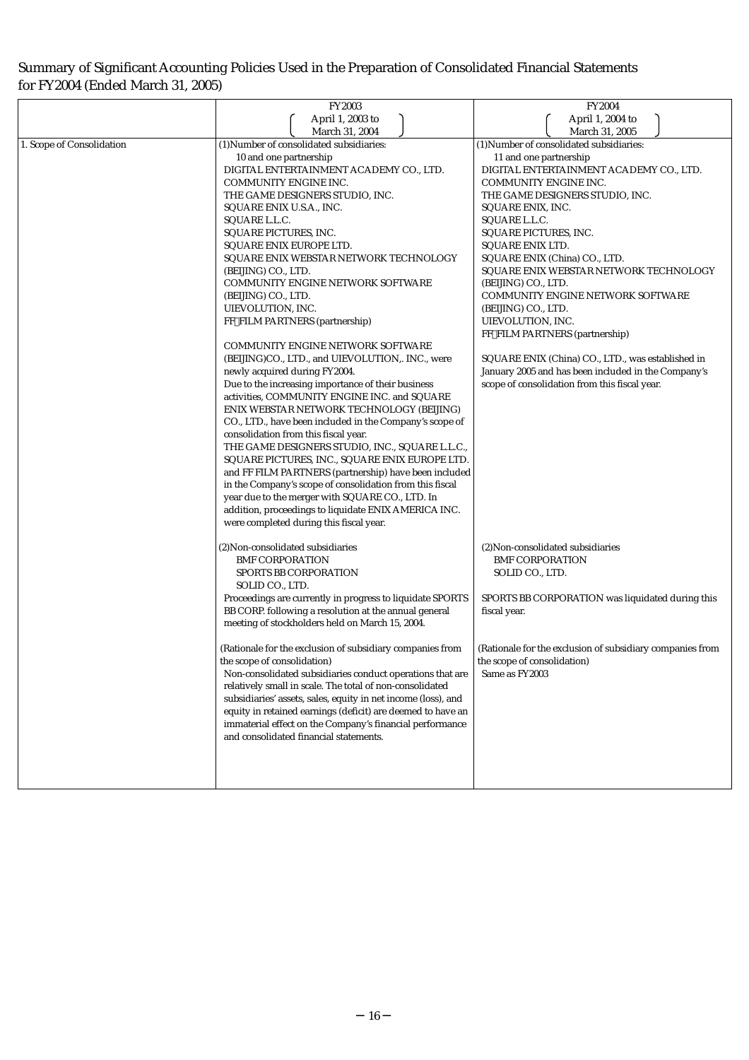Summary of Significant Accounting Policies Used in the Preparation of Consolidated Financial Statements for FY2004 (Ended March 31, 2005)

| | FY2003 (April 1, 2003 to March 31, 2004) | FY2004 (April 1, 2004 to March 31, 2005) |
|---|---|---|
| 1. Scope of Consolidation | (1)Number of consolidated subsidiaries:<br>10 and one partnership<br>DIGITAL ENTERTAINMENT ACADEMY CO., LTD.<br>COMMUNITY ENGINE INC.<br>THE GAME DESIGNERS STUDIO, INC.<br>SQUARE ENIX U.S.A., INC.<br>SQUARE L.L.C.<br>SQUARE PICTURES, INC.<br>SQUARE ENIX EUROPE LTD.<br>SQUARE ENIX WEBSTAR NETWORK TECHNOLOGY (BEIJING) CO., LTD.<br>COMMUNITY ENGINE NETWORK SOFTWARE (BEIJING) CO., LTD.<br>UIEVOLUTION, INC.<br>FF FILM PARTNERS (partnership)<br><br>COMMUNITY ENGINE NETWORK SOFTWARE (BEIJING)CO., LTD., and UIEVOLUTION,. INC., were newly acquired during FY2004.<br>Due to the increasing importance of their business activities, COMMUNITY ENGINE INC. and SQUARE ENIX WEBSTAR NETWORK TECHNOLOGY (BEIJING) CO., LTD., have been included in the Company's scope of consolidation from this fiscal year.<br>THE GAME DESIGNERS STUDIO, INC., SQUARE L.L.C., SQUARE PICTURES, INC., SQUARE ENIX EUROPE LTD. and FF FILM PARTNERS (partnership) have been included in the Company's scope of consolidation from this fiscal year due to the merger with SQUARE CO., LTD. In addition, proceedings to liquidate ENIX AMERICA INC. were completed during this fiscal year.<br><br>(2)Non-consolidated subsidiaries<br>BMF CORPORATION<br>SPORTS BB CORPORATION<br>SOLID CO., LTD.<br>Proceedings are currently in progress to liquidate SPORTS BB CORP. following a resolution at the annual general meeting of stockholders held on March 15, 2004.<br><br>(Rationale for the exclusion of subsidiary companies from the scope of consolidation)<br>Non-consolidated subsidiaries conduct operations that are relatively small in scale. The total of non-consolidated subsidiaries' assets, sales, equity in net income (loss), and equity in retained earnings (deficit) are deemed to have an immaterial effect on the Company's financial performance and consolidated financial statements. | (1)Number of consolidated subsidiaries:<br>11 and one partnership<br>DIGITAL ENTERTAINMENT ACADEMY CO., LTD.<br>COMMUNITY ENGINE INC.<br>THE GAME DESIGNERS STUDIO, INC.<br>SQUARE ENIX, INC.<br>SQUARE L.L.C.<br>SQUARE PICTURES, INC.<br>SQUARE ENIX LTD.<br>SQUARE ENIX (China) CO., LTD.<br>SQUARE ENIX WEBSTAR NETWORK TECHNOLOGY (BEIJING) CO., LTD.<br>COMMUNITY ENGINE NETWORK SOFTWARE (BEIJING) CO., LTD.<br>UIEVOLUTION, INC.<br>FF FILM PARTNERS (partnership)<br><br>SQUARE ENIX (China) CO., LTD., was established in January 2005 and has been included in the Company's scope of consolidation from this fiscal year.<br><br>(2)Non-consolidated subsidiaries<br>BMF CORPORATION<br>SOLID CO., LTD.<br><br>SPORTS BB CORPORATION was liquidated during this fiscal year.<br><br>(Rationale for the exclusion of subsidiary companies from the scope of consolidation)<br>Same as FY2003 |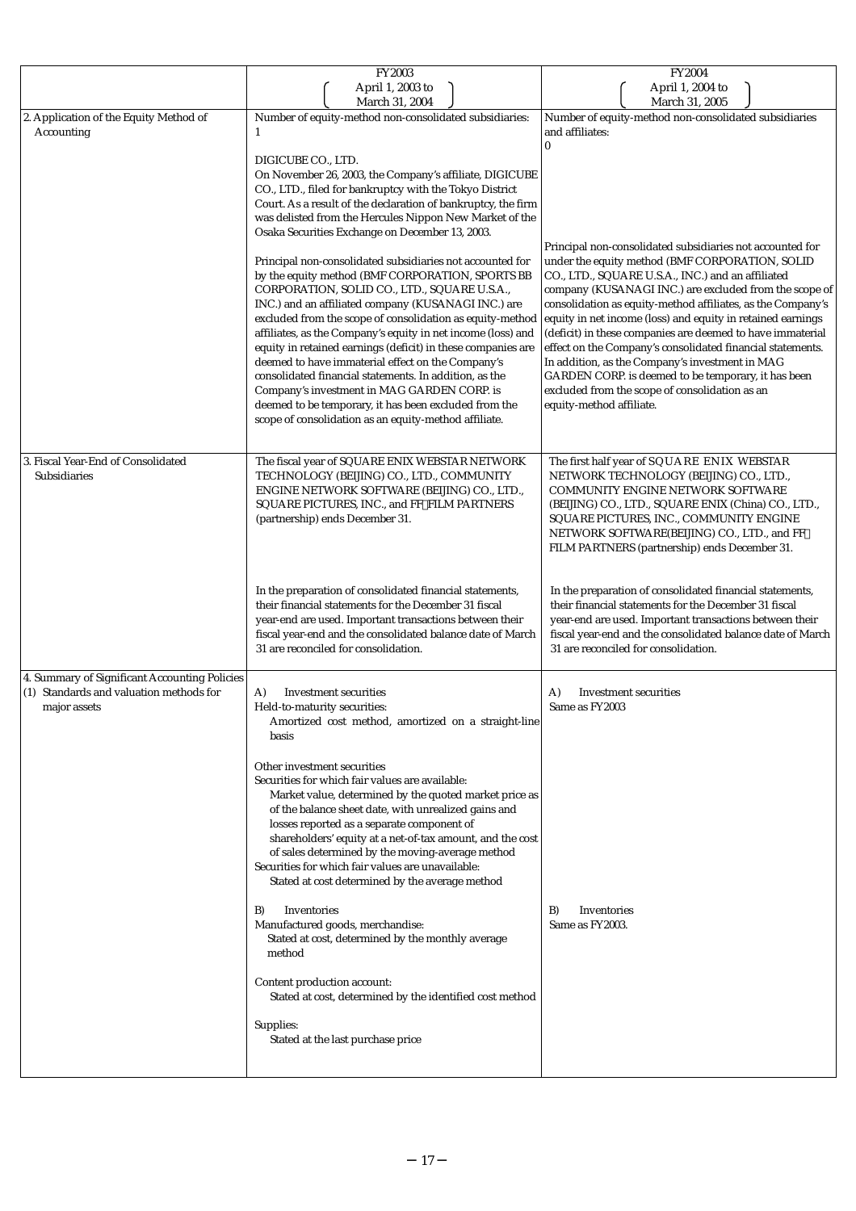| | FY2003 ( April 1, 2003 to March 31, 2004 ) | FY2004 ( April 1, 2004 to March 31, 2005 ) |
|---|---|---|
| 2. Application of the Equity Method of Accounting | Number of equity-method non-consolidated subsidiaries: 1<br><br>DIGICUBE CO., LTD.<br>On November 26, 2003, the Company's affiliate, DIGICUBE CO., LTD., filed for bankruptcy with the Tokyo District Court. As a result of the declaration of bankruptcy, the firm was delisted from the Hercules Nippon New Market of the Osaka Securities Exchange on December 13, 2003.<br><br>Principal non-consolidated subsidiaries not accounted for by the equity method (BMF CORPORATION, SPORTS BB CORPORATION, SOLID CO., LTD., SQUARE U.S.A., INC.) and an affiliated company (KUSANAGI INC.) are excluded from the scope of consolidation as equity-method affiliates, as the Company's equity in net income (loss) and equity in retained earnings (deficit) in these companies are deemed to have immaterial effect on the Company's consolidated financial statements. In addition, as the Company's investment in MAG GARDEN CORP. is deemed to be temporary, it has been excluded from the scope of consolidation as an equity-method affiliate. | Number of equity-method non-consolidated subsidiaries and affiliates: 0<br><br>Principal non-consolidated subsidiaries not accounted for under the equity method (BMF CORPORATION, SOLID CO., LTD., SQUARE U.S.A., INC.) and an affiliated company (KUSANAGI INC.) are excluded from the scope of consolidation as equity-method affiliates, as the Company's equity in net income (loss) and equity in retained earnings (deficit) in these companies are deemed to have immaterial effect on the Company's consolidated financial statements. In addition, as the Company's investment in MAG GARDEN CORP. is deemed to be temporary, it has been excluded from the scope of consolidation as an equity-method affiliate. |
| 3. Fiscal Year-End of Consolidated Subsidiaries | The fiscal year of SQUARE ENIX WEBSTAR NETWORK TECHNOLOGY (BEIJING) CO., LTD., COMMUNITY ENGINE NETWORK SOFTWARE (BEIJING) CO., LTD., SQUARE PICTURES, INC., and FF FILM PARTNERS (partnership) ends December 31.<br><br>In the preparation of consolidated financial statements, their financial statements for the December 31 fiscal year-end are used. Important transactions between their fiscal year-end and the consolidated balance date of March 31 are reconciled for consolidation. | The first half year of SQUARE ENIX WEBSTAR NETWORK TECHNOLOGY (BEIJING) CO., LTD., COMMUNITY ENGINE NETWORK SOFTWARE (BEIJING) CO., LTD., SQUARE ENIX (China) CO., LTD., SQUARE PICTURES, INC., COMMUNITY ENGINE NETWORK SOFTWARE(BEIJING) CO., LTD., and FF FILM PARTNERS (partnership) ends December 31.<br><br>In the preparation of consolidated financial statements, their financial statements for the December 31 fiscal year-end are used. Important transactions between their fiscal year-end and the consolidated balance date of March 31 are reconciled for consolidation. |
| 4. Summary of Significant Accounting Policies<br>(1) Standards and valuation methods for major assets | A) Investment securities<br>Held-to-maturity securities:<br>Amortized cost method, amortized on a straight-line basis<br><br>Other investment securities<br>Securities for which fair values are available:<br>Market value, determined by the quoted market price as of the balance sheet date, with unrealized gains and losses reported as a separate component of shareholders' equity at a net-of-tax amount, and the cost of sales determined by the moving-average method<br>Securities for which fair values are unavailable:<br>Stated at cost determined by the average method<br><br>B) Inventories<br>Manufactured goods, merchandise:<br>Stated at cost, determined by the monthly average method<br><br>Content production account:<br>Stated at cost, determined by the identified cost method<br><br>Supplies:<br>Stated at the last purchase price | A) Investment securities<br>Same as FY2003<br><br>B) Inventories<br>Same as FY2003. |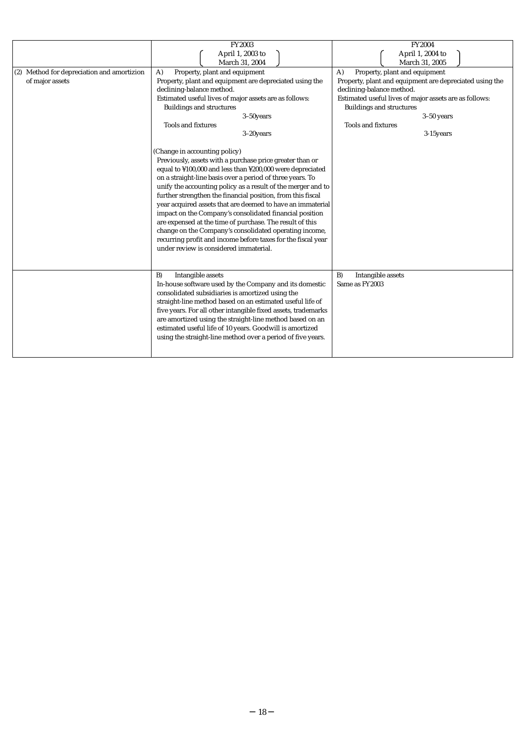| | FY2003 (April 1, 2003 to March 31, 2004) | FY2004 (April 1, 2004 to March 31, 2005) |
|---|---|---|
| (2) Method for depreciation and amortizion of major assets | A) Property, plant and equipment<br>Property, plant and equipment are depreciated using the declining-balance method.<br>Estimated useful lives of major assets are as follows:<br>Buildings and structures 3–50years<br>Tools and fixtures 3–20years<br><br>(Change in accounting policy)<br>Previously, assets with a purchase price greater than or equal to ¥100,000 and less than ¥200,000 were depreciated on a straight-line basis over a period of three years. To unify the accounting policy as a result of the merger and to further strengthen the financial position, from this fiscal year acquired assets that are deemed to have an immaterial impact on the Company's consolidated financial position are expensed at the time of purchase. The result of this change on the Company's consolidated operating income, recurring profit and income before taxes for the fiscal year under review is considered immaterial. | A) Property, plant and equipment<br>Property, plant and equipment are depreciated using the declining-balance method.<br>Estimated useful lives of major assets are as follows:<br>Buildings and structures 3–50 years<br>Tools and fixtures 3-15years |
| | B) Intangible assets<br>In-house software used by the Company and its domestic consolidated subsidiaries is amortized using the straight-line method based on an estimated useful life of five years. For all other intangible fixed assets, trademarks are amortized using the straight-line method based on an estimated useful life of 10 years. Goodwill is amortized using the straight-line method over a period of five years. | B) Intangible assets<br>Same as FY2003 |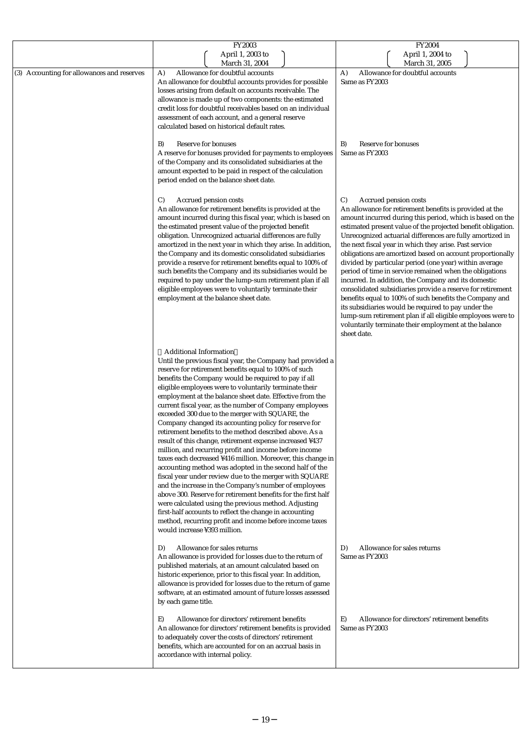| | FY2003 (April 1, 2003 to March 31, 2004) | FY2004 (April 1, 2004 to March 31, 2005) |
|---|---|---|
| (3) Accounting for allowances and reserves | A) Allowance for doubtful accounts<br>An allowance for doubtful accounts provides for possible losses arising from default on accounts receivable. The allowance is made up of two components: the estimated credit loss for doubtful receivables based on an individual assessment of each account, and a general reserve calculated based on historical default rates. | A) Allowance for doubtful accounts<br>Same as FY2003 |
| | B) Reserve for bonuses<br>A reserve for bonuses provided for payments to employees of the Company and its consolidated subsidiaries at the amount expected to be paid in respect of the calculation period ended on the balance sheet date. | B) Reserve for bonuses<br>Same as FY2003 |
| | C) Accrued pension costs<br>An allowance for retirement benefits is provided at the amount incurred during this fiscal year, which is based on the estimated present value of the projected benefit obligation. Unrecognized actuarial differences are fully amortized in the next year in which they arise. In addition, the Company and its domestic consolidated subsidiaries provide a reserve for retirement benefits equal to 100% of such benefits the Company and its subsidiaries would be required to pay under the lump-sum retirement plan if all eligible employees were to voluntarily terminate their employment at the balance sheet date. | C) Accrued pension costs<br>An allowance for retirement benefits is provided at the amount incurred during this period, which is based on the estimated present value of the projected benefit obligation. Unrecognized actuarial differences are fully amortized in the next fiscal year in which they arise. Past service obligations are amortized based on account proportionally divided by particular period (one year) within average period of time in service remained when the obligations incurred. In addition, the Company and its domestic consolidated subsidiaries provide a reserve for retirement benefits equal to 100% of such benefits the Company and its subsidiaries would be required to pay under the lump-sum retirement plan if all eligible employees were to voluntarily terminate their employment at the balance sheet date. |
| | 【Additional Information】<br>Until the previous fiscal year, the Company had provided a reserve for retirement benefits equal to 100% of such benefits the Company would be required to pay if all eligible employees were to voluntarily terminate their employment at the balance sheet date. Effective from the current fiscal year, as the number of Company employees exceeded 300 due to the merger with SQUARE, the Company changed its accounting policy for reserve for retirement benefits to the method described above. As a result of this change, retirement expense increased ¥437 million, and recurring profit and income before income taxes each decreased ¥416 million. Moreover, this change in accounting method was adopted in the second half of the fiscal year under review due to the merger with SQUARE and the increase in the Company's number of employees above 300. Reserve for retirement benefits for the first half were calculated using the previous method. Adjusting first-half accounts to reflect the change in accounting method, recurring profit and income before income taxes would increase ¥393 million. | |
| | D) Allowance for sales returns<br>An allowance is provided for losses due to the return of published materials, at an amount calculated based on historic experience, prior to this fiscal year. In addition, allowance is provided for losses due to the return of game software, at an estimated amount of future losses assessed by each game title. | D) Allowance for sales returns<br>Same as FY2003 |
| | E) Allowance for directors' retirement benefits<br>An allowance for directors' retirement benefits is provided to adequately cover the costs of directors' retirement benefits, which are accounted for on an accrual basis in accordance with internal policy. | E) Allowance for directors' retirement benefits<br>Same as FY2003 |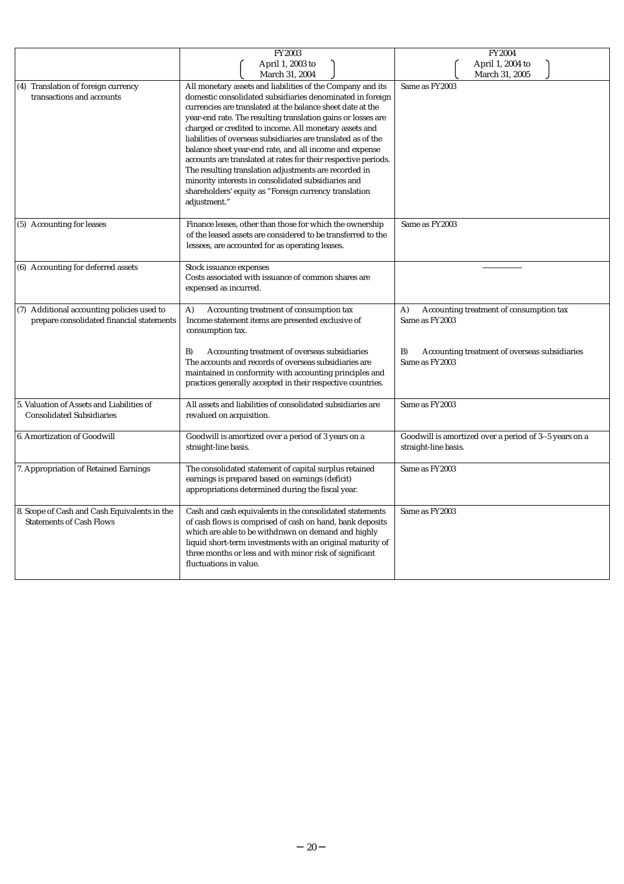| | FY2003 (April 1, 2003 to March 31, 2004) | FY2004 (April 1, 2004 to March 31, 2005) |
|---|---|---|
| (4) Translation of foreign currency transactions and accounts | All monetary assets and liabilities of the Company and its domestic consolidated subsidiaries denominated in foreign currencies are translated at the balance sheet date at the year-end rate. The resulting translation gains or losses are charged or credited to income. All monetary assets and liabilities of overseas subsidiaries are translated as of the balance sheet year-end rate, and all income and expense accounts are translated at rates for their respective periods. The resulting translation adjustments are recorded in minority interests in consolidated subsidiaries and shareholders' equity as "Foreign currency translation adjustment." | Same as FY2003 |
| (5) Accounting for leases | Finance leases, other than those for which the ownership of the leased assets are considered to be transferred to the lessees, are accounted for as operating leases. | Same as FY2003 |
| (6) Accounting for deferred assets | Stock issuance expenses<br>Costs associated with issuance of common shares are expensed as incurred. | ―――――― |
| (7) Additional accounting policies used to prepare consolidated financial statements | A) Accounting treatment of consumption tax<br>Income statement items are presented exclusive of consumption tax.<br><br>B) Accounting treatment of overseas subsidiaries<br>The accounts and records of overseas subsidiaries are maintained in conformity with accounting principles and practices generally accepted in their respective countries. | A) Accounting treatment of consumption tax<br>Same as FY2003<br><br>B) Accounting treatment of overseas subsidiaries<br>Same as FY2003 |
| 5. Valuation of Assets and Liabilities of Consolidated Subsidiaries | All assets and liabilities of consolidated subsidiaries are revalued on acquisition. | Same as FY2003 |
| 6. Amortization of Goodwill | Goodwill is amortized over a period of 3 years on a straight-line basis. | Goodwill is amortized over a period of 3–5 years on a straight-line basis. |
| 7. Appropriation of Retained Earnings | The consolidated statement of capital surplus retained earnings is prepared based on earnings (deficit) appropriations determined during the fiscal year. | Same as FY2003 |
| 8. Scope of Cash and Cash Equivalents in the Statements of Cash Flows | Cash and cash equivalents in the consolidated statements of cash flows is comprised of cash on hand, bank deposits which are able to be withdrawn on demand and highly liquid short-term investments with an original maturity of three months or less and with minor risk of significant fluctuations in value. | Same as FY2003 |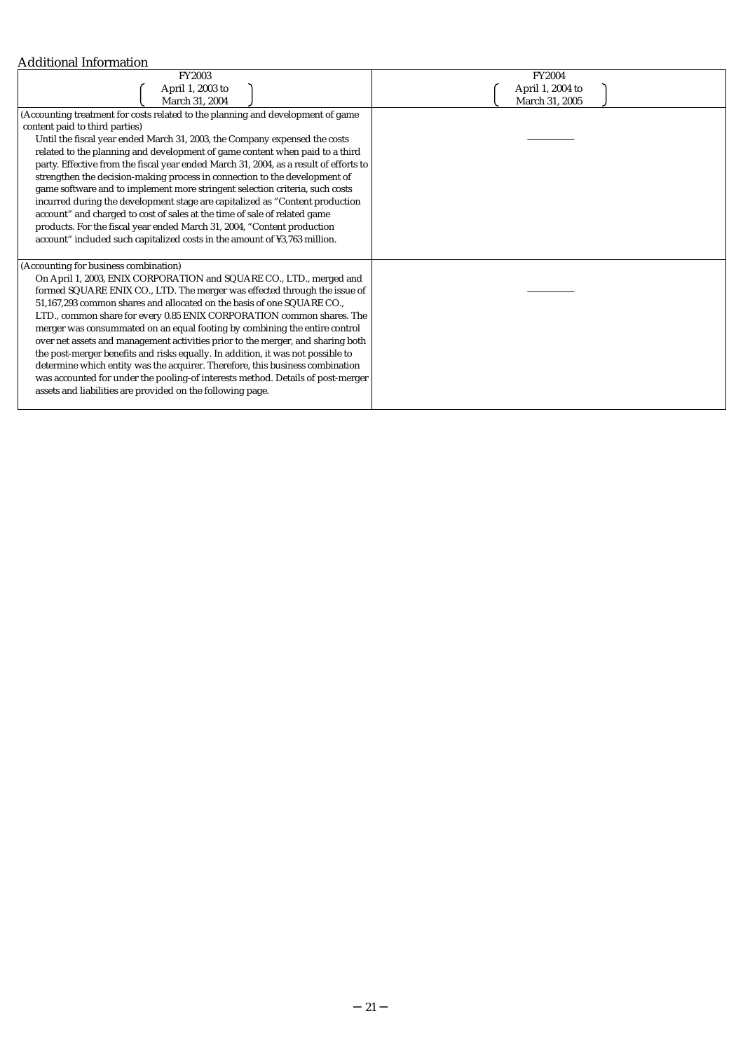Additional Information

| FY2003 (April 1, 2003 to March 31, 2004) | FY2004 (April 1, 2004 to March 31, 2005) |
|---|---|
| (Accounting treatment for costs related to the planning and development of game content paid to third parties)<br>Until the fiscal year ended March 31, 2003, the Company expensed the costs related to the planning and development of game content when paid to a third party. Effective from the fiscal year ended March 31, 2004, as a result of efforts to strengthen the decision-making process in connection to the development of game software and to implement more stringent selection criteria, such costs incurred during the development stage are capitalized as "Content production account" and charged to cost of sales at the time of sale of related game products. For the fiscal year ended March 31, 2004, "Content production account" included such capitalized costs in the amount of ¥3,763 million. | ――――― |
| (Accounting for business combination)<br>On April 1, 2003, ENIX CORPORATION and SQUARE CO., LTD., merged and formed SQUARE ENIX CO., LTD. The merger was effected through the issue of 51,167,293 common shares and allocated on the basis of one SQUARE CO., LTD., common share for every 0.85 ENIX CORPORATION common shares. The merger was consummated on an equal footing by combining the entire control over net assets and management activities prior to the merger, and sharing both the post-merger benefits and risks equally. In addition, it was not possible to determine which entity was the acquirer. Therefore, this business combination was accounted for under the pooling-of interests method. Details of post-merger assets and liabilities are provided on the following page. | ――――― |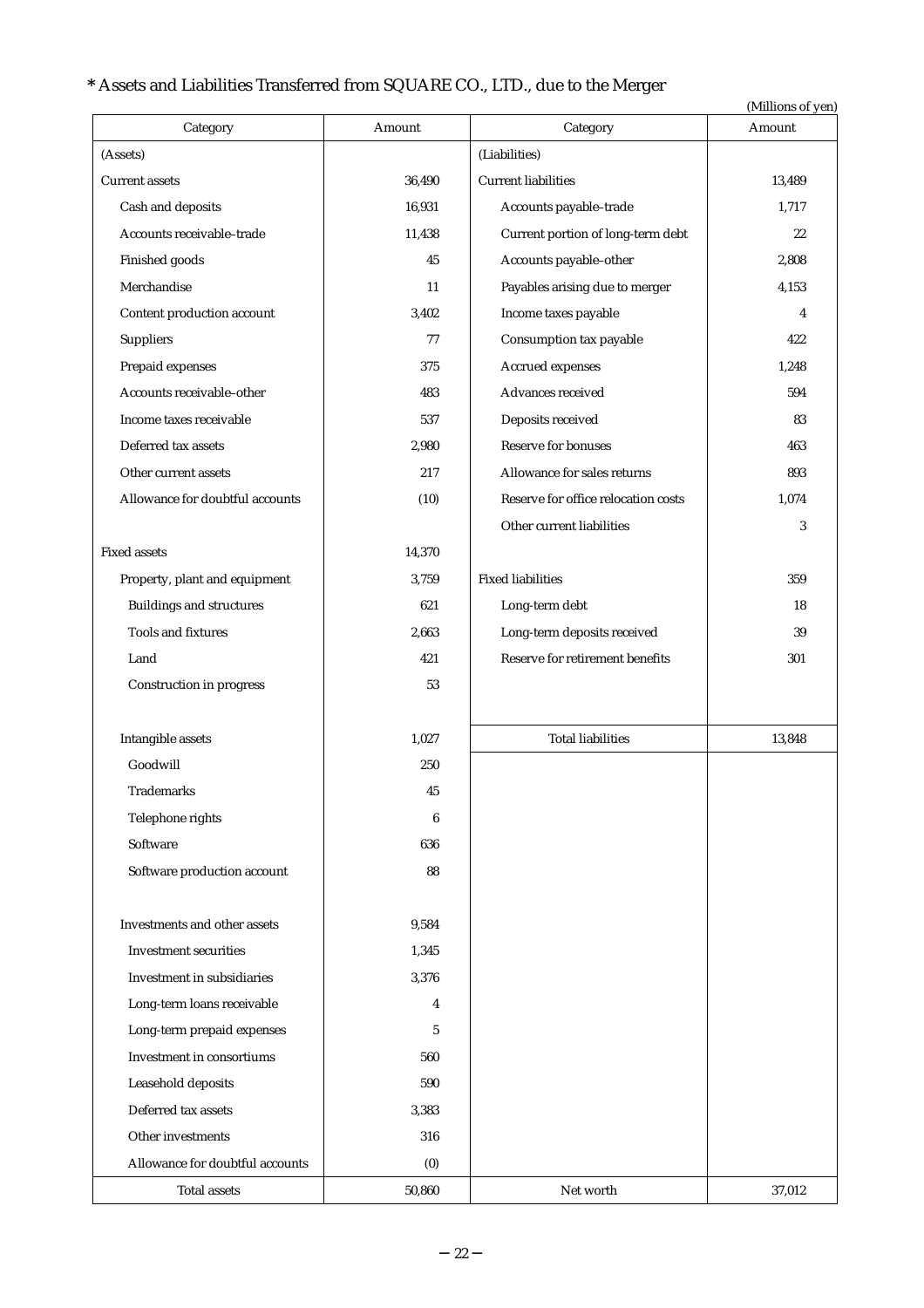## * Assets and Liabilities Transferred from SQUARE CO., LTD., due to the Merger

(Millions of yen)

| Category | Amount | Category | Amount |
|---|---|---|---|
| (Assets) | | (Liabilities) | |
| Current assets | 36,490 | Current liabilities | 13,489 |
| Cash and deposits | 16,931 | Accounts payable–trade | 1,717 |
| Accounts receivable–trade | 11,438 | Current portion of long-term debt | 22 |
| Finished goods | 45 | Accounts payable–other | 2,808 |
| Merchandise | 11 | Payables arising due to merger | 4,153 |
| Content production account | 3,402 | Income taxes payable | 4 |
| Suppliers | 77 | Consumption tax payable | 422 |
| Prepaid expenses | 375 | Accrued expenses | 1,248 |
| Accounts receivable–other | 483 | Advances received | 594 |
| Income taxes receivable | 537 | Deposits received | 83 |
| Deferred tax assets | 2,980 | Reserve for bonuses | 463 |
| Other current assets | 217 | Allowance for sales returns | 893 |
| Allowance for doubtful accounts | (10) | Reserve for office relocation costs | 1,074 |
| | | Other current liabilities | 3 |
| Fixed assets | 14,370 | | |
| Property, plant and equipment | 3,759 | Fixed liabilities | 359 |
| Buildings and structures | 621 | Long-term debt | 18 |
| Tools and fixtures | 2,663 | Long-term deposits received | 39 |
| Land | 421 | Reserve for retirement benefits | 301 |
| Construction in progress | 53 | | |
| Intangible assets | 1,027 | Total liabilities | 13,848 |
| Goodwill | 250 | | |
| Trademarks | 45 | | |
| Telephone rights | 6 | | |
| Software | 636 | | |
| Software production account | 88 | | |
| Investments and other assets | 9,584 | | |
| Investment securities | 1,345 | | |
| Investment in subsidiaries | 3,376 | | |
| Long-term loans receivable | 4 | | |
| Long-term prepaid expenses | 5 | | |
| Investment in consortiums | 560 | | |
| Leasehold deposits | 590 | | |
| Deferred tax assets | 3,383 | | |
| Other investments | 316 | | |
| Allowance for doubtful accounts | (0) | | |
| Total assets | 50,860 | Net worth | 37,012 |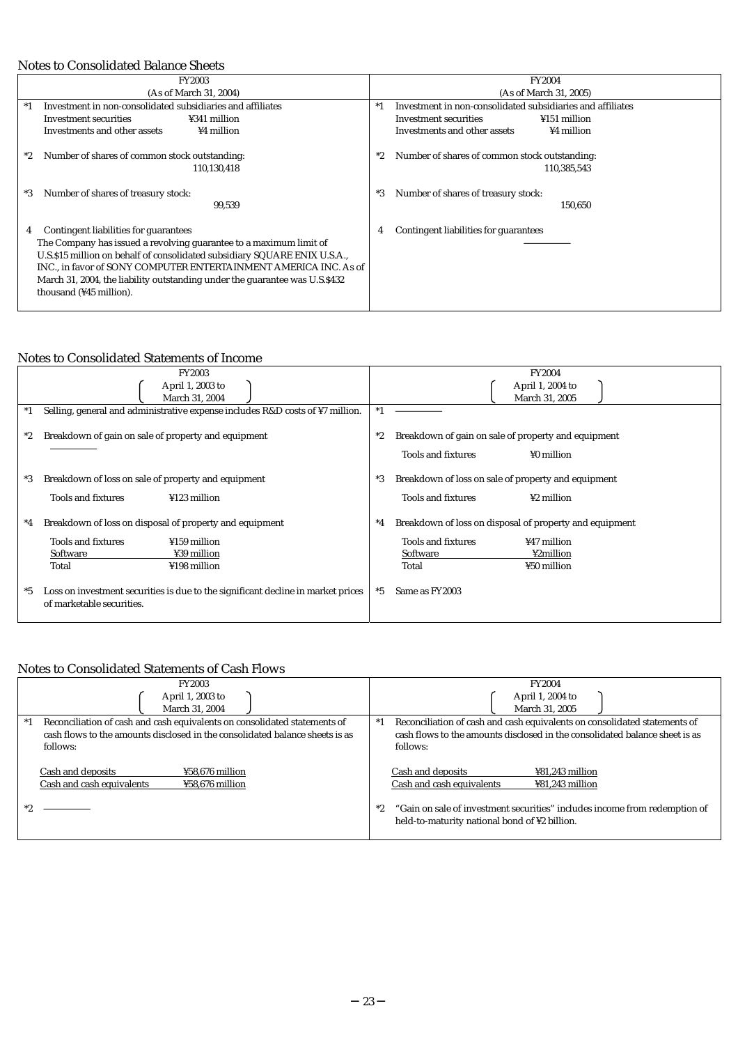## Notes to Consolidated Balance Sheets

| FY2003 (As of March 31, 2004) | FY2004 (As of March 31, 2005) |
|---|---|
| *1 Investment in non-consolidated subsidiaries and affiliates<br>Investment securities ¥341 million<br>Investments and other assets ¥4 million | *1 Investment in non-consolidated subsidiaries and affiliates<br>Investment securities ¥151 million<br>Investments and other assets ¥4 million |
| *2 Number of shares of common stock outstanding:<br>110,130,418 | *2 Number of shares of common stock outstanding:<br>110,385,543 |
| *3 Number of shares of treasury stock:<br>99,539 | *3 Number of shares of treasury stock:<br>150,650 |
| 4 Contingent liabilities for guarantees<br>The Company has issued a revolving guarantee to a maximum limit of U.S.$15 million on behalf of consolidated subsidiary SQUARE ENIX U.S.A., INC., in favor of SONY COMPUTER ENTERTAINMENT AMERICA INC. As of March 31, 2004, the liability outstanding under the guarantee was U.S.$432 thousand (¥45 million). | 4 Contingent liabilities for guarantees<br>――――― |

## Notes to Consolidated Statements of Income

| FY2003 (April 1, 2003 to March 31, 2004) | FY2004 (April 1, 2004 to March 31, 2005) |
|---|---|
| *1 Selling, general and administrative expense includes R&D costs of ¥7 million. | *1 ――――― |
| *2 Breakdown of gain on sale of property and equipment<br>――――― | *2 Breakdown of gain on sale of property and equipment<br>Tools and fixtures ¥0 million |
| *3 Breakdown of loss on sale of property and equipment<br>Tools and fixtures ¥123 million | *3 Breakdown of loss on sale of property and equipment<br>Tools and fixtures ¥2 million |
| *4 Breakdown of loss on disposal of property and equipment<br>Tools and fixtures ¥159 million<br>Software ¥39 million<br>Total ¥198 million | *4 Breakdown of loss on disposal of property and equipment<br>Tools and fixtures ¥47 million<br>Software ¥2million<br>Total ¥50 million |
| *5 Loss on investment securities is due to the significant decline in market prices of marketable securities. | *5 Same as FY2003 |

## Notes to Consolidated Statements of Cash Flows

| FY2003 (April 1, 2003 to March 31, 2004) | FY2004 (April 1, 2004 to March 31, 2005) |
|---|---|
| *1 Reconciliation of cash and cash equivalents on consolidated statements of cash flows to the amounts disclosed in the consolidated balance sheets is as follows:<br>Cash and deposits ¥58,676 million<br>Cash and cash equivalents ¥58,676 million | *1 Reconciliation of cash and cash equivalents on consolidated statements of cash flows to the amounts disclosed in the consolidated balance sheet is as follows:<br>Cash and deposits ¥81,243 million<br>Cash and cash equivalents ¥81,243 million |
| *2 ――――― | *2 "Gain on sale of investment securities" includes income from redemption of held-to-maturity national bond of ¥2 billion. |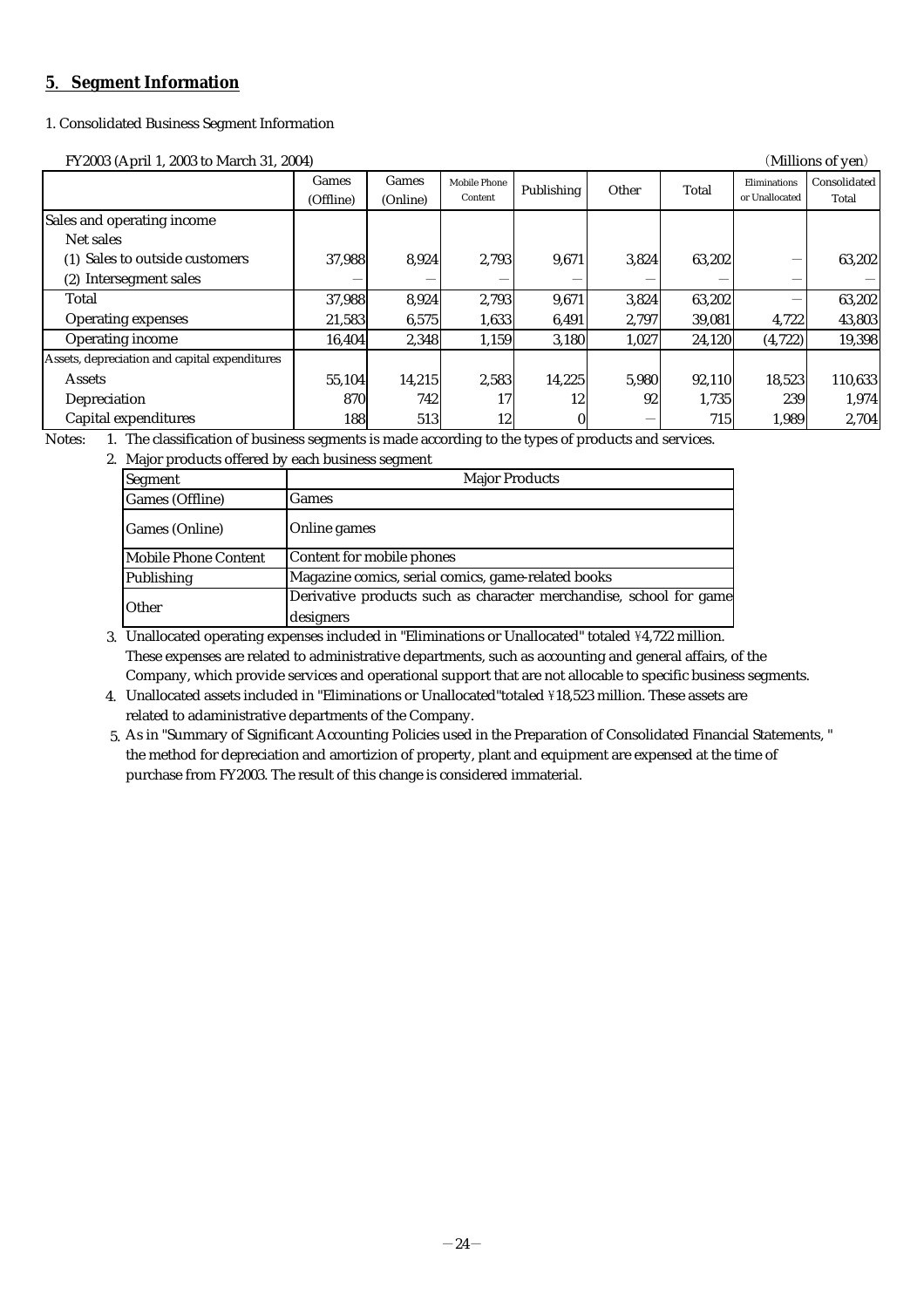## 5. Segment Information

1. Consolidated Business Segment Information

FY2003 (April 1, 2003 to March 31, 2004) (Millions of yen)

| | Games (Offline) | Games (Online) | Mobile Phone Content | Publishing | Other | Total | Eliminations or Unallocated | Consolidated Total |
|---|---|---|---|---|---|---|---|---|
| Sales and operating income | | | | | | | | |
| Net sales | | | | | | | | |
| (1) Sales to outside customers | 37,988 | 8,924 | 2,793 | 9,671 | 3,824 | 63,202 | — | 63,202 |
| (2) Intersegment sales | — | — | — | — | — | — | — | — |
| Total | 37,988 | 8,924 | 2,793 | 9,671 | 3,824 | 63,202 | — | 63,202 |
| Operating expenses | 21,583 | 6,575 | 1,633 | 6,491 | 2,797 | 39,081 | 4,722 | 43,803 |
| Operating income | 16,404 | 2,348 | 1,159 | 3,180 | 1,027 | 24,120 | (4,722) | 19,398 |
| Assets, depreciation and capital expenditures | | | | | | | | |
| Assets | 55,104 | 14,215 | 2,583 | 14,225 | 5,980 | 92,110 | 18,523 | 110,633 |
| Depreciation | 870 | 742 | 17 | 12 | 92 | 1,735 | 239 | 1,974 |
| Capital expenditures | 188 | 513 | 12 | 0 | — | 715 | 1,989 | 2,704 |

Notes:
1. The classification of business segments is made according to the types of products and services.
2. Major products offered by each business segment

| Segment | Major Products |
|---|---|
| Games (Offline) | Games |
| Games (Online) | Online games |
| Mobile Phone Content | Content for mobile phones |
| Publishing | Magazine comics, serial comics, game-related books |
| Other | Derivative products such as character merchandise, school for game designers |

3. Unallocated operating expenses included in "Eliminations or Unallocated" totaled ¥4,722 million. These expenses are related to administrative departments, such as accounting and general affairs, of the Company, which provide services and operational support that are not allocable to specific business segments.
4. Unallocated assets included in "Eliminations or Unallocated"totaled ¥18,523 million. These assets are related to adaministrative departments of the Company.
5. As in "Summary of Significant Accounting Policies used in the Preparation of Consolidated Financial Statements, " the method for depreciation and amortizion of property, plant and equipment are expensed at the time of purchase from FY2003. The result of this change is considered immaterial.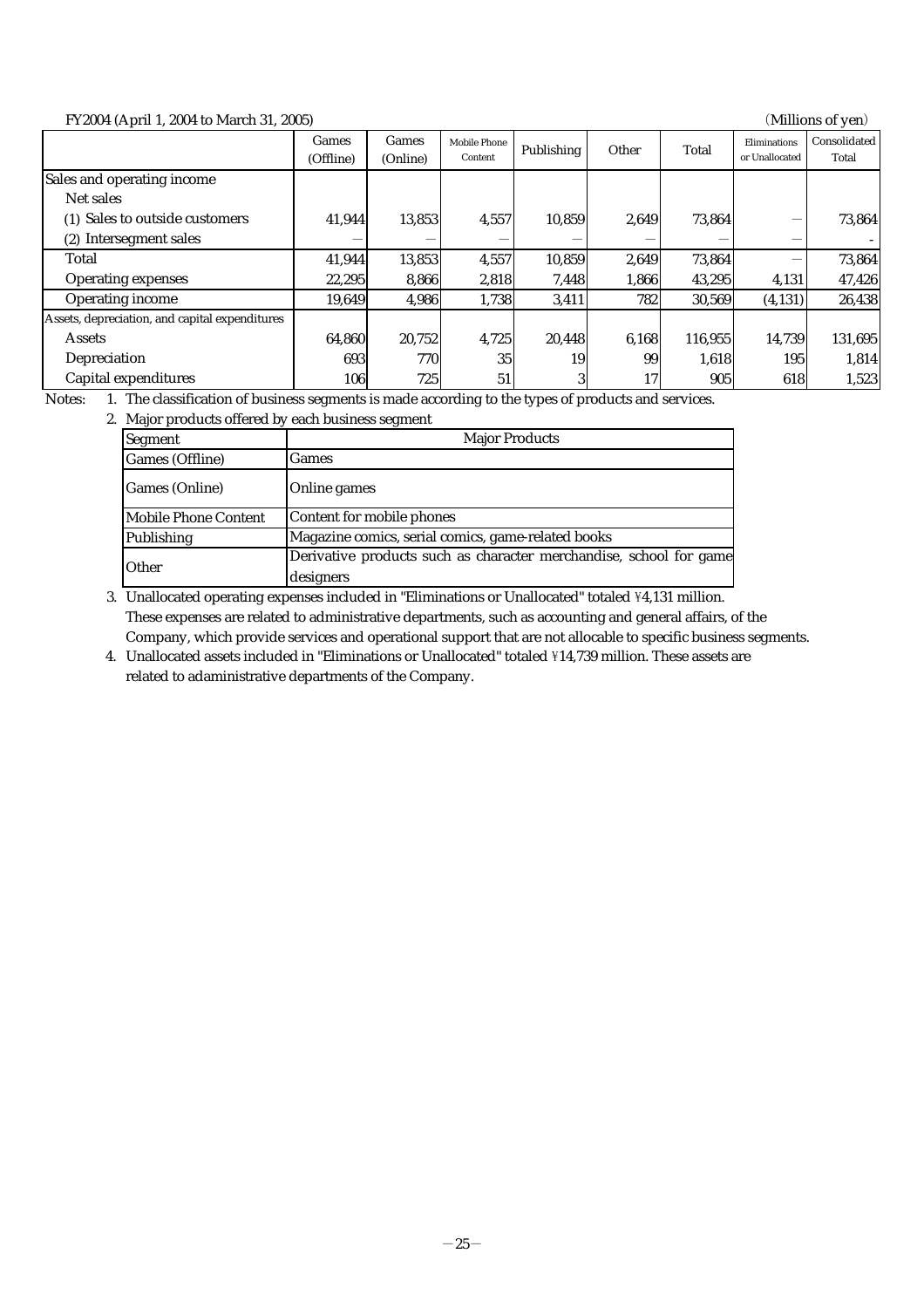FY2004 (April 1, 2004 to March 31, 2005) (Millions of yen)

| | Games (Offline) | Games (Online) | Mobile Phone Content | Publishing | Other | Total | Eliminations or Unallocated | Consolidated Total |
|---|---|---|---|---|---|---|---|---|
| Sales and operating income | | | | | | | | |
| Net sales | | | | | | | | |
| (1) Sales to outside customers | 41,944 | 13,853 | 4,557 | 10,859 | 2,649 | 73,864 | — | 73,864 |
| (2) Intersegment sales | — | — | — | — | — | — | — | - |
| Total | 41,944 | 13,853 | 4,557 | 10,859 | 2,649 | 73,864 | — | 73,864 |
| Operating expenses | 22,295 | 8,866 | 2,818 | 7,448 | 1,866 | 43,295 | 4,131 | 47,426 |
| Operating income | 19,649 | 4,986 | 1,738 | 3,411 | 782 | 30,569 | (4,131) | 26,438 |
| Assets, depreciation, and capital expenditures | | | | | | | | |
| Assets | 64,860 | 20,752 | 4,725 | 20,448 | 6,168 | 116,955 | 14,739 | 131,695 |
| Depreciation | 693 | 770 | 35 | 19 | 99 | 1,618 | 195 | 1,814 |
| Capital expenditures | 106 | 725 | 51 | 3 | 17 | 905 | 618 | 1,523 |

Notes:
1. The classification of business segments is made according to the types of products and services.
2. Major products offered by each business segment

| Segment | Major Products |
|---|---|
| Games (Offline) | Games |
| Games (Online) | Online games |
| Mobile Phone Content | Content for mobile phones |
| Publishing | Magazine comics, serial comics, game-related books |
| Other | Derivative products such as character merchandise, school for game designers |

3. Unallocated operating expenses included in "Eliminations or Unallocated" totaled ¥4,131 million. These expenses are related to administrative departments, such as accounting and general affairs, of the Company, which provide services and operational support that are not allocable to specific business segments.
4. Unallocated assets included in "Eliminations or Unallocated" totaled ¥14,739 million. These assets are related to adaministrative departments of the Company.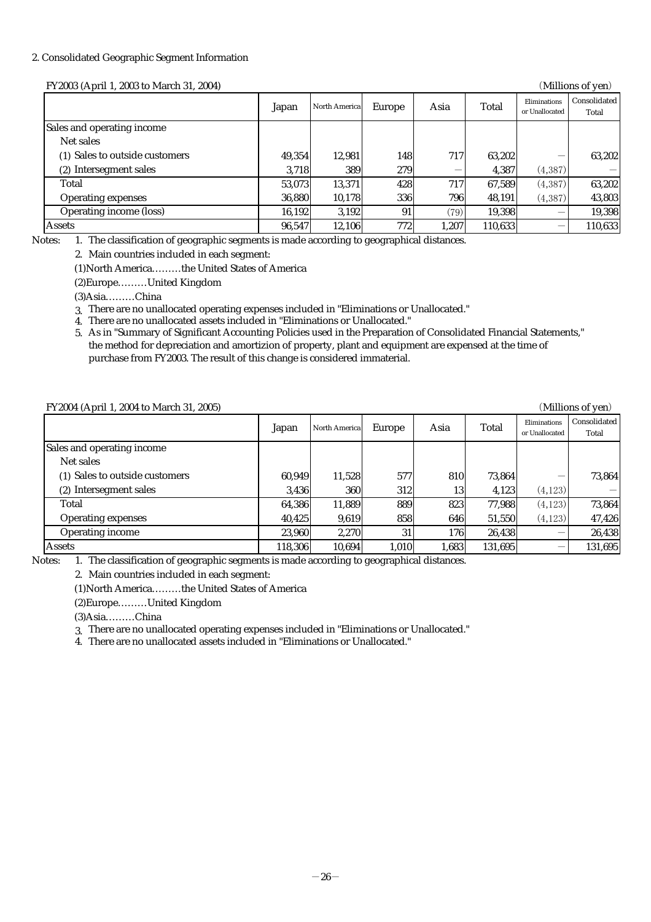2. Consolidated Geographic Segment Information

FY2003 (April 1, 2003 to March 31, 2004) (Millions of yen)

| | Japan | North America | Europe | Asia | Total | Eliminations or Unallocated | Consolidated Total |
|---|---|---|---|---|---|---|---|
| Sales and operating income | | | | | | | |
| Net sales | | | | | | | |
| (1) Sales to outside customers | 49,354 | 12,981 | 148 | 717 | 63,202 | — | 63,202 |
| (2) Intersegment sales | 3,718 | 389 | 279 | — | 4,387 | (4,387) | — |
| Total | 53,073 | 13,371 | 428 | 717 | 67,589 | (4,387) | 63,202 |
| Operating expenses | 36,880 | 10,178 | 336 | 796 | 48,191 | (4,387) | 43,803 |
| Operating income (loss) | 16,192 | 3,192 | 91 | (79) | 19,398 | — | 19,398 |
| Assets | 96,547 | 12,106 | 772 | 1,207 | 110,633 | — | 110,633 |

Notes:
1. The classification of geographic segments is made according to geographical distances.
2. Main countries included in each segment:
   (1)North America………the United States of America
   (2)Europe………United Kingdom
   (3)Asia………China
3. There are no unallocated operating expenses included in "Eliminations or Unallocated."
4. There are no unallocated assets included in "Eliminations or Unallocated."
5. As in "Summary of Significant Accounting Policies used in the Preparation of Consolidated Financial Statements," the method for depreciation and amortizion of property, plant and equipment are expensed at the time of purchase from FY2003. The result of this change is considered immaterial.

FY2004 (April 1, 2004 to March 31, 2005) (Millions of yen)

| | Japan | North America | Europe | Asia | Total | Eliminations or Unallocated | Consolidated Total |
|---|---|---|---|---|---|---|---|
| Sales and operating income | | | | | | | |
| Net sales | | | | | | | |
| (1) Sales to outside customers | 60,949 | 11,528 | 577 | 810 | 73,864 | — | 73,864 |
| (2) Intersegment sales | 3,436 | 360 | 312 | 13 | 4,123 | (4,123) | — |
| Total | 64,386 | 11,889 | 889 | 823 | 77,988 | (4,123) | 73,864 |
| Operating expenses | 40,425 | 9,619 | 858 | 646 | 51,550 | (4,123) | 47,426 |
| Operating income | 23,960 | 2,270 | 31 | 176 | 26,438 | — | 26,438 |
| Assets | 118,306 | 10,694 | 1,010 | 1,683 | 131,695 | — | 131,695 |

Notes:
1. The classification of geographic segments is made according to geographical distances.
2. Main countries included in each segment:
   (1)North America………the United States of America
   (2)Europe………United Kingdom
   (3)Asia………China
3. There are no unallocated operating expenses included in "Eliminations or Unallocated."
4. There are no unallocated assets included in "Eliminations or Unallocated."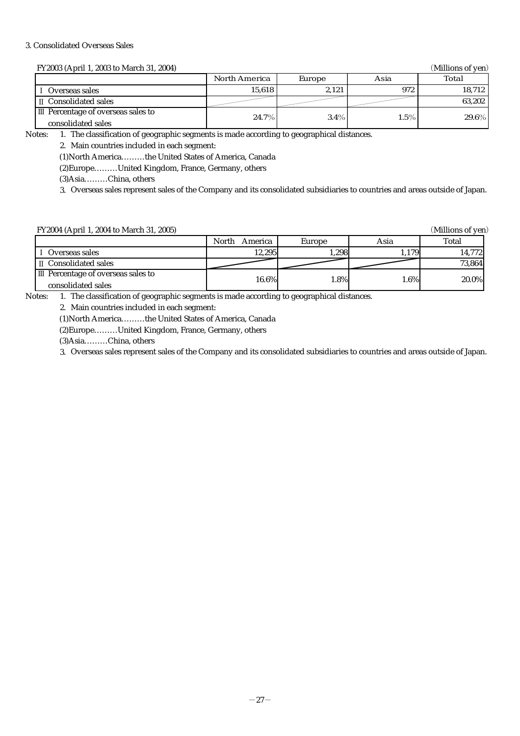3. Consolidated Overseas Sales

FY2003 (April 1, 2003 to March 31, 2004)

(Millions of yen)

| | North America | Europe | Asia | Total |
|---|---|---|---|---|
| I Overseas sales | 15,618 | 2,121 | 972 | 18,712 |
| II Consolidated sales | | | | 63,202 |
| III Percentage of overseas sales to consolidated sales | 24.7% | 3.4% | 1.5% | 29.6% |

Notes: 1. The classification of geographic segments is made according to geographical distances.

2. Main countries included in each segment:

(1)North America………the United States of America, Canada

(2)Europe………United Kingdom, France, Germany, others

(3)Asia………China, others

3. Overseas sales represent sales of the Company and its consolidated subsidiaries to countries and areas outside of Japan.

FY2004 (April 1, 2004 to March 31, 2005)

(Millions of yen)

| | North America | Europe | Asia | Total |
|---|---|---|---|---|
| I Overseas sales | 12,295 | 1,298 | 1,179 | 14,772 |
| II Consolidated sales | | | | 73,864 |
| III Percentage of overseas sales to consolidated sales | 16.6% | 1.8% | 1.6% | 20.0% |

Notes: 1. The classification of geographic segments is made according to geographical distances.

2. Main countries included in each segment:

(1)North America………the United States of America, Canada

(2)Europe………United Kingdom, France, Germany, others

(3)Asia………China, others

3. Overseas sales represent sales of the Company and its consolidated subsidiaries to countries and areas outside of Japan.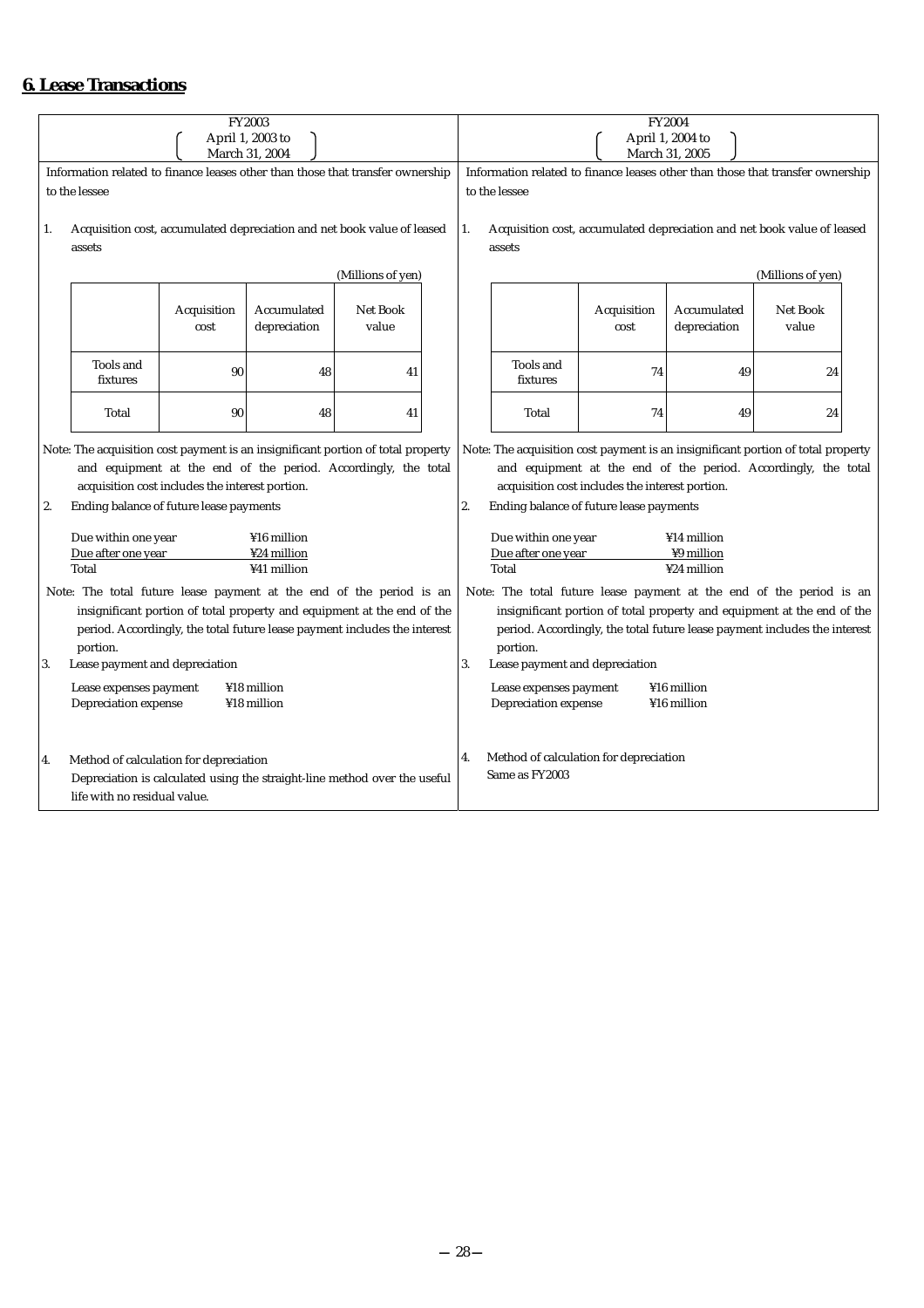## 6. Lease Transactions

**FY2003 (April 1, 2003 to March 31, 2004)**

Information related to finance leases other than those that transfer ownership to the lessee

1. Acquisition cost, accumulated depreciation and net book value of leased assets

(Millions of yen)

| | Acquisition cost | Accumulated depreciation | Net Book value |
|---|---|---|---|
| Tools and fixtures | 90 | 48 | 41 |
| Total | 90 | 48 | 41 |

Note: The acquisition cost payment is an insignificant portion of total property and equipment at the end of the period. Accordingly, the total acquisition cost includes the interest portion.

2. Ending balance of future lease payments

| | |
|---|---|
| Due within one year | ¥16 million |
| Due after one year | ¥24 million |
| Total | ¥41 million |

Note: The total future lease payment at the end of the period is an insignificant portion of total property and equipment at the end of the period. Accordingly, the total future lease payment includes the interest portion.

3. Lease payment and depreciation

| | |
|---|---|
| Lease expenses payment | ¥18 million |
| Depreciation expense | ¥18 million |

4. Method of calculation for depreciation

Depreciation is calculated using the straight-line method over the useful life with no residual value.

**FY2004 (April 1, 2004 to March 31, 2005)**

Information related to finance leases other than those that transfer ownership to the lessee

1. Acquisition cost, accumulated depreciation and net book value of leased assets

(Millions of yen)

| | Acquisition cost | Accumulated depreciation | Net Book value |
|---|---|---|---|
| Tools and fixtures | 74 | 49 | 24 |
| Total | 74 | 49 | 24 |

Note: The acquisition cost payment is an insignificant portion of total property and equipment at the end of the period. Accordingly, the total acquisition cost includes the interest portion.

2. Ending balance of future lease payments

| | |
|---|---|
| Due within one year | ¥14 million |
| Due after one year | ¥9 million |
| Total | ¥24 million |

Note: The total future lease payment at the end of the period is an insignificant portion of total property and equipment at the end of the period. Accordingly, the total future lease payment includes the interest portion.

3. Lease payment and depreciation

| | |
|---|---|
| Lease expenses payment | ¥16 million |
| Depreciation expense | ¥16 million |

4. Method of calculation for depreciation

Same as FY2003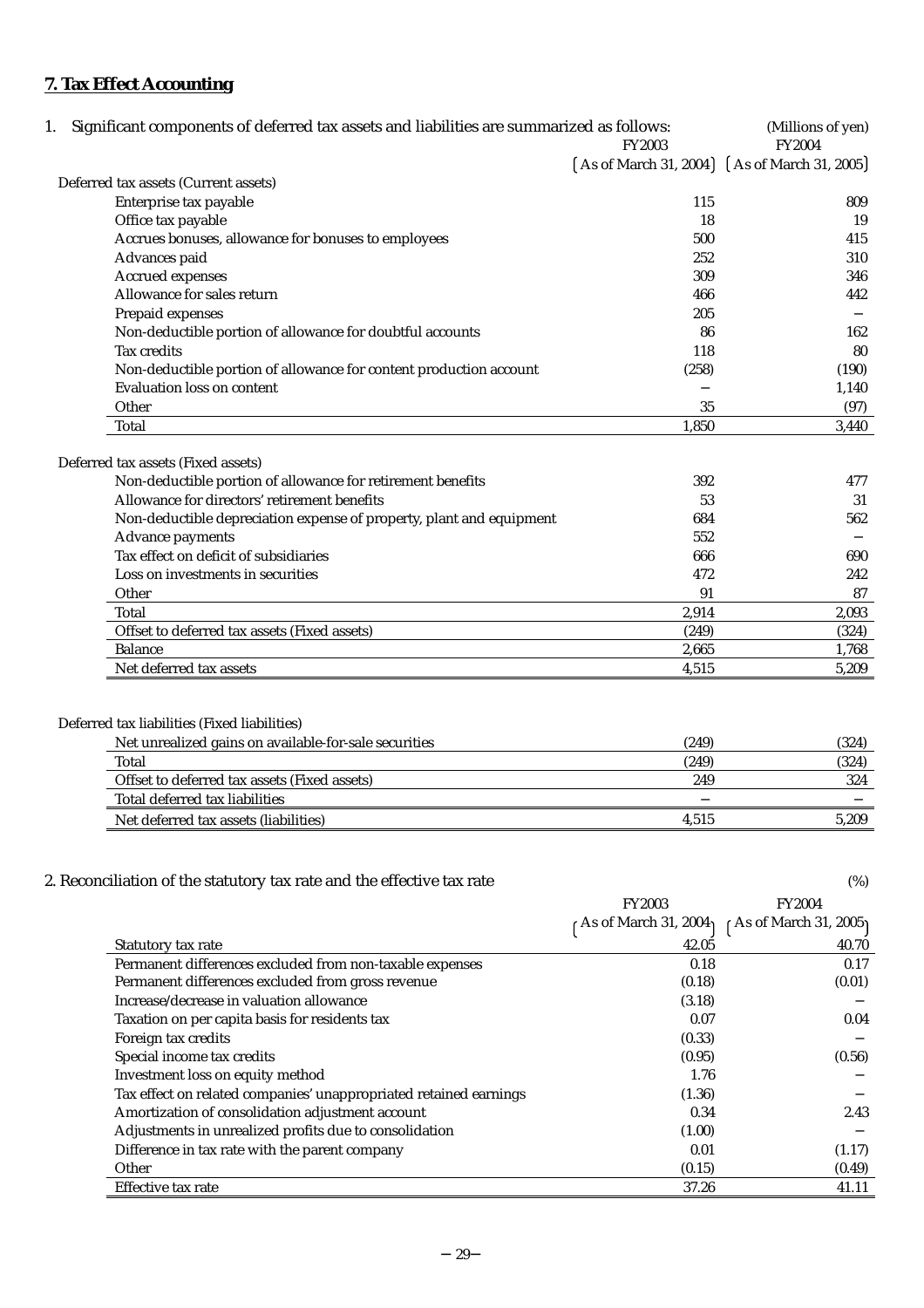## 7. Tax Effect Accounting

1. Significant components of deferred tax assets and liabilities are summarized as follows:

(Millions of yen)

| | FY2003 [As of March 31, 2004] | FY2004 [As of March 31, 2005] |
|---|---|---|
| Deferred tax assets (Current assets) | | |
| Enterprise tax payable | 115 | 809 |
| Office tax payable | 18 | 19 |
| Accrues bonuses, allowance for bonuses to employees | 500 | 415 |
| Advances paid | 252 | 310 |
| Accrued expenses | 309 | 346 |
| Allowance for sales return | 466 | 442 |
| Prepaid expenses | 205 | − |
| Non-deductible portion of allowance for doubtful accounts | 86 | 162 |
| Tax credits | 118 | 80 |
| Non-deductible portion of allowance for content production account | (258) | (190) |
| Evaluation loss on content | − | 1,140 |
| Other | 35 | (97) |
| Total | 1,850 | 3,440 |
| Deferred tax assets (Fixed assets) | | |
| Non-deductible portion of allowance for retirement benefits | 392 | 477 |
| Allowance for directors' retirement benefits | 53 | 31 |
| Non-deductible depreciation expense of property, plant and equipment | 684 | 562 |
| Advance payments | 552 | − |
| Tax effect on deficit of subsidiaries | 666 | 690 |
| Loss on investments in securities | 472 | 242 |
| Other | 91 | 87 |
| Total | 2,914 | 2,093 |
| Offset to deferred tax assets (Fixed assets) | (249) | (324) |
| Balance | 2,665 | 1,768 |
| Net deferred tax assets | 4,515 | 5,209 |
| Deferred tax liabilities (Fixed liabilities) | | |
| Net unrealized gains on available-for-sale securities | (249) | (324) |
| Total | (249) | (324) |
| Offset to deferred tax assets (Fixed assets) | 249 | 324 |
| Total deferred tax liabilities | − | − |
| Net deferred tax assets (liabilities) | 4,515 | 5,209 |

2. Reconciliation of the statutory tax rate and the effective tax rate

(%)

| | FY2003 [As of March 31, 2004] | FY2004 [As of March 31, 2005] |
|---|---|---|
| Statutory tax rate | 42.05 | 40.70 |
| Permanent differences excluded from non-taxable expenses | 0.18 | 0.17 |
| Permanent differences excluded from gross revenue | (0.18) | (0.01) |
| Increase/decrease in valuation allowance | (3.18) | − |
| Taxation on per capita basis for residents tax | 0.07 | 0.04 |
| Foreign tax credits | (0.33) | − |
| Special income tax credits | (0.95) | (0.56) |
| Investment loss on equity method | 1.76 | − |
| Tax effect on related companies' unappropriated retained earnings | (1.36) | − |
| Amortization of consolidation adjustment account | 0.34 | 2.43 |
| Adjustments in unrealized profits due to consolidation | (1.00) | − |
| Difference in tax rate with the parent company | 0.01 | (1.17) |
| Other | (0.15) | (0.49) |
| Effective tax rate | 37.26 | 41.11 |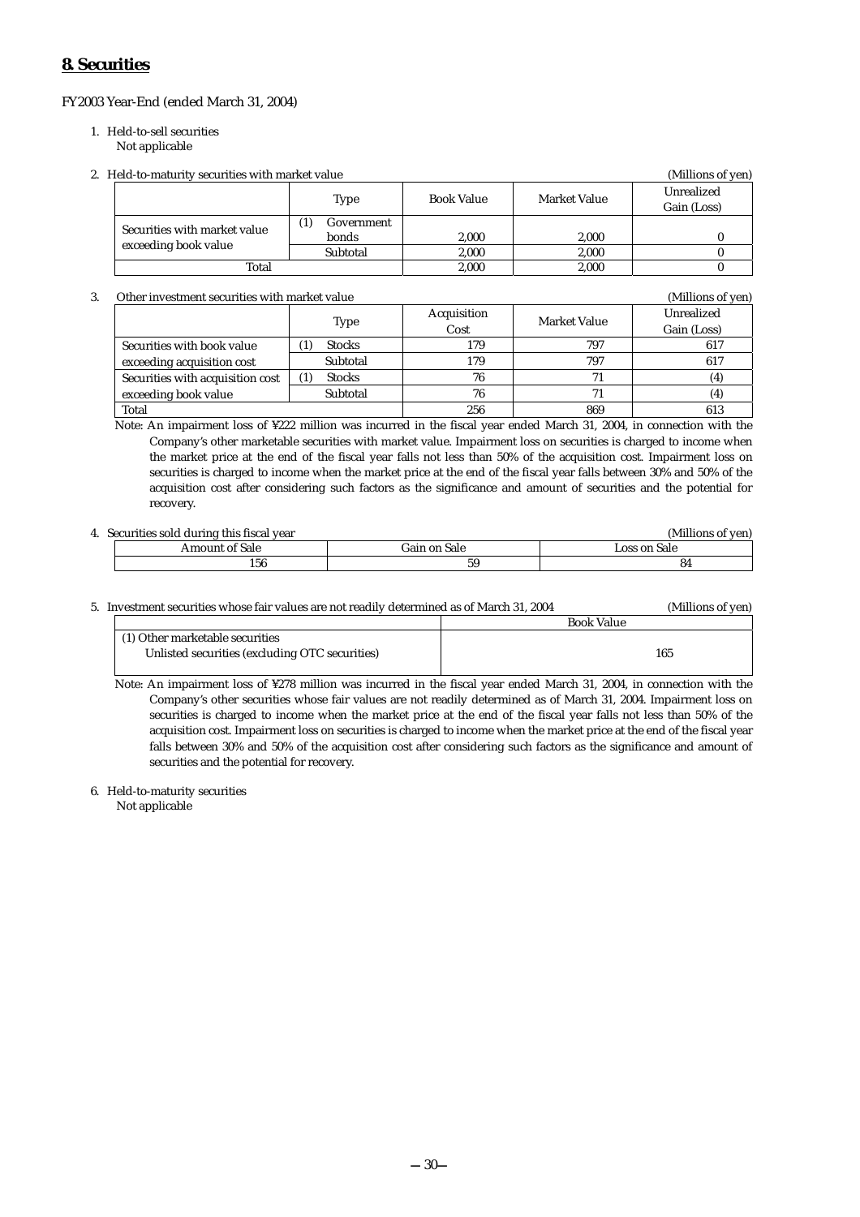## 8. Securities

FY2003 Year-End (ended March 31, 2004)

1. Held-to-sell securities
   Not applicable

2. Held-to-maturity securities with market value (Millions of yen)

| | Type | Book Value | Market Value | Unrealized Gain (Loss) |
|---|---|---|---|---|
| Securities with market value exceeding book value | (1) Government bonds | 2,000 | 2,000 | 0 |
| | Subtotal | 2,000 | 2,000 | 0 |
| Total | | 2,000 | 2,000 | 0 |

3. Other investment securities with market value (Millions of yen)

| | Type | Acquisition Cost | Market Value | Unrealized Gain (Loss) |
|---|---|---|---|---|
| Securities with book value exceeding acquisition cost | (1) Stocks | 179 | 797 | 617 |
| | Subtotal | 179 | 797 | 617 |
| Securities with acquisition cost exceeding book value | (1) Stocks | 76 | 71 | (4) |
| | Subtotal | 76 | 71 | (4) |
| Total | | 256 | 869 | 613 |

Note: An impairment loss of ¥222 million was incurred in the fiscal year ended March 31, 2004, in connection with the Company's other marketable securities with market value. Impairment loss on securities is charged to income when the market price at the end of the fiscal year falls not less than 50% of the acquisition cost. Impairment loss on securities is charged to income when the market price at the end of the fiscal year falls between 30% and 50% of the acquisition cost after considering such factors as the significance and amount of securities and the potential for recovery.

4. Securities sold during this fiscal year (Millions of yen)

| Amount of Sale | Gain on Sale | Loss on Sale |
|---|---|---|
| 156 | 59 | 84 |

5. Investment securities whose fair values are not readily determined as of March 31, 2004 (Millions of yen)

| | Book Value |
|---|---|
| (1) Other marketable securities<br>Unlisted securities (excluding OTC securities) | 165 |

Note: An impairment loss of ¥278 million was incurred in the fiscal year ended March 31, 2004, in connection with the Company's other securities whose fair values are not readily determined as of March 31, 2004. Impairment loss on securities is charged to income when the market price at the end of the fiscal year falls not less than 50% of the acquisition cost. Impairment loss on securities is charged to income when the market price at the end of the fiscal year falls between 30% and 50% of the acquisition cost after considering such factors as the significance and amount of securities and the potential for recovery.

6. Held-to-maturity securities
   Not applicable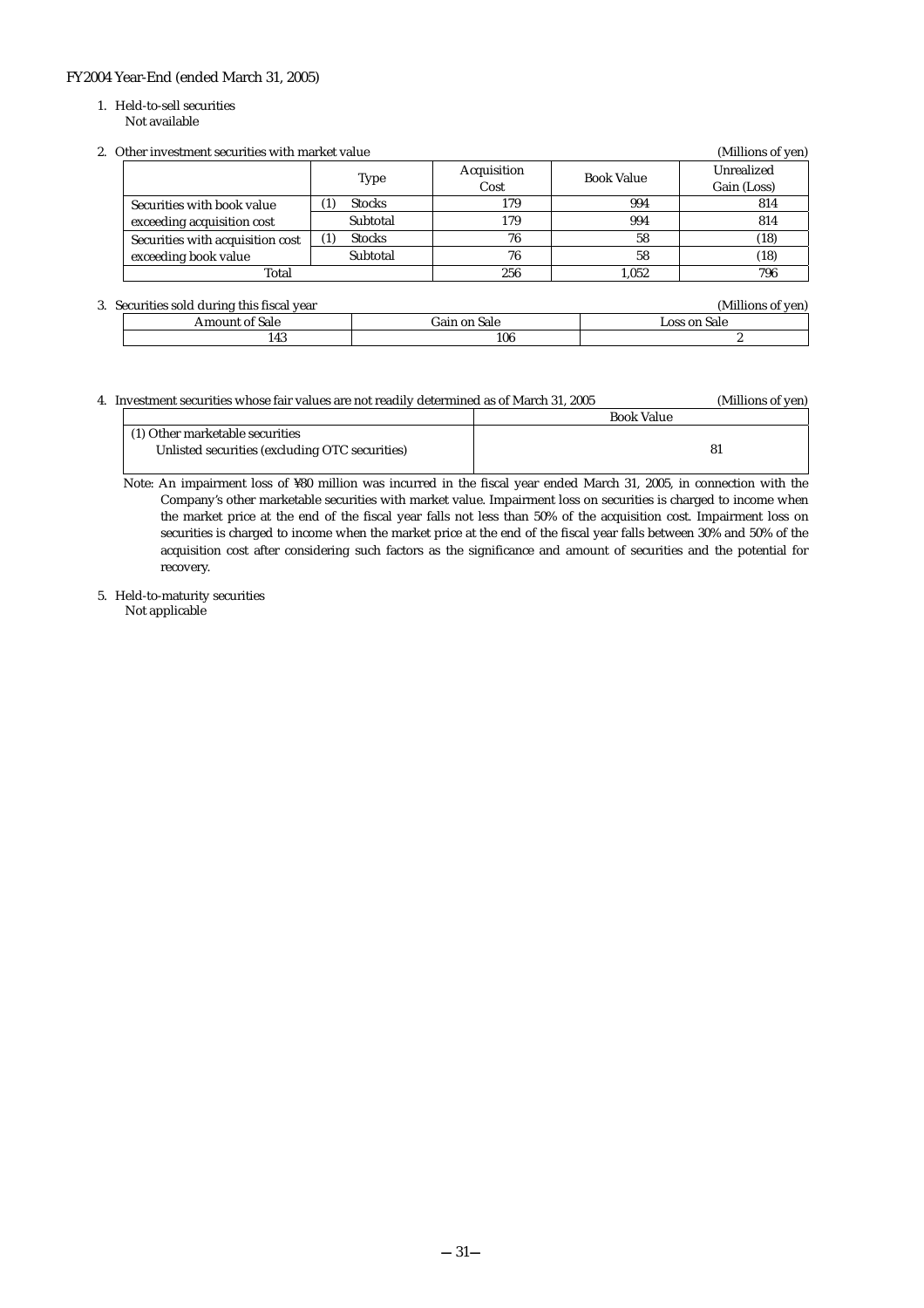FY2004 Year-End (ended March 31, 2005)

1. Held-to-sell securities
   Not available

2. Other investment securities with market value (Millions of yen)

| | Type | Acquisition Cost | Book Value | Unrealized Gain (Loss) |
|---|---|---|---|---|
| Securities with book value exceeding acquisition cost | (1) Stocks | 179 | 994 | 814 |
| | Subtotal | 179 | 994 | 814 |
| Securities with acquisition cost exceeding book value | (1) Stocks | 76 | 58 | (18) |
| | Subtotal | 76 | 58 | (18) |
| Total | | 256 | 1,052 | 796 |

3. Securities sold during this fiscal year (Millions of yen)

| Amount of Sale | Gain on Sale | Loss on Sale |
|---|---|---|
| 143 | 106 | 2 |

4. Investment securities whose fair values are not readily determined as of March 31, 2005 (Millions of yen)

| | Book Value |
|---|---|
| (1) Other marketable securities<br>Unlisted securities (excluding OTC securities) | 81 |

Note: An impairment loss of ¥80 million was incurred in the fiscal year ended March 31, 2005, in connection with the Company's other marketable securities with market value. Impairment loss on securities is charged to income when the market price at the end of the fiscal year falls not less than 50% of the acquisition cost. Impairment loss on securities is charged to income when the market price at the end of the fiscal year falls between 30% and 50% of the acquisition cost after considering such factors as the significance and amount of securities and the potential for recovery.

5. Held-to-maturity securities
   Not applicable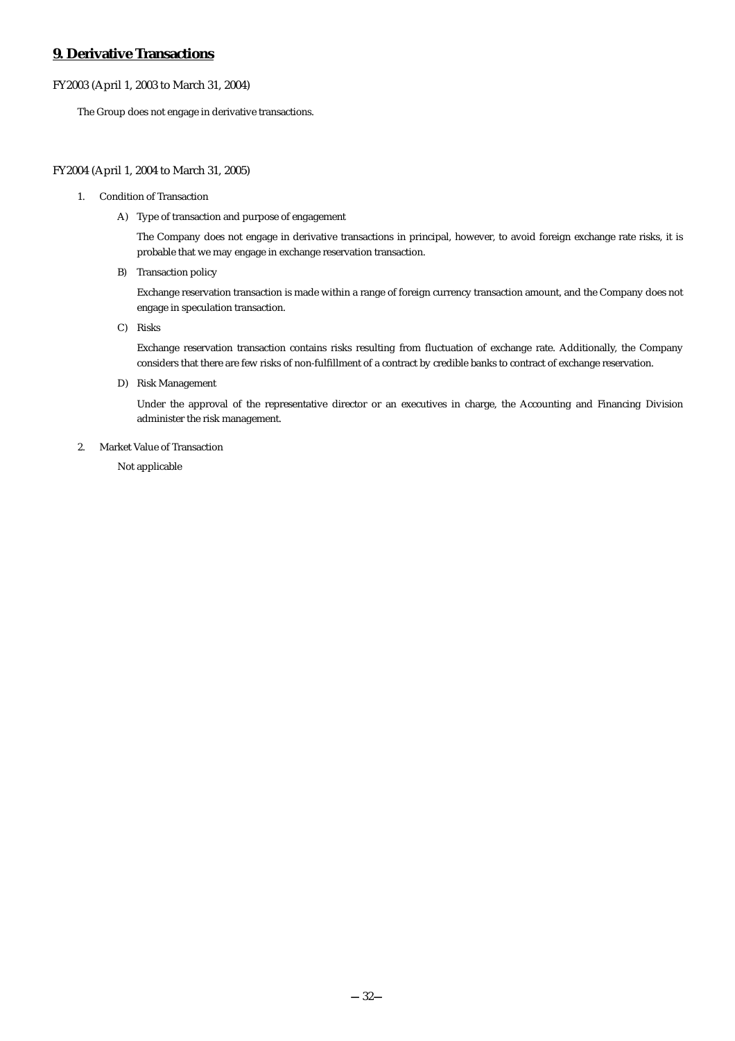## 9. Derivative Transactions

FY2003 (April 1, 2003 to March 31, 2004)

The Group does not engage in derivative transactions.

FY2004 (April 1, 2004 to March 31, 2005)

1. Condition of Transaction

   A) Type of transaction and purpose of engagement

      The Company does not engage in derivative transactions in principal, however, to avoid foreign exchange rate risks, it is probable that we may engage in exchange reservation transaction.

   B) Transaction policy

      Exchange reservation transaction is made within a range of foreign currency transaction amount, and the Company does not engage in speculation transaction.

   C) Risks

      Exchange reservation transaction contains risks resulting from fluctuation of exchange rate. Additionally, the Company considers that there are few risks of non-fulfillment of a contract by credible banks to contract of exchange reservation.

   D) Risk Management

      Under the approval of the representative director or an executives in charge, the Accounting and Financing Division administer the risk management.

2. Market Value of Transaction

   Not applicable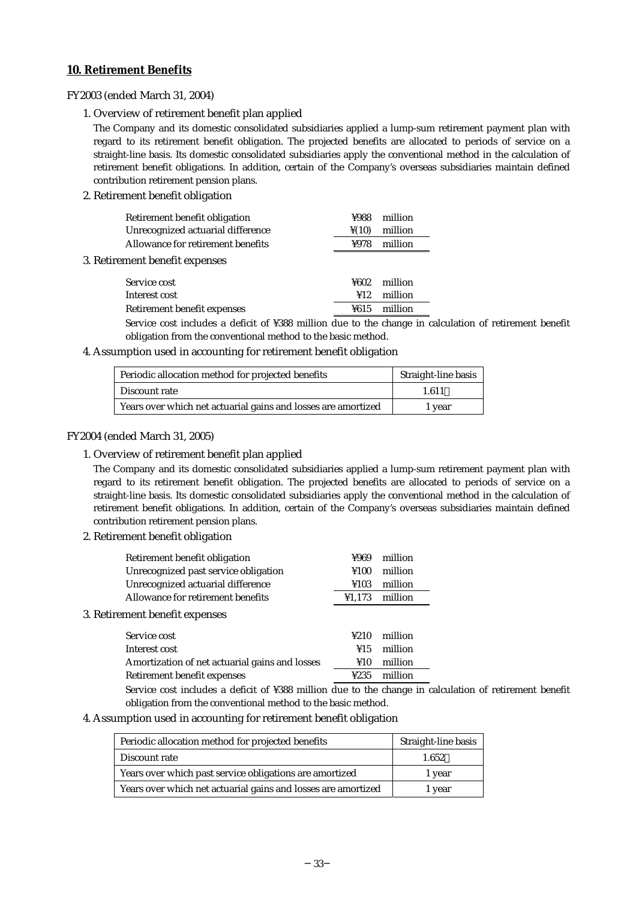## 10. Retirement Benefits

FY2003 (ended March 31, 2004)

1. Overview of retirement benefit plan applied

The Company and its domestic consolidated subsidiaries applied a lump-sum retirement payment plan with regard to its retirement benefit obligation. The projected benefits are allocated to periods of service on a straight-line basis. Its domestic consolidated subsidiaries apply the conventional method in the calculation of retirement benefit obligations. In addition, certain of the Company's overseas subsidiaries maintain defined contribution retirement pension plans.

2. Retirement benefit obligation

| | | |
|---|---|---|
| Retirement benefit obligation | ¥988 | million |
| Unrecognized actuarial difference | ¥(10) | million |
| Allowance for retirement benefits | ¥978 | million |

3. Retirement benefit expenses

| | | |
|---|---|---|
| Service cost | ¥602 | million |
| Interest cost | ¥12 | million |
| Retirement benefit expenses | ¥615 | million |

Service cost includes a deficit of ¥388 million due to the change in calculation of retirement benefit obligation from the conventional method to the basic method.

4. Assumption used in accounting for retirement benefit obligation

| | |
|---|---|
| Periodic allocation method for projected benefits | Straight-line basis |
| Discount rate | 1.611% |
| Years over which net actuarial gains and losses are amortized | 1 year |

FY2004 (ended March 31, 2005)

1. Overview of retirement benefit plan applied

The Company and its domestic consolidated subsidiaries applied a lump-sum retirement payment plan with regard to its retirement benefit obligation. The projected benefits are allocated to periods of service on a straight-line basis. Its domestic consolidated subsidiaries apply the conventional method in the calculation of retirement benefit obligations. In addition, certain of the Company's overseas subsidiaries maintain defined contribution retirement pension plans.

2. Retirement benefit obligation

| | | |
|---|---|---|
| Retirement benefit obligation | ¥969 | million |
| Unrecognized past service obligation | ¥100 | million |
| Unrecognized actuarial difference | ¥103 | million |
| Allowance for retirement benefits | ¥1,173 | million |

3. Retirement benefit expenses

| | | |
|---|---|---|
| Service cost | ¥210 | million |
| Interest cost | ¥15 | million |
| Amortization of net actuarial gains and losses | ¥10 | million |
| Retirement benefit expenses | ¥235 | million |

Service cost includes a deficit of ¥388 million due to the change in calculation of retirement benefit obligation from the conventional method to the basic method.

4. Assumption used in accounting for retirement benefit obligation

| | |
|---|---|
| Periodic allocation method for projected benefits | Straight-line basis |
| Discount rate | 1.652% |
| Years over which past service obligations are amortized | 1 year |
| Years over which net actuarial gains and losses are amortized | 1 year |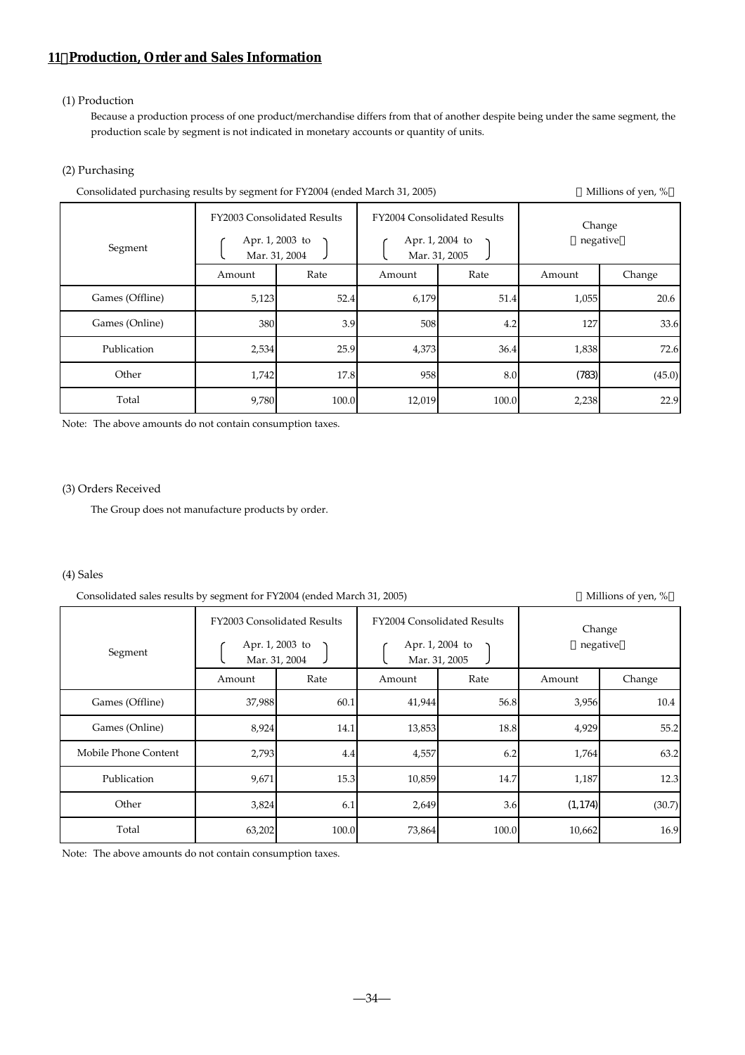## 11．Production, Order and Sales Information

(1) Production

Because a production process of one product/merchandise differs from that of another despite being under the same segment, the production scale by segment is not indicated in monetary accounts or quantity of units.

(2) Purchasing

Consolidated purchasing results by segment for FY2004 (ended March 31, 2005) （Millions of yen, %）

| Segment | FY2003 Consolidated Results (Apr. 1, 2003 to Mar. 31, 2004) | | FY2004 Consolidated Results (Apr. 1, 2004 to Mar. 31, 2005) | | Change (negative) | |
|---|---|---|---|---|---|---|
| | Amount | Rate | Amount | Rate | Amount | Change |
| Games (Offline) | 5,123 | 52.4 | 6,179 | 51.4 | 1,055 | 20.6 |
| Games (Online) | 380 | 3.9 | 508 | 4.2 | 127 | 33.6 |
| Publication | 2,534 | 25.9 | 4,373 | 36.4 | 1,838 | 72.6 |
| Other | 1,742 | 17.8 | 958 | 8.0 | (783) | (45.0) |
| Total | 9,780 | 100.0 | 12,019 | 100.0 | 2,238 | 22.9 |

Note: The above amounts do not contain consumption taxes.

(3) Orders Received

The Group does not manufacture products by order.

(4) Sales

Consolidated sales results by segment for FY2004 (ended March 31, 2005) （Millions of yen, %）

| Segment | FY2003 Consolidated Results (Apr. 1, 2003 to Mar. 31, 2004) | | FY2004 Consolidated Results (Apr. 1, 2004 to Mar. 31, 2005) | | Change (negative) | |
|---|---|---|---|---|---|---|
| | Amount | Rate | Amount | Rate | Amount | Change |
| Games (Offline) | 37,988 | 60.1 | 41,944 | 56.8 | 3,956 | 10.4 |
| Games (Online) | 8,924 | 14.1 | 13,853 | 18.8 | 4,929 | 55.2 |
| Mobile Phone Content | 2,793 | 4.4 | 4,557 | 6.2 | 1,764 | 63.2 |
| Publication | 9,671 | 15.3 | 10,859 | 14.7 | 1,187 | 12.3 |
| Other | 3,824 | 6.1 | 2,649 | 3.6 | (1,174) | (30.7) |
| Total | 63,202 | 100.0 | 73,864 | 100.0 | 10,662 | 16.9 |

Note: The above amounts do not contain consumption taxes.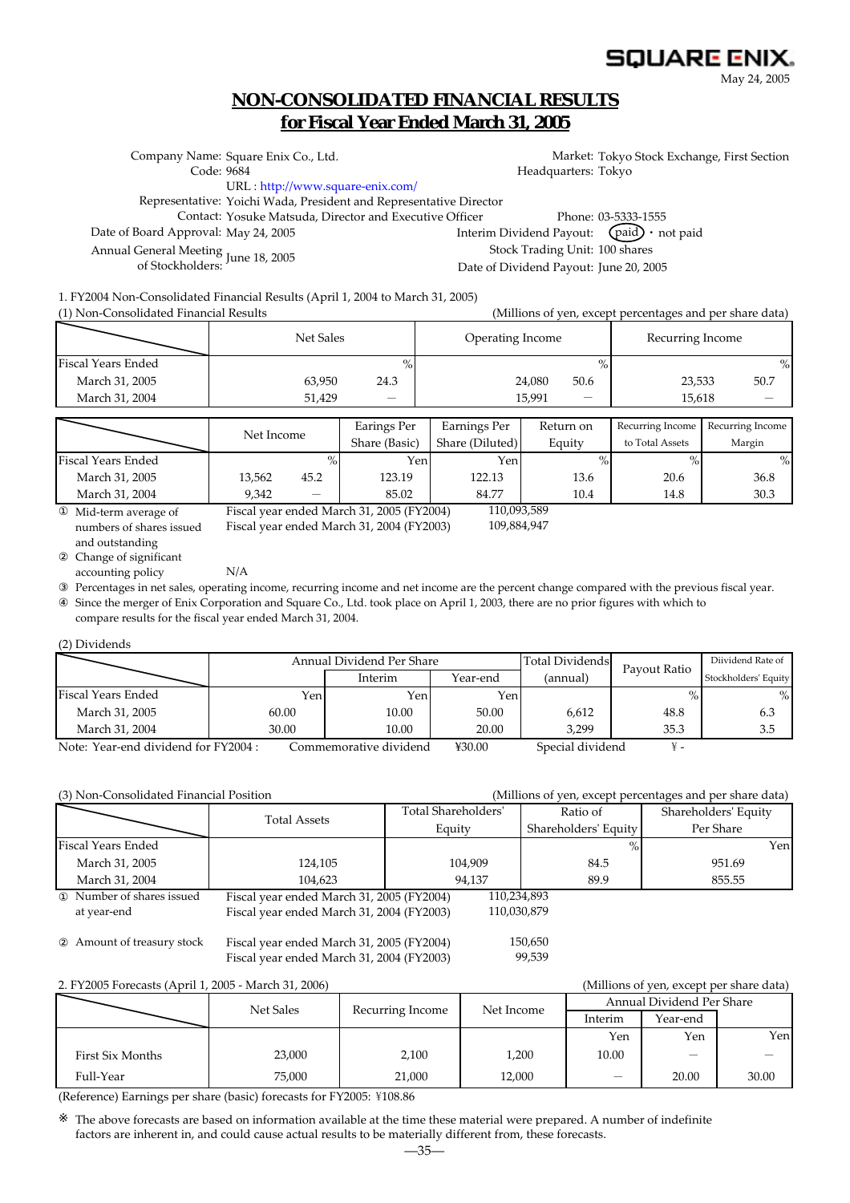SQUARE ENIX.

May 24, 2005

# NON-CONSOLIDATED FINANCIAL RESULTS
# for Fiscal Year Ended March 31, 2005

Company Name: Square Enix Co., Ltd. | Market: Tokyo Stock Exchange, First Section
Code: 9684 | Headquarters: Tokyo
URL : http://www.square-enix.com/
Representative: Yoichi Wada, President and Representative Director
Contact: Yosuke Matsuda, Director and Executive Officer | Phone: 03-5333-1555
Date of Board Approval: May 24, 2005 | Interim Dividend Payout: (paid) ・ not paid
Annual General Meeting of Stockholders: June 18, 2005 | Stock Trading Unit: 100 shares
Date of Dividend Payout: June 20, 2005

1. FY2004 Non-Consolidated Financial Results (April 1, 2004 to March 31, 2005)

(1) Non-Consolidated Financial Results (Millions of yen, except percentages and per share data)

| | Net Sales | | Operating Income | | Recurring Income | |
|---|---|---|---|---|---|---|
| Fiscal Years Ended | | % | | % | | % |
| March 31, 2005 | 63,950 | 24.3 | 24,080 | 50.6 | 23,533 | 50.7 |
| March 31, 2004 | 51,429 | — | 15,991 | — | 15,618 | — |

| | Net Income | | Earings Per Share (Basic) | Earnings Per Share (Diluted) | Return on Equity | Recurring Income to Total Assets | Recurring Income Margin |
|---|---|---|---|---|---|---|---|
| Fiscal Years Ended | | % | Yen | Yen | % | % | % |
| March 31, 2005 | 13,562 | 45.2 | 123.19 | 122.13 | 13.6 | 20.6 | 36.8 |
| March 31, 2004 | 9,342 | — | 85.02 | 84.77 | 10.4 | 14.8 | 30.3 |

① Mid-term average of numbers of shares issued and outstanding
Fiscal year ended March 31, 2005 (FY2004) 110,093,589
Fiscal year ended March 31, 2004 (FY2003) 109,884,947

② Change of significant accounting policy N/A

③ Percentages in net sales, operating income, recurring income and net income are the percent change compared with the previous fiscal year.

④ Since the merger of Enix Corporation and Square Co., Ltd. took place on April 1, 2003, there are no prior figures with which to compare results for the fiscal year ended March 31, 2004.

(2) Dividends

| | Annual Dividend Per Share | | | Total Dividends (annual) | Payout Ratio | Diividend Rate of Stockholders' Equity |
|---|---|---|---|---|---|---|
| | | Interim | Year-end | | | |
| Fiscal Years Ended | Yen | Yen | Yen | | % | % |
| March 31, 2005 | 60.00 | 10.00 | 50.00 | 6,612 | 48.8 | 6.3 |
| March 31, 2004 | 30.00 | 10.00 | 20.00 | 3,299 | 35.3 | 3.5 |

Note: Year-end dividend for FY2004 : Commemorative dividend ¥30.00 Special dividend ¥ -

(3) Non-Consolidated Financial Position (Millions of yen, except percentages and per share data)

| | Total Assets | Total Shareholders' Equity | Ratio of Shareholders' Equity | Shareholders' Equity Per Share |
|---|---|---|---|---|
| Fiscal Years Ended | | | % | Yen |
| March 31, 2005 | 124,105 | 104,909 | 84.5 | 951.69 |
| March 31, 2004 | 104,623 | 94,137 | 89.9 | 855.55 |

① Number of shares issued at year-end
Fiscal year ended March 31, 2005 (FY2004) 110,234,893
Fiscal year ended March 31, 2004 (FY2003) 110,030,879

② Amount of treasury stock
Fiscal year ended March 31, 2005 (FY2004) 150,650
Fiscal year ended March 31, 2004 (FY2003) 99,539

2. FY2005 Forecasts (April 1, 2005 - March 31, 2006) (Millions of yen, except per share data)

| | Net Sales | Recurring Income | Net Income | Annual Dividend Per Share | | |
|---|---|---|---|---|---|---|
| | | | | Interim | Year-end | |
| | | | | Yen | Yen | Yen |
| First Six Months | 23,000 | 2,100 | 1,200 | 10.00 | — | — |
| Full-Year | 75,000 | 21,000 | 12,000 | — | 20.00 | 30.00 |

(Reference) Earnings per share (basic) forecasts for FY2005: ¥108.86

※ The above forecasts are based on information available at the time these material were prepared. A number of indefinite factors are inherent in, and could cause actual results to be materially different from, these forecasts.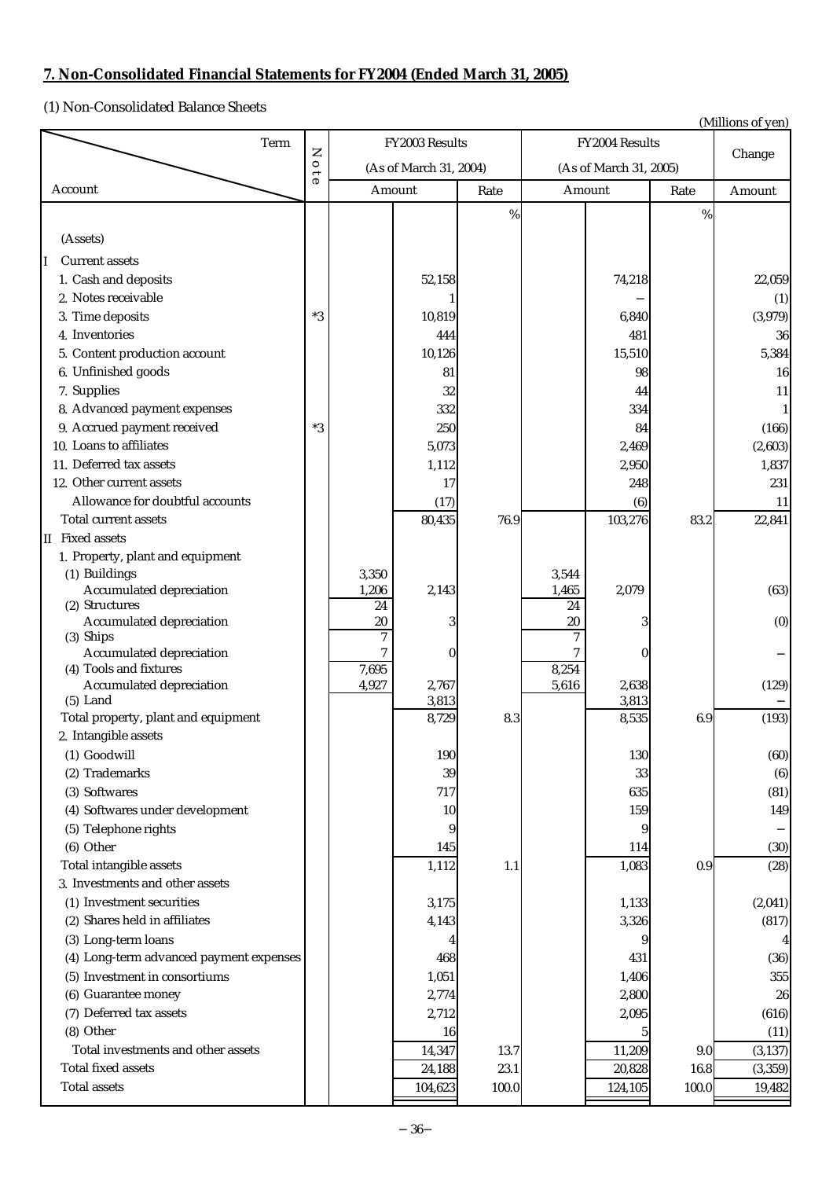## 7. Non-Consolidated Financial Statements for FY2004 (Ended March 31, 2005)

(1) Non-Consolidated Balance Sheets

(Millions of yen)

| Account | Note | FY2003 Results (As of March 31, 2004) Amount | | Rate | FY2004 Results (As of March 31, 2005) Amount | | Rate | Change Amount |
|---|---|---|---|---|---|---|---|---|
| | | | | % | | | % | |
| (Assets) | | | | | | | | |
| I Current assets | | | | | | | | |
| 1. Cash and deposits | | | 52,158 | | | 74,218 | | 22,059 |
| 2. Notes receivable | | | 1 | | | – | | (1) |
| 3. Time deposits | *3 | | 10,819 | | | 6,840 | | (3,979) |
| 4. Inventories | | | 444 | | | 481 | | 36 |
| 5. Content production account | | | 10,126 | | | 15,510 | | 5,384 |
| 6. Unfinished goods | | | 81 | | | 98 | | 16 |
| 7. Supplies | | | 32 | | | 44 | | 11 |
| 8. Advanced payment expenses | | | 332 | | | 334 | | 1 |
| 9. Accrued payment received | *3 | | 250 | | | 84 | | (166) |
| 10. Loans to affiliates | | | 5,073 | | | 2,469 | | (2,603) |
| 11. Deferred tax assets | | | 1,112 | | | 2,950 | | 1,837 |
| 12. Other current assets | | | 17 | | | 248 | | 231 |
| Allowance for doubtful accounts | | | (17) | | | (6) | | 11 |
| Total current assets | | | 80,435 | 76.9 | | 103,276 | 83.2 | 22,841 |
| II Fixed assets | | | | | | | | |
| 1. Property, plant and equipment | | | | | | | | |
| (1) Buildings | | 3,350 | | | 3,544 | | | |
| Accumulated depreciation | | 1,206 | 2,143 | | 1,465 | 2,079 | | (63) |
| (2) Structures | | 24 | | | 24 | | | |
| Accumulated depreciation | | 20 | 3 | | 20 | 3 | | (0) |
| (3) Ships | | 7 | | | 7 | | | |
| Accumulated depreciation | | 7 | 0 | | 7 | 0 | | – |
| (4) Tools and fixtures | | 7,695 | | | 8,254 | | | |
| Accumulated depreciation | | 4,927 | 2,767 | | 5,616 | 2,638 | | (129) |
| (5) Land | | | 3,813 | | | 3,813 | | – |
| Total property, plant and equipment | | | 8,729 | 8.3 | | 8,535 | 6.9 | (193) |
| 2. Intangible assets | | | | | | | | |
| (1) Goodwill | | | 190 | | | 130 | | (60) |
| (2) Trademarks | | | 39 | | | 33 | | (6) |
| (3) Softwares | | | 717 | | | 635 | | (81) |
| (4) Softwares under development | | | 10 | | | 159 | | 149 |
| (5) Telephone rights | | | 9 | | | 9 | | – |
| (6) Other | | | 145 | | | 114 | | (30) |
| Total intangible assets | | | 1,112 | 1.1 | | 1,083 | 0.9 | (28) |
| 3. Investments and other assets | | | | | | | | |
| (1) Investment securities | | | 3,175 | | | 1,133 | | (2,041) |
| (2) Shares held in affiliates | | | 4,143 | | | 3,326 | | (817) |
| (3) Long-term loans | | | 4 | | | 9 | | 4 |
| (4) Long-term advanced payment expenses | | | 468 | | | 431 | | (36) |
| (5) Investment in consortiums | | | 1,051 | | | 1,406 | | 355 |
| (6) Guarantee money | | | 2,774 | | | 2,800 | | 26 |
| (7) Deferred tax assets | | | 2,712 | | | 2,095 | | (616) |
| (8) Other | | | 16 | | | 5 | | (11) |
| Total investments and other assets | | | 14,347 | 13.7 | | 11,209 | 9.0 | (3,137) |
| Total fixed assets | | | 24,188 | 23.1 | | 20,828 | 16.8 | (3,359) |
| Total assets | | | 104,623 | 100.0 | | 124,105 | 100.0 | 19,482 |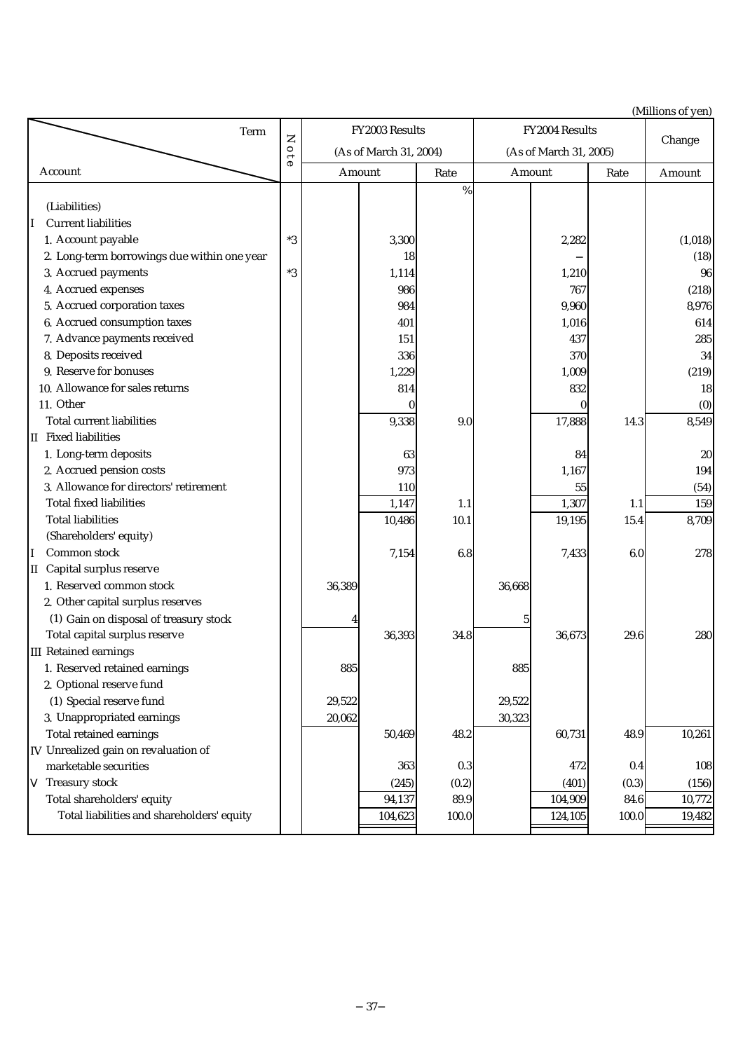(Millions of yen)

| Account / Term | Note | FY2003 Results (As of March 31, 2004) Amount | | Rate | FY2004 Results (As of March 31, 2005) Amount | | Rate | Change Amount |
|---|---|---|---|---|---|---|---|---|
| | | | | % | | | | |
| (Liabilities) | | | | | | | | |
| I Current liabilities | | | | | | | | |
| 1. Account payable | *3 | | 3,300 | | | 2,282 | | (1,018) |
| 2. Long-term borrowings due within one year | | | 18 | | | − | | (18) |
| 3. Accrued payments | *3 | | 1,114 | | | 1,210 | | 96 |
| 4. Accrued expenses | | | 986 | | | 767 | | (218) |
| 5. Accrued corporation taxes | | | 984 | | | 9,960 | | 8,976 |
| 6. Accrued consumption taxes | | | 401 | | | 1,016 | | 614 |
| 7. Advance payments received | | | 151 | | | 437 | | 285 |
| 8. Deposits received | | | 336 | | | 370 | | 34 |
| 9. Reserve for bonuses | | | 1,229 | | | 1,009 | | (219) |
| 10. Allowance for sales returns | | | 814 | | | 832 | | 18 |
| 11. Other | | | 0 | | | 0 | | (0) |
| Total current liabilities | | | 9,338 | 9.0 | | 17,888 | 14.3 | 8,549 |
| II Fixed liabilities | | | | | | | | |
| 1. Long-term deposits | | | 63 | | | 84 | | 20 |
| 2. Accrued pension costs | | | 973 | | | 1,167 | | 194 |
| 3. Allowance for directors' retirement | | | 110 | | | 55 | | (54) |
| Total fixed liabilities | | | 1,147 | 1.1 | | 1,307 | 1.1 | 159 |
| Total liabilities | | | 10,486 | 10.1 | | 19,195 | 15.4 | 8,709 |
| (Shareholders' equity) | | | | | | | | |
| I Common stock | | | 7,154 | 6.8 | | 7,433 | 6.0 | 278 |
| II Capital surplus reserve | | | | | | | | |
| 1. Reserved common stock | | 36,389 | | | 36,668 | | | |
| 2. Other capital surplus reserves | | | | | | | | |
| (1) Gain on disposal of treasury stock | | 4 | | | 5 | | | |
| Total capital surplus reserve | | | 36,393 | 34.8 | | 36,673 | 29.6 | 280 |
| III Retained earnings | | | | | | | | |
| 1. Reserved retained earnings | | 885 | | | 885 | | | |
| 2. Optional reserve fund | | | | | | | | |
| (1) Special reserve fund | | 29,522 | | | 29,522 | | | |
| 3. Unappropriated earnings | | 20,062 | | | 30,323 | | | |
| Total retained earnings | | | 50,469 | 48.2 | | 60,731 | 48.9 | 10,261 |
| IV Unrealized gain on revaluation of marketable securities | | | 363 | 0.3 | | 472 | 0.4 | 108 |
| V Treasury stock | | | (245) | (0.2) | | (401) | (0.3) | (156) |
| Total shareholders' equity | | | 94,137 | 89.9 | | 104,909 | 84.6 | 10,772 |
| Total liabilities and shareholders' equity | | | 104,623 | 100.0 | | 124,105 | 100.0 | 19,482 |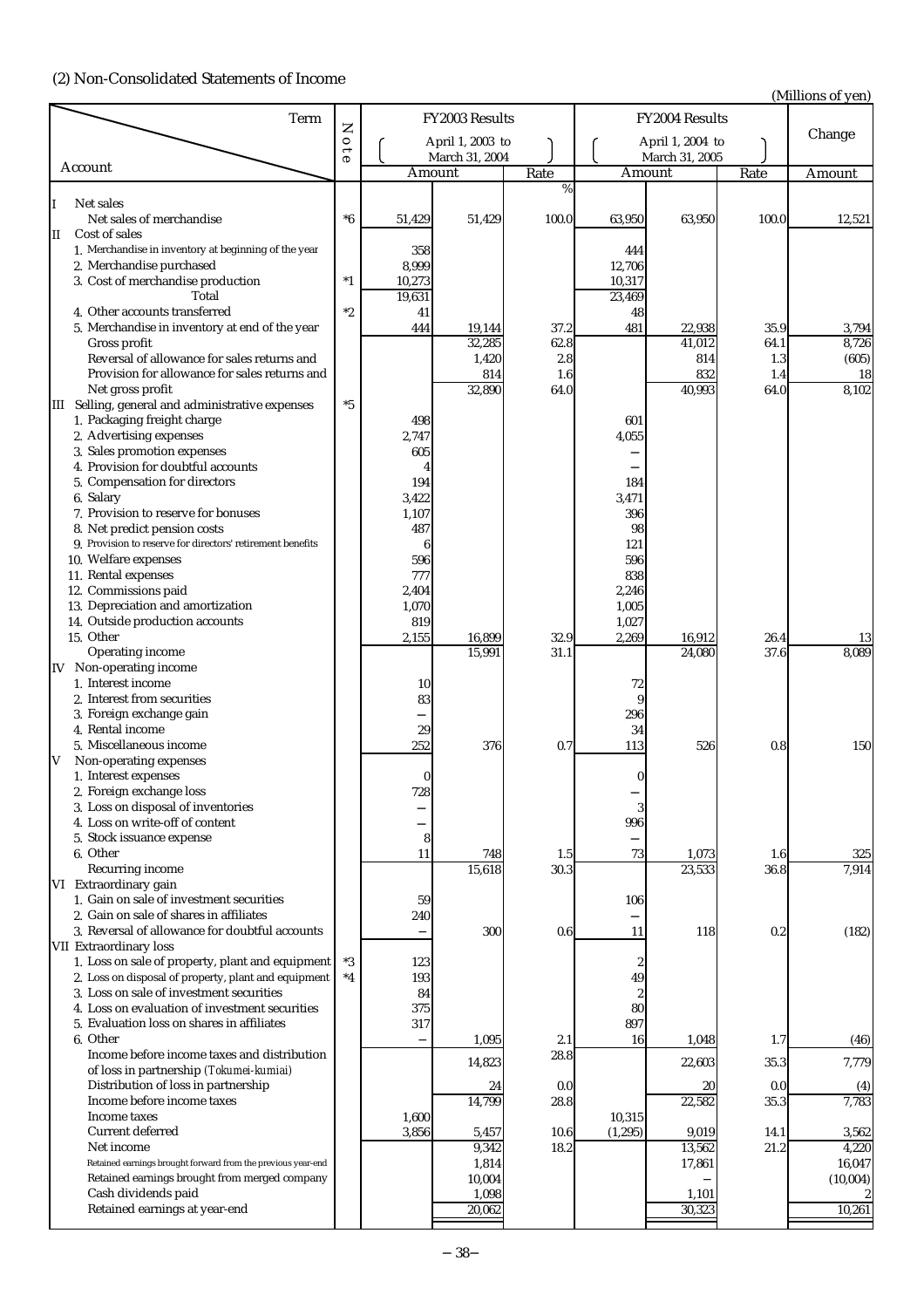## (2) Non-Consolidated Statements of Income

(Millions of yen)

| Account | Note | FY2003 Results (April 1, 2003 to March 31, 2004) Amount | | Rate | FY2004 Results (April 1, 2004 to March 31, 2005) Amount | | Rate | Change Amount |
|---|---|---|---|---|---|---|---|---|
| | | | | % | | | | |
| I Net sales | | | | | | | | |
| Net sales of merchandise | *6 | 51,429 | 51,429 | 100.0 | 63,950 | 63,950 | 100.0 | 12,521 |
| II Cost of sales | | | | | | | | |
| 1. Merchandise in inventory at beginning of the year | | 358 | | | 444 | | | |
| 2. Merchandise purchased | | 8,999 | | | 12,706 | | | |
| 3. Cost of merchandise production | *1 | 10,273 | | | 10,317 | | | |
| Total | | 19,631 | | | 23,469 | | | |
| 4. Other accounts transferred | *2 | 41 | | | 48 | | | |
| 5. Merchandise in inventory at end of the year | | 444 | 19,144 | 37.2 | 481 | 22,938 | 35.9 | 3,794 |
| Gross profit | | | 32,285 | 62.8 | | 41,012 | 64.1 | 8,726 |
| Reversal of allowance for sales returns and | | | 1,420 | 2.8 | | 814 | 1.3 | (605) |
| Provision for allowance for sales returns and | | | 814 | 1.6 | | 832 | 1.4 | 18 |
| Net gross profit | | | 32,890 | 64.0 | | 40,993 | 64.0 | 8,102 |
| III Selling, general and administrative expenses | *5 | | | | | | | |
| 1. Packaging freight charge | | 498 | | | 601 | | | |
| 2. Advertising expenses | | 2,747 | | | 4,055 | | | |
| 3. Sales promotion expenses | | 605 | | | − | | | |
| 4. Provision for doubtful accounts | | 4 | | | − | | | |
| 5. Compensation for directors | | 194 | | | 184 | | | |
| 6. Salary | | 3,422 | | | 3,471 | | | |
| 7. Provision to reserve for bonuses | | 1,107 | | | 396 | | | |
| 8. Net predict pension costs | | 487 | | | 98 | | | |
| 9. Provision to reserve for directors' retirement benefits | | 6 | | | 121 | | | |
| 10. Welfare expenses | | 596 | | | 596 | | | |
| 11. Rental expenses | | 777 | | | 838 | | | |
| 12. Commissions paid | | 2,404 | | | 2,246 | | | |
| 13. Depreciation and amortization | | 1,070 | | | 1,005 | | | |
| 14. Outside production accounts | | 819 | | | 1,027 | | | |
| 15. Other | | 2,155 | 16,899 | 32.9 | 2,269 | 16,912 | 26.4 | 13 |
| Operating income | | | 15,991 | 31.1 | | 24,080 | 37.6 | 8,089 |
| IV Non-operating income | | | | | | | | |
| 1. Interest income | | 10 | | | 72 | | | |
| 2. Interest from securities | | 83 | | | 9 | | | |
| 3. Foreign exchange gain | | − | | | 296 | | | |
| 4. Rental income | | 29 | | | 34 | | | |
| 5. Miscellaneous income | | 252 | 376 | 0.7 | 113 | 526 | 0.8 | 150 |
| V Non-operating expenses | | | | | | | | |
| 1. Interest expenses | | 0 | | | 0 | | | |
| 2. Foreign exchange loss | | 728 | | | − | | | |
| 3. Loss on disposal of inventories | | − | | | 3 | | | |
| 4. Loss on write-off of content | | − | | | 996 | | | |
| 5. Stock issuance expense | | 8 | | | − | | | |
| 6. Other | | 11 | 748 | 1.5 | 73 | 1,073 | 1.6 | 325 |
| Recurring income | | | 15,618 | 30.3 | | 23,533 | 36.8 | 7,914 |
| VI Extraordinary gain | | | | | | | | |
| 1. Gain on sale of investment securities | | 59 | | | 106 | | | |
| 2. Gain on sale of shares in affiliates | | 240 | | | − | | | |
| 3. Reversal of allowance for doubtful accounts | | − | 300 | 0.6 | 11 | 118 | 0.2 | (182) |
| VII Extraordinary loss | | | | | | | | |
| 1. Loss on sale of property, plant and equipment | *3 | 123 | | | 2 | | | |
| 2. Loss on disposal of property, plant and equipment | *4 | 193 | | | 49 | | | |
| 3. Loss on sale of investment securities | | 84 | | | 2 | | | |
| 4. Loss on evaluation of investment securities | | 375 | | | 80 | | | |
| 5. Evaluation loss on shares in affiliates | | 317 | | | 897 | | | |
| 6. Other | | − | 1,095 | 2.1 | 16 | 1,048 | 1.7 | (46) |
| Income before income taxes and distribution of loss in partnership (*Tokumei-kumiai*) | | | 14,823 | 28.8 | | 22,603 | 35.3 | 7,779 |
| Distribution of loss in partnership | | | 24 | 0.0 | | 20 | 0.0 | (4) |
| Income before income taxes | | | 14,799 | 28.8 | | 22,582 | 35.3 | 7,783 |
| Income taxes | | 1,600 | | | 10,315 | | | |
| Current deferred | | 3,856 | 5,457 | 10.6 | (1,295) | 9,019 | 14.1 | 3,562 |
| Net income | | | 9,342 | 18.2 | | 13,562 | 21.2 | 4,220 |
| Retained earnings brought forward from the previous year-end | | | 1,814 | | | 17,861 | | 16,047 |
| Retained earnings brought from merged company | | | 10,004 | | | − | | (10,004) |
| Cash dividends paid | | | 1,098 | | | 1,101 | | 2 |
| Retained earnings at year-end | | | 20,062 | | | 30,323 | | 10,261 |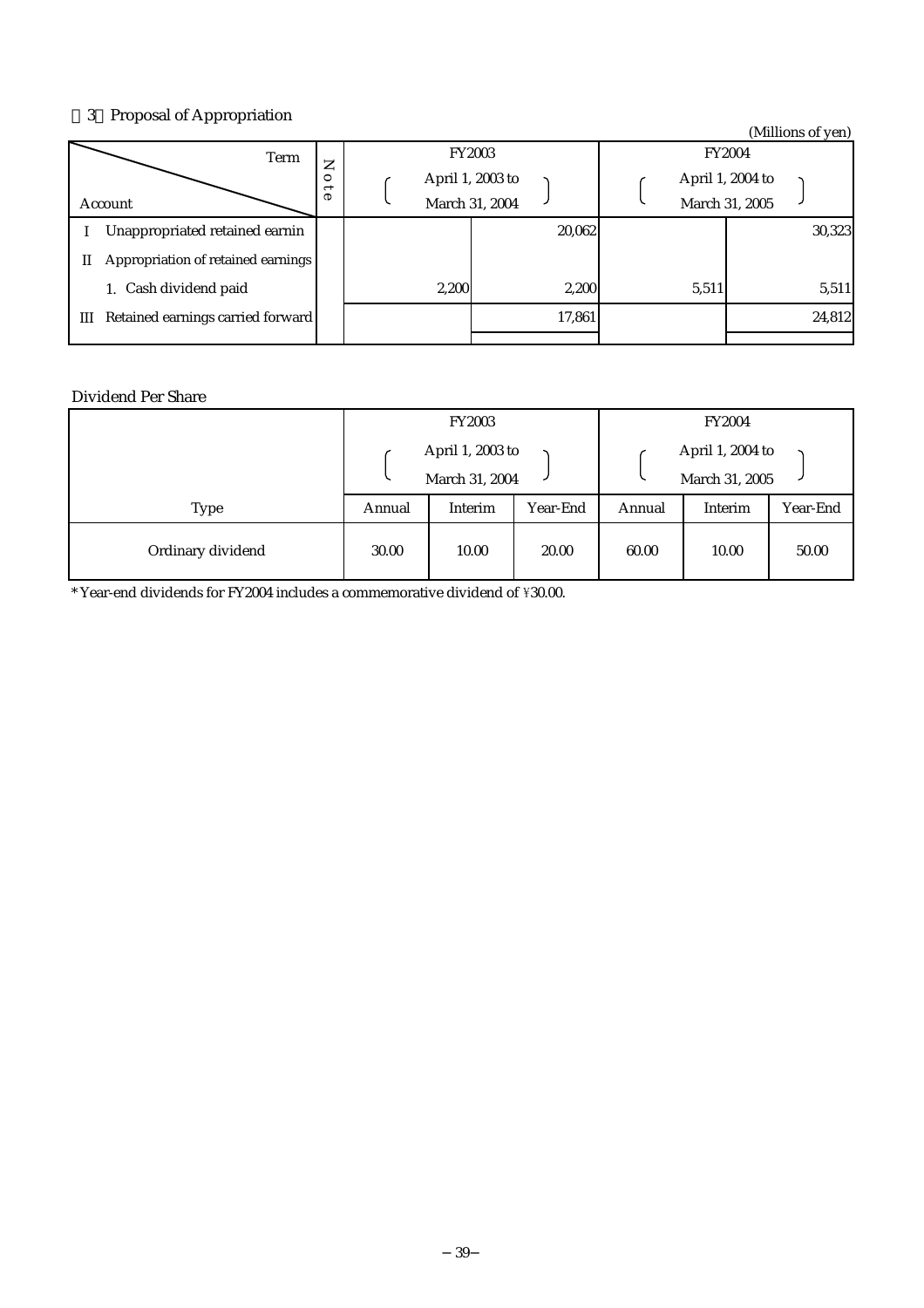## （3）Proposal of Appropriation

(Millions of yen)

| Account \ Term | Note | FY2003 (April 1, 2003 to March 31, 2004) | | FY2004 (April 1, 2004 to March 31, 2005) | |
|---|---|---|---|---|---|
| Ⅰ Unappropriated retained earnin | | | 20,062 | | 30,323 |
| Ⅱ Appropriation of retained earnings | | | | | |
| 1. Cash dividend paid | | 2,200 | 2,200 | 5,511 | 5,511 |
| Ⅲ Retained earnings carried forward | | | 17,861 | | 24,812 |

Dividend Per Share

| | FY2003 (April 1, 2003 to March 31, 2004) | | | FY2004 (April 1, 2004 to March 31, 2005) | | |
|---|---|---|---|---|---|---|
| Type | Annual | Interim | Year-End | Annual | Interim | Year-End |
| Ordinary dividend | 30.00 | 10.00 | 20.00 | 60.00 | 10.00 | 50.00 |

* Year-end dividends for FY2004 includes a commemorative dividend of ¥30.00.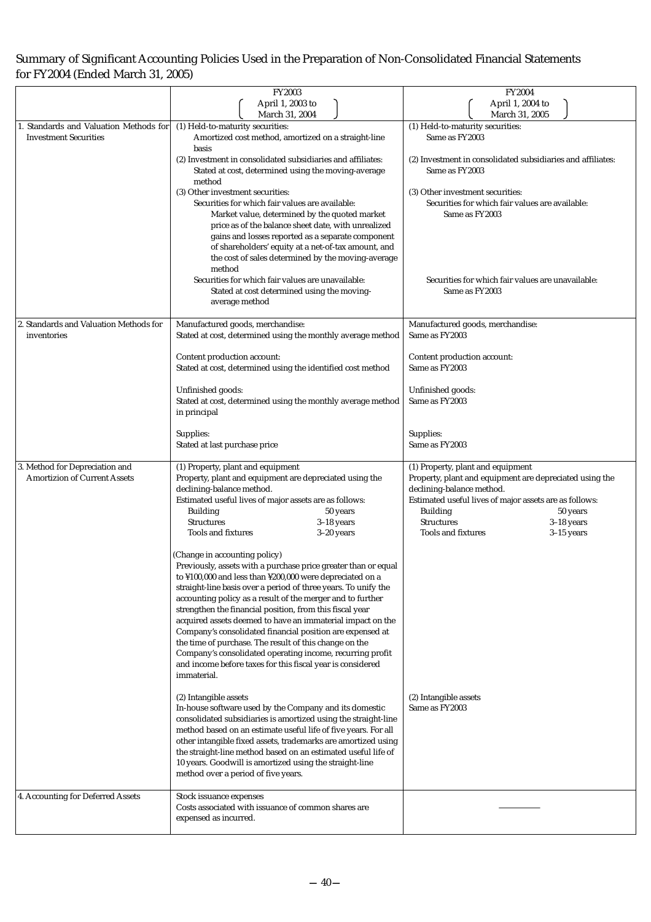# Summary of Significant Accounting Policies Used in the Preparation of Non-Consolidated Financial Statements for FY2004 (Ended March 31, 2005)

| | FY2003 (April 1, 2003 to March 31, 2004) | FY2004 (April 1, 2004 to March 31, 2005) |
|---|---|---|
| 1. Standards and Valuation Methods for Investment Securities | (1) Held-to-maturity securities:<br>Amortized cost method, amortized on a straight-line basis<br>(2) Investment in consolidated subsidiaries and affiliates:<br>Stated at cost, determined using the moving-average method<br>(3) Other investment securities:<br>Securities for which fair values are available:<br>Market value, determined by the quoted market price as of the balance sheet date, with unrealized gains and losses reported as a separate component of shareholders' equity at a net-of-tax amount, and the cost of sales determined by the moving-average method<br>Securities for which fair values are unavailable:<br>Stated at cost determined using the moving-average method | (1) Held-to-maturity securities:<br>Same as FY2003<br>(2) Investment in consolidated subsidiaries and affiliates:<br>Same as FY2003<br>(3) Other investment securities:<br>Securities for which fair values are available:<br>Same as FY2003<br>Securities for which fair values are unavailable:<br>Same as FY2003 |
| 2. Standards and Valuation Methods for inventories | Manufactured goods, merchandise:<br>Stated at cost, determined using the monthly average method<br><br>Content production account:<br>Stated at cost, determined using the identified cost method<br><br>Unfinished goods:<br>Stated at cost, determined using the monthly average method in principal<br><br>Supplies:<br>Stated at last purchase price | Manufactured goods, merchandise:<br>Same as FY2003<br><br>Content production account:<br>Same as FY2003<br><br>Unfinished goods:<br>Same as FY2003<br><br>Supplies:<br>Same as FY2003 |
| 3. Method for Depreciation and Amortizion of Current Assets | (1) Property, plant and equipment<br>Property, plant and equipment are depreciated using the declining-balance method.<br>Estimated useful lives of major assets are as follows:<br>Building 50 years<br>Structures 3–18 years<br>Tools and fixtures 3–20 years<br><br>(Change in accounting policy)<br>Previously, assets with a purchase price greater than or equal to ¥100,000 and less than ¥200,000 were depreciated on a straight-line basis over a period of three years. To unify the accounting policy as a result of the merger and to further strengthen the financial position, from this fiscal year acquired assets deemed to have an immaterial impact on the Company's consolidated financial position are expensed at the time of purchase. The result of this change on the Company's consolidated operating income, recurring profit and income before taxes for this fiscal year is considered immaterial.<br><br>(2) Intangible assets<br>In-house software used by the Company and its domestic consolidated subsidiaries is amortized using the straight-line method based on an estimate useful life of five years. For all other intangible fixed assets, trademarks are amortized using the straight-line method based on an estimated useful life of 10 years. Goodwill is amortized using the straight-line method over a period of five years. | (1) Property, plant and equipment<br>Property, plant and equipment are depreciated using the declining-balance method.<br>Estimated useful lives of major assets are as follows:<br>Building 50 years<br>Structures 3–18 years<br>Tools and fixtures 3–15 years<br><br>(2) Intangible assets<br>Same as FY2003 |
| 4. Accounting for Deferred Assets | Stock issuance expenses<br>Costs associated with issuance of common shares are expensed as incurred. | ――――― |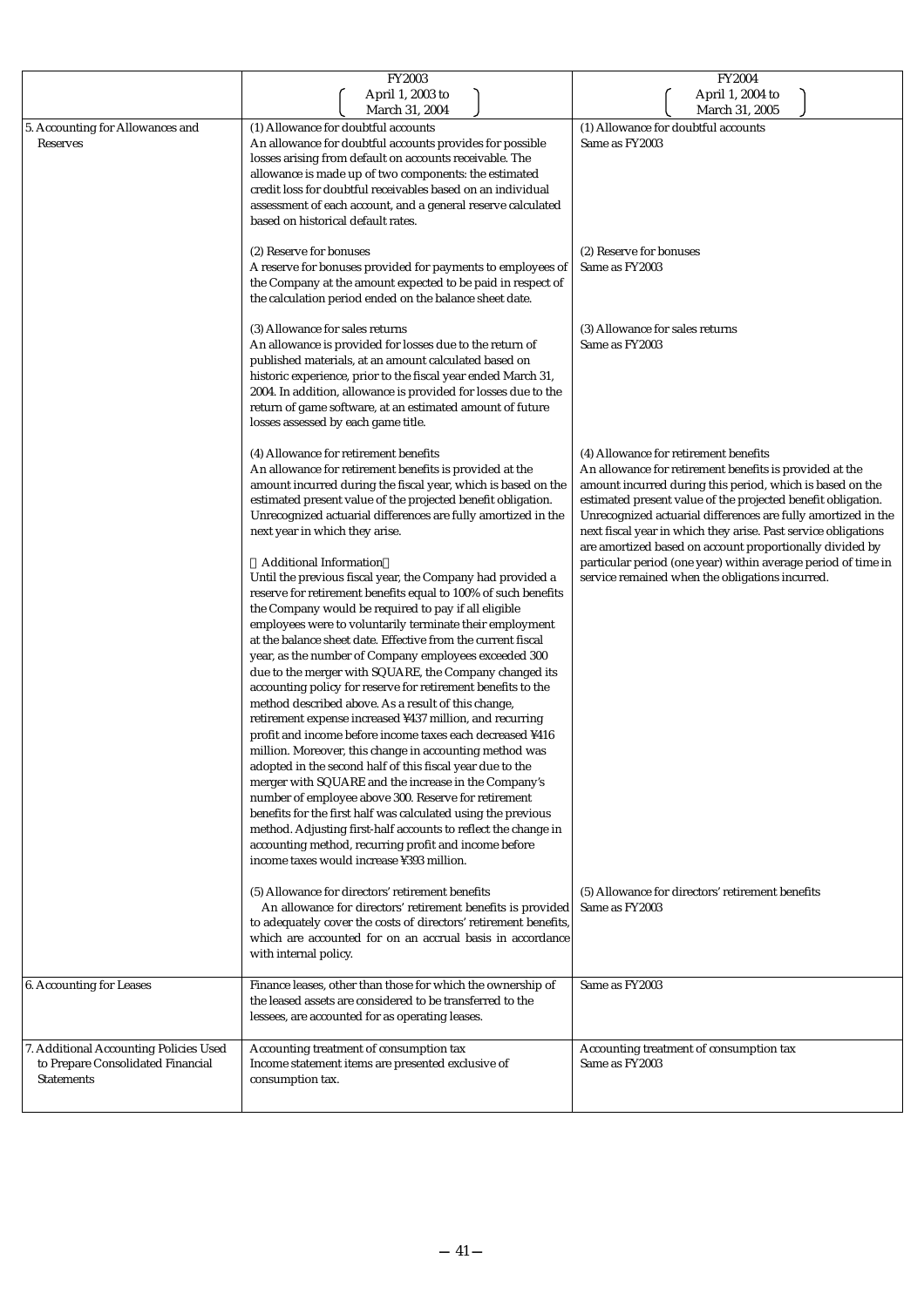| | FY2003 ( April 1, 2003 to March 31, 2004 ) | FY2004 ( April 1, 2004 to March 31, 2005 ) |
|---|---|---|
| 5. Accounting for Allowances and Reserves | (1) Allowance for doubtful accounts<br>An allowance for doubtful accounts provides for possible losses arising from default on accounts receivable. The allowance is made up of two components: the estimated credit loss for doubtful receivables based on an individual assessment of each account, and a general reserve calculated based on historical default rates.<br><br>(2) Reserve for bonuses<br>A reserve for bonuses provided for payments to employees of the Company at the amount expected to be paid in respect of the calculation period ended on the balance sheet date.<br><br>(3) Allowance for sales returns<br>An allowance is provided for losses due to the return of published materials, at an amount calculated based on historic experience, prior to the fiscal year ended March 31, 2004. In addition, allowance is provided for losses due to the return of game software, at an estimated amount of future losses assessed by each game title.<br><br>(4) Allowance for retirement benefits<br>An allowance for retirement benefits is provided at the amount incurred during the fiscal year, which is based on the estimated present value of the projected benefit obligation. Unrecognized actuarial differences are fully amortized in the next year in which they arise.<br><br>〔Additional Information〕<br>Until the previous fiscal year, the Company had provided a reserve for retirement benefits equal to 100% of such benefits the Company would be required to pay if all eligible employees were to voluntarily terminate their employment at the balance sheet date. Effective from the current fiscal year, as the number of Company employees exceeded 300 due to the merger with SQUARE, the Company changed its accounting policy for reserve for retirement benefits to the method described above. As a result of this change, retirement expense increased ¥437 million, and recurring profit and income before income taxes each decreased ¥416 million. Moreover, this change in accounting method was adopted in the second half of this fiscal year due to the merger with SQUARE and the increase in the Company's number of employee above 300. Reserve for retirement benefits for the first half was calculated using the previous method. Adjusting first-half accounts to reflect the change in accounting method, recurring profit and income before income taxes would increase ¥393 million.<br><br>(5) Allowance for directors' retirement benefits<br>An allowance for directors' retirement benefits is provided to adequately cover the costs of directors' retirement benefits, which are accounted for on an accrual basis in accordance with internal policy. | (1) Allowance for doubtful accounts<br>Same as FY2003<br><br>(2) Reserve for bonuses<br>Same as FY2003<br><br>(3) Allowance for sales returns<br>Same as FY2003<br><br>(4) Allowance for retirement benefits<br>An allowance for retirement benefits is provided at the amount incurred during this period, which is based on the estimated present value of the projected benefit obligation. Unrecognized actuarial differences are fully amortized in the next fiscal year in which they arise. Past service obligations are amortized based on account proportionally divided by particular period (one year) within average period of time in service remained when the obligations incurred.<br><br>(5) Allowance for directors' retirement benefits<br>Same as FY2003 |
| 6. Accounting for Leases | Finance leases, other than those for which the ownership of the leased assets are considered to be transferred to the lessees, are accounted for as operating leases. | Same as FY2003 |
| 7. Additional Accounting Policies Used to Prepare Consolidated Financial Statements | Accounting treatment of consumption tax<br>Income statement items are presented exclusive of consumption tax. | Accounting treatment of consumption tax<br>Same as FY2003 |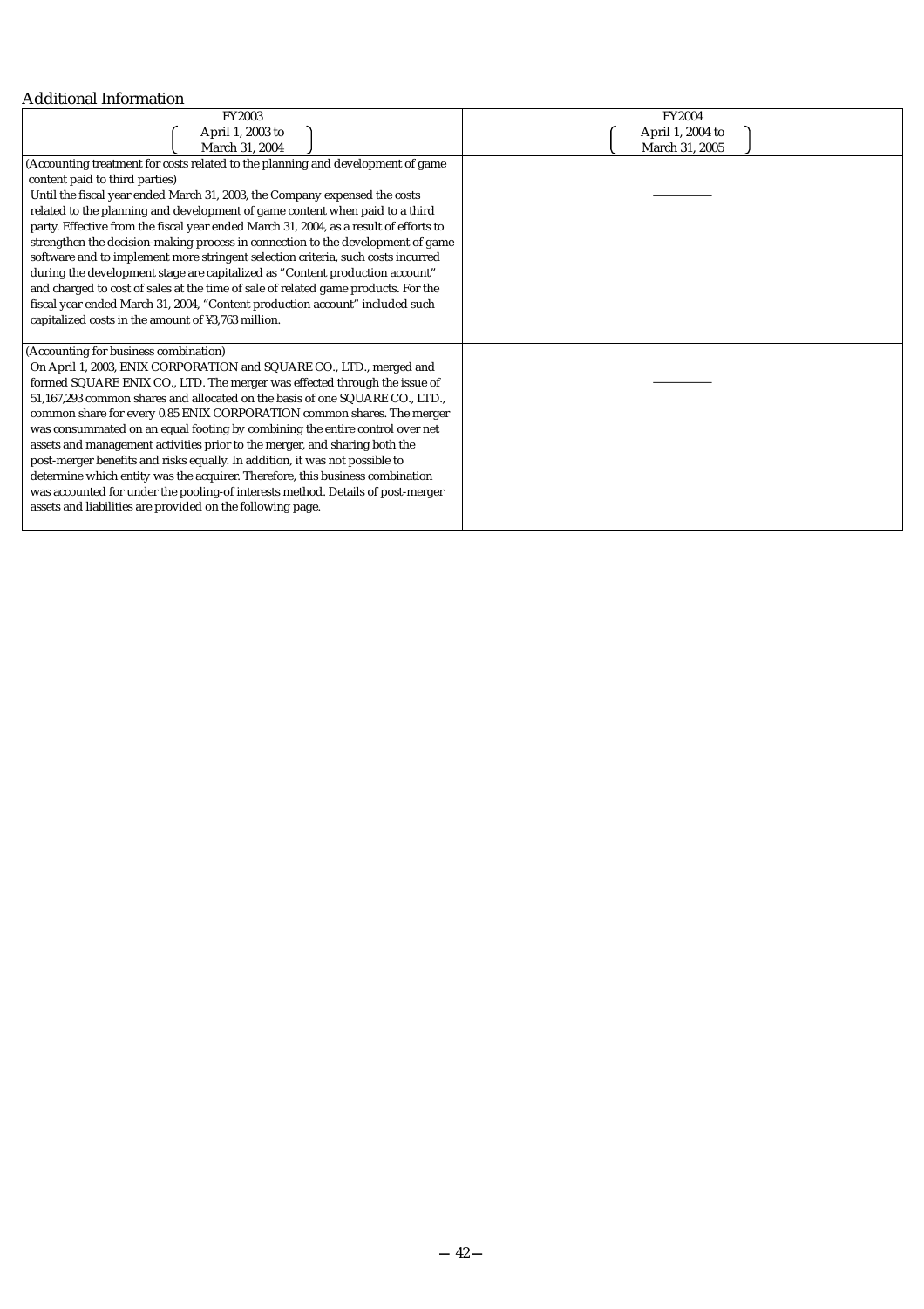## Additional Information

| FY2003 (April 1, 2003 to March 31, 2004) | FY2004 (April 1, 2004 to March 31, 2005) |
|---|---|
| (Accounting treatment for costs related to the planning and development of game content paid to third parties)<br>Until the fiscal year ended March 31, 2003, the Company expensed the costs related to the planning and development of game content when paid to a third party. Effective from the fiscal year ended March 31, 2004, as a result of efforts to strengthen the decision-making process in connection to the development of game software and to implement more stringent selection criteria, such costs incurred during the development stage are capitalized as "Content production account" and charged to cost of sales at the time of sale of related game products. For the fiscal year ended March 31, 2004, "Content production account" included such capitalized costs in the amount of ¥3,763 million. | ———— |
| (Accounting for business combination)<br>On April 1, 2003, ENIX CORPORATION and SQUARE CO., LTD., merged and formed SQUARE ENIX CO., LTD. The merger was effected through the issue of 51,167,293 common shares and allocated on the basis of one SQUARE CO., LTD., common share for every 0.85 ENIX CORPORATION common shares. The merger was consummated on an equal footing by combining the entire control over net assets and management activities prior to the merger, and sharing both the post-merger benefits and risks equally. In addition, it was not possible to determine which entity was the acquirer. Therefore, this business combination was accounted for under the pooling-of interests method. Details of post-merger assets and liabilities are provided on the following page. | ———— |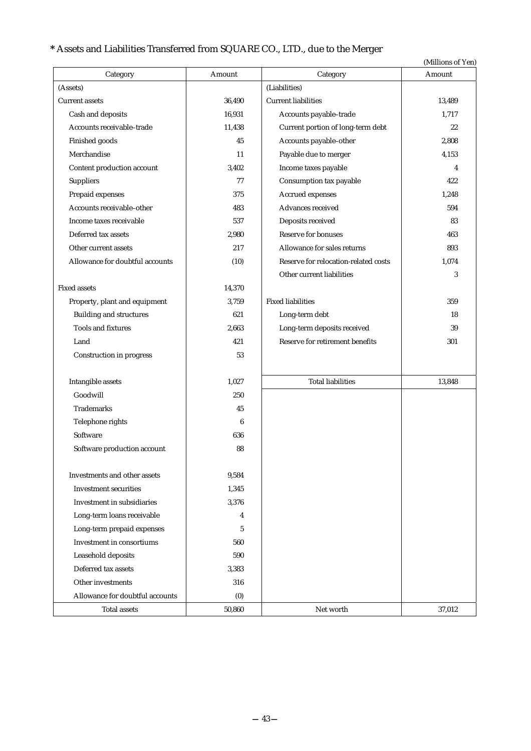## * Assets and Liabilities Transferred from SQUARE CO., LTD., due to the Merger

(Millions of Yen)

| Category | Amount | Category | Amount |
|---|---|---|---|
| (Assets) | | (Liabilities) | |
| Current assets | 36,490 | Current liabilities | 13,489 |
| Cash and deposits | 16,931 | Accounts payable–trade | 1,717 |
| Accounts receivable–trade | 11,438 | Current portion of long-term debt | 22 |
| Finished goods | 45 | Accounts payable–other | 2,808 |
| Merchandise | 11 | Payable due to merger | 4,153 |
| Content production account | 3,402 | Income taxes payable | 4 |
| Suppliers | 77 | Consumption tax payable | 422 |
| Prepaid expenses | 375 | Accrued expenses | 1,248 |
| Accounts receivable–other | 483 | Advances received | 594 |
| Income taxes receivable | 537 | Deposits received | 83 |
| Deferred tax assets | 2,980 | Reserve for bonuses | 463 |
| Other current assets | 217 | Allowance for sales returns | 893 |
| Allowance for doubtful accounts | (10) | Reserve for relocation-related costs | 1,074 |
| | | Other current liabilities | 3 |
| Fixed assets | 14,370 | | |
| Property, plant and equipment | 3,759 | Fixed liabilities | 359 |
| Building and structures | 621 | Long-term debt | 18 |
| Tools and fixtures | 2,663 | Long-term deposits received | 39 |
| Land | 421 | Reserve for retirement benefits | 301 |
| Construction in progress | 53 | | |
| Intangible assets | 1,027 | Total liabilities | 13,848 |
| Goodwill | 250 | | |
| Trademarks | 45 | | |
| Telephone rights | 6 | | |
| Software | 636 | | |
| Software production account | 88 | | |
| Investments and other assets | 9,584 | | |
| Investment securities | 1,345 | | |
| Investment in subsidiaries | 3,376 | | |
| Long-term loans receivable | 4 | | |
| Long-term prepaid expenses | 5 | | |
| Investment in consortiums | 560 | | |
| Leasehold deposits | 590 | | |
| Deferred tax assets | 3,383 | | |
| Other investments | 316 | | |
| Allowance for doubtful accounts | (0) | | |
| Total assets | 50,860 | Net worth | 37,012 |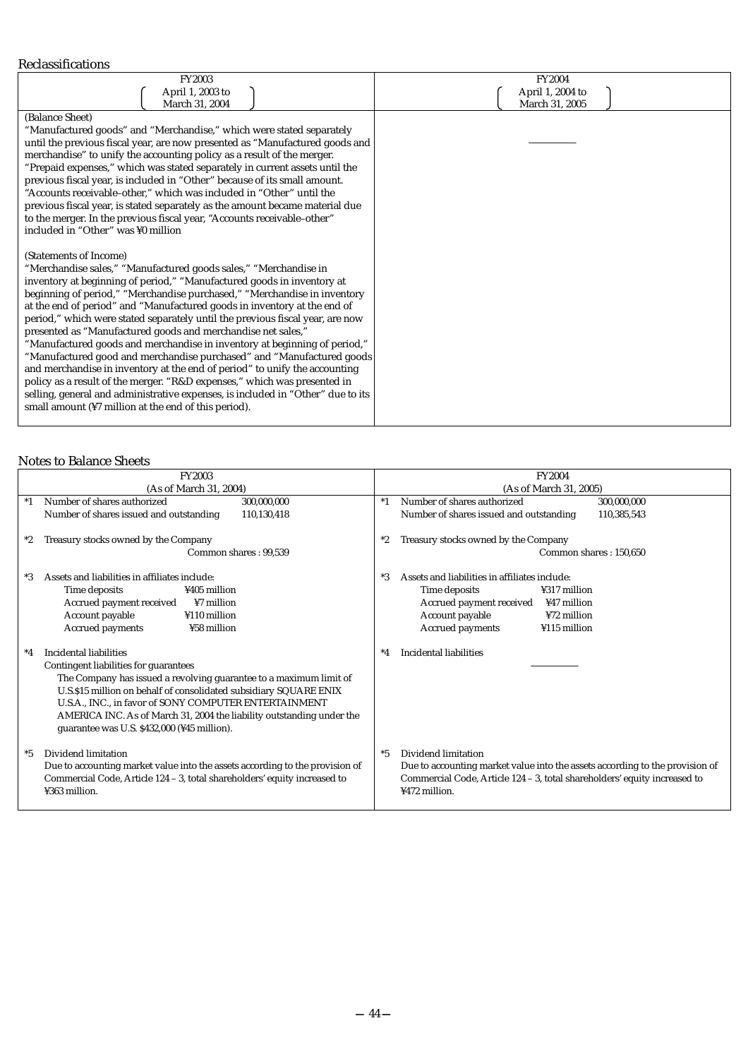## Reclassifications

| FY2003 (April 1, 2003 to March 31, 2004) | FY2004 (April 1, 2004 to March 31, 2005) |
|---|---|
| (Balance Sheet)<br>"Manufactured goods" and "Merchandise," which were stated separately until the previous fiscal year, are now presented as "Manufactured goods and merchandise" to unify the accounting policy as a result of the merger.<br>"Prepaid expenses," which was stated separately in current assets until the previous fiscal year, is included in "Other" because of its small amount.<br>"Accounts receivable–other," which was included in "Other" until the previous fiscal year, is stated separately as the amount became material due to the merger. In the previous fiscal year, "Accounts receivable–other" included in "Other" was ¥0 million<br><br>(Statements of Income)<br>"Merchandise sales," "Manufactured goods sales," "Merchandise in inventory at beginning of period," "Manufactured goods in inventory at beginning of period," "Merchandise purchased," "Merchandise in inventory at the end of period" and "Manufactured goods in inventory at the end of period," which were stated separately until the previous fiscal year, are now presented as "Manufactured goods and merchandise net sales," "Manufactured goods and merchandise in inventory at beginning of period," "Manufactured good and merchandise purchased" and "Manufactured goods and merchandise in inventory at the end of period" to unify the accounting policy as a result of the merger. "R&D expenses," which was presented in selling, general and administrative expenses, is included in "Other" due to its small amount (¥7 million at the end of this period). | ――――― |

## Notes to Balance Sheets

| FY2003 (As of March 31, 2004) | FY2004 (As of March 31, 2005) |
|---|---|
| *1 Number of shares authorized 300,000,000<br>Number of shares issued and outstanding 110,130,418 | *1 Number of shares authorized 300,000,000<br>Number of shares issued and outstanding 110,385,543 |
| *2 Treasury stocks owned by the Company<br>Common shares : 99,539 | *2 Treasury stocks owned by the Company<br>Common shares : 150,650 |
| *3 Assets and liabilities in affiliates include:<br>Time deposits ¥405 million<br>Accrued payment received ¥7 million<br>Account payable ¥110 million<br>Accrued payments ¥58 million | *3 Assets and liabilities in affiliates include:<br>Time deposits ¥317 million<br>Accrued payment received ¥47 million<br>Account payable ¥72 million<br>Accrued payments ¥115 million |
| *4 Incidental liabilities<br>Contingent liabilities for guarantees<br>The Company has issued a revolving guarantee to a maximum limit of U.S.$15 million on behalf of consolidated subsidiary SQUARE ENIX U.S.A., INC., in favor of SONY COMPUTER ENTERTAINMENT AMERICA INC. As of March 31, 2004 the liability outstanding under the guarantee was U.S. $432,000 (¥45 million). | *4 Incidental liabilities<br>――――― |
| *5 Dividend limitation<br>Due to accounting market value into the assets according to the provision of Commercial Code, Article 124 – 3, total shareholders' equity increased to ¥363 million. | *5 Dividend limitation<br>Due to accounting market value into the assets according to the provision of Commercial Code, Article 124 – 3, total shareholders' equity increased to ¥472 million. |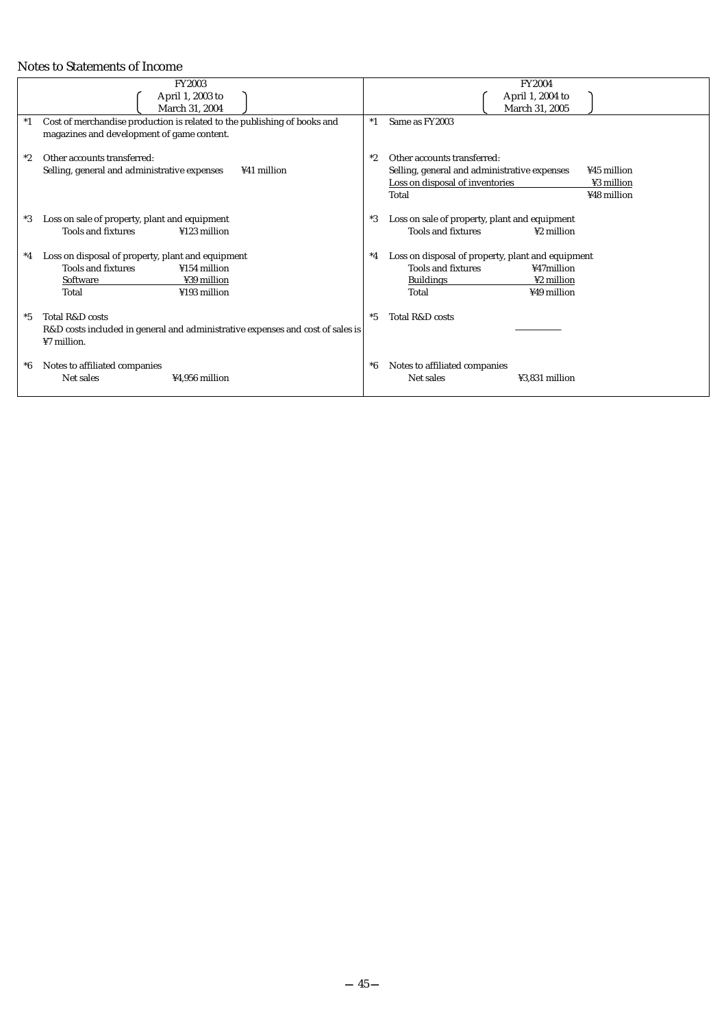Notes to Statements of Income

| FY2003 (April 1, 2003 to March 31, 2004) | FY2004 (April 1, 2004 to March 31, 2005) |
|---|---|
| *1 Cost of merchandise production is related to the publishing of books and magazines and development of game content. | *1 Same as FY2003 |
| *2 Other accounts transferred:<br>Selling, general and administrative expenses ¥41 million | *2 Other accounts transferred:<br>Selling, general and administrative expenses ¥45 million<br>Loss on disposal of inventories ¥3 million<br>Total ¥48 million |
| *3 Loss on sale of property, plant and equipment<br>Tools and fixtures ¥123 million | *3 Loss on sale of property, plant and equipment<br>Tools and fixtures ¥2 million |
| *4 Loss on disposal of property, plant and equipment<br>Tools and fixtures ¥154 million<br>Software ¥39 million<br>Total ¥193 million | *4 Loss on disposal of property, plant and equipment<br>Tools and fixtures ¥47million<br>Buildings ¥2 million<br>Total ¥49 million |
| *5 Total R&D costs<br>R&D costs included in general and administrative expenses and cost of sales is ¥7 million. | *5 Total R&D costs<br>――――― |
| *6 Notes to affiliated companies<br>Net sales ¥4,956 million | *6 Notes to affiliated companies<br>Net sales ¥3,831 million |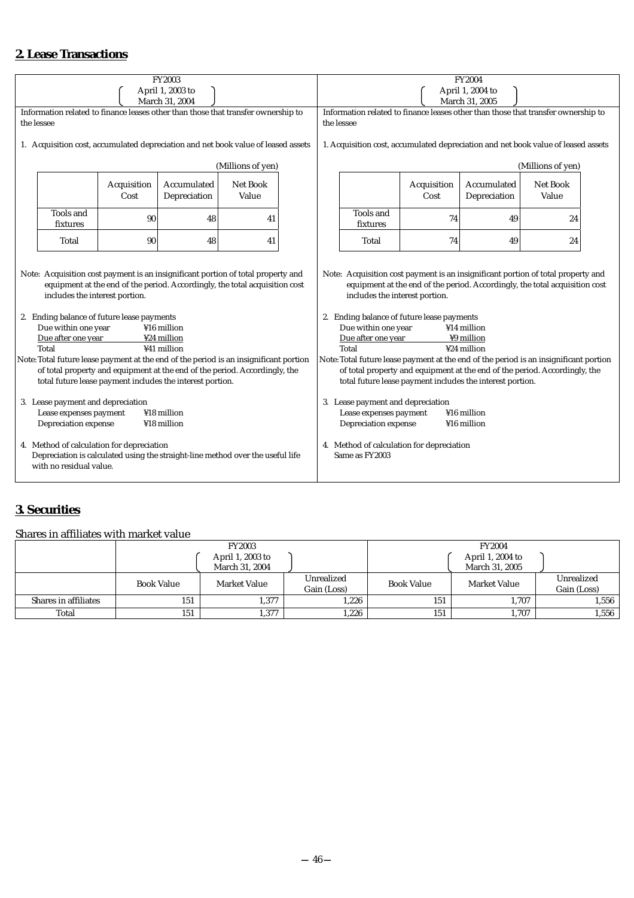## 2. Lease Transactions

FY2003 (April 1, 2003 to March 31, 2004)

Information related to finance leases other than those that transfer ownership to the lessee

1. Acquisition cost, accumulated depreciation and net book value of leased assets

(Millions of yen)

| | Acquisition Cost | Accumulated Depreciation | Net Book Value |
|---|---|---|---|
| Tools and fixtures | 90 | 48 | 41 |
| Total | 90 | 48 | 41 |

Note: Acquisition cost payment is an insignificant portion of total property and equipment at the end of the period. Accordingly, the total acquisition cost includes the interest portion.

2. Ending balance of future lease payments
   - Due within one year ¥16 million
   - Due after one year ¥24 million
   - Total ¥41 million

Note: Total future lease payment at the end of the period is an insignificant portion of total property and equipment at the end of the period. Accordingly, the total future lease payment includes the interest portion.

3. Lease payment and depreciation
   - Lease expenses payment ¥18 million
   - Depreciation expense ¥18 million

4. Method of calculation for depreciation
   Depreciation is calculated using the straight-line method over the useful life with no residual value.

FY2004 (April 1, 2004 to March 31, 2005)

Information related to finance leases other than those that transfer ownership to the lessee

1. Acquisition cost, accumulated depreciation and net book value of leased assets

(Millions of yen)

| | Acquisition Cost | Accumulated Depreciation | Net Book Value |
|---|---|---|---|
| Tools and fixtures | 74 | 49 | 24 |
| Total | 74 | 49 | 24 |

Note: Acquisition cost payment is an insignificant portion of total property and equipment at the end of the period. Accordingly, the total acquisition cost includes the interest portion.

2. Ending balance of future lease payments
   - Due within one year ¥14 million
   - Due after one year ¥9 million
   - Total ¥24 million

Note: Total future lease payment at the end of the period is an insignificant portion of total property and equipment at the end of the period. Accordingly, the total future lease payment includes the interest portion.

3. Lease payment and depreciation
   - Lease expenses payment ¥16 million
   - Depreciation expense ¥16 million

4. Method of calculation for depreciation
   Same as FY2003

## 3. Securities

Shares in affiliates with market value

| | FY2003 (April 1, 2003 to March 31, 2004) | | | FY2004 (April 1, 2004 to March 31, 2005) | | |
|---|---|---|---|---|---|---|
| | Book Value | Market Value | Unrealized Gain (Loss) | Book Value | Market Value | Unrealized Gain (Loss) |
| Shares in affiliates | 151 | 1,377 | 1,226 | 151 | 1,707 | 1,556 |
| Total | 151 | 1,377 | 1,226 | 151 | 1,707 | 1,556 |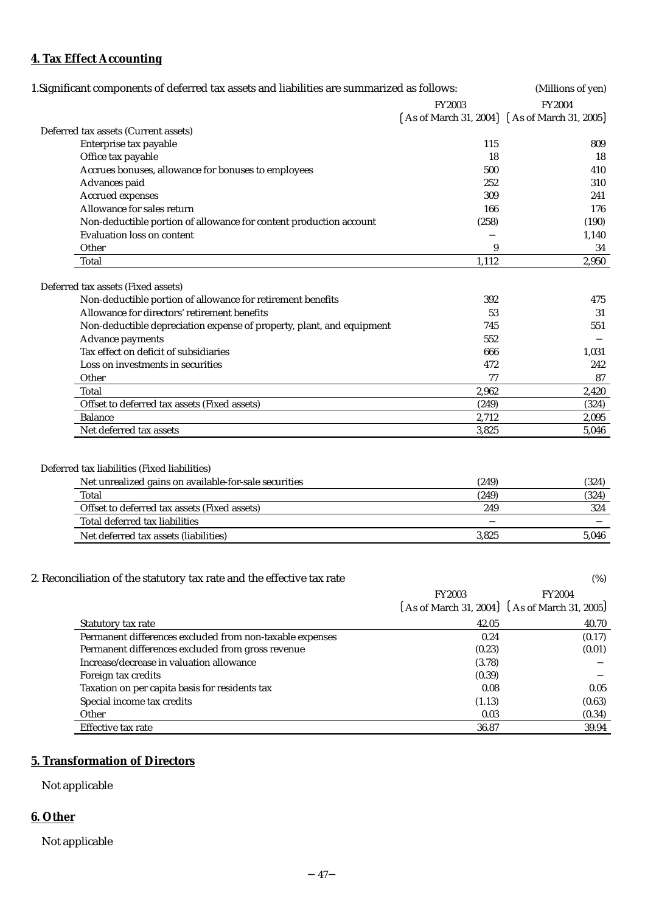## 4. Tax Effect Accounting

1.Significant components of deferred tax assets and liabilities are summarized as follows: (Millions of yen)

| | FY2003 〔As of March 31, 2004〕 | FY2004 〔As of March 31, 2005〕 |
|---|---|---|
| Deferred tax assets (Current assets) | | |
| Enterprise tax payable | 115 | 809 |
| Office tax payable | 18 | 18 |
| Accrues bonuses, allowance for bonuses to employees | 500 | 410 |
| Advances paid | 252 | 310 |
| Accrued expenses | 309 | 241 |
| Allowance for sales return | 166 | 176 |
| Non-deductible portion of allowance for content production account | (258) | (190) |
| Evaluation loss on content | − | 1,140 |
| Other | 9 | 34 |
| Total | 1,112 | 2,950 |
| Deferred tax assets (Fixed assets) | | |
| Non-deductible portion of allowance for retirement benefits | 392 | 475 |
| Allowance for directors' retirement benefits | 53 | 31 |
| Non-deductible depreciation expense of property, plant, and equipment | 745 | 551 |
| Advance payments | 552 | − |
| Tax effect on deficit of subsidiaries | 666 | 1,031 |
| Loss on investments in securities | 472 | 242 |
| Other | 77 | 87 |
| Total | 2,962 | 2,420 |
| Offset to deferred tax assets (Fixed assets) | (249) | (324) |
| Balance | 2,712 | 2,095 |
| Net deferred tax assets | 3,825 | 5,046 |

| | FY2003 | FY2004 |
|---|---|---|
| Deferred tax liabilities (Fixed liabilities) | | |
| Net unrealized gains on available-for-sale securities | (249) | (324) |
| Total | (249) | (324) |
| Offset to deferred tax assets (Fixed assets) | 249 | 324 |
| Total deferred tax liabilities | − | − |
| Net deferred tax assets (liabilities) | 3,825 | 5,046 |

2. Reconciliation of the statutory tax rate and the effective tax rate (%)

| | FY2003 〔As of March 31, 2004〕 | FY2004 〔As of March 31, 2005〕 |
|---|---|---|
| Statutory tax rate | 42.05 | 40.70 |
| Permanent differences excluded from non-taxable expenses | 0.24 | (0.17) |
| Permanent differences excluded from gross revenue | (0.23) | (0.01) |
| Increase/decrease in valuation allowance | (3.78) | − |
| Foreign tax credits | (0.39) | − |
| Taxation on per capita basis for residents tax | 0.08 | 0.05 |
| Special income tax credits | (1.13) | (0.63) |
| Other | 0.03 | (0.34) |
| Effective tax rate | 36.87 | 39.94 |

## 5. Transformation of Directors

Not applicable

## 6. Other

Not applicable